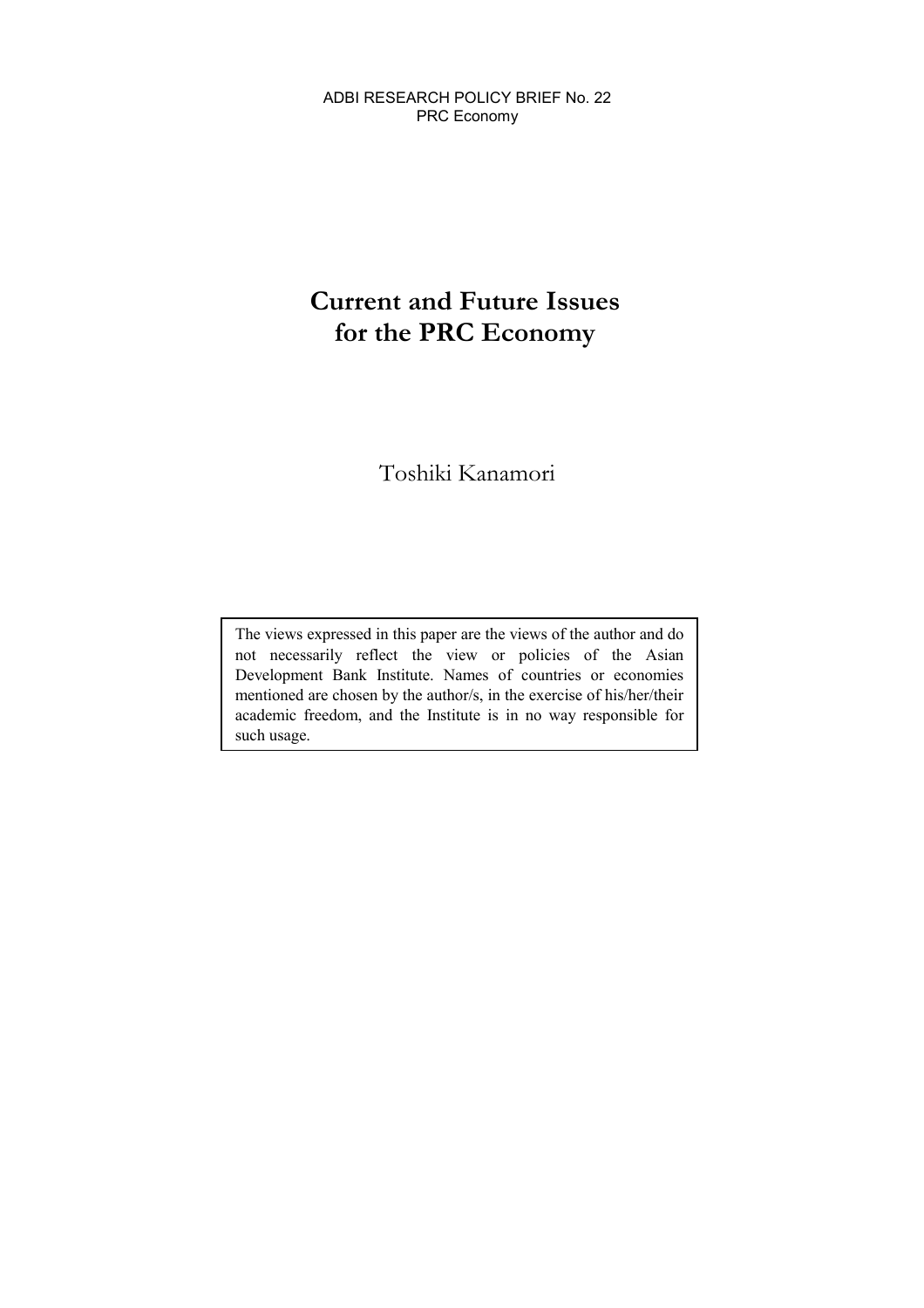ADBI RESEARCH POLICY BRIEF No. 22
PRC Economy

# Current and Future Issues for the PRC Economy

Toshiki Kanamori

The views expressed in this paper are the views of the author and do not necessarily reflect the view or policies of the Asian Development Bank Institute. Names of countries or economies mentioned are chosen by the author/s, in the exercise of his/her/their academic freedom, and the Institute is in no way responsible for such usage.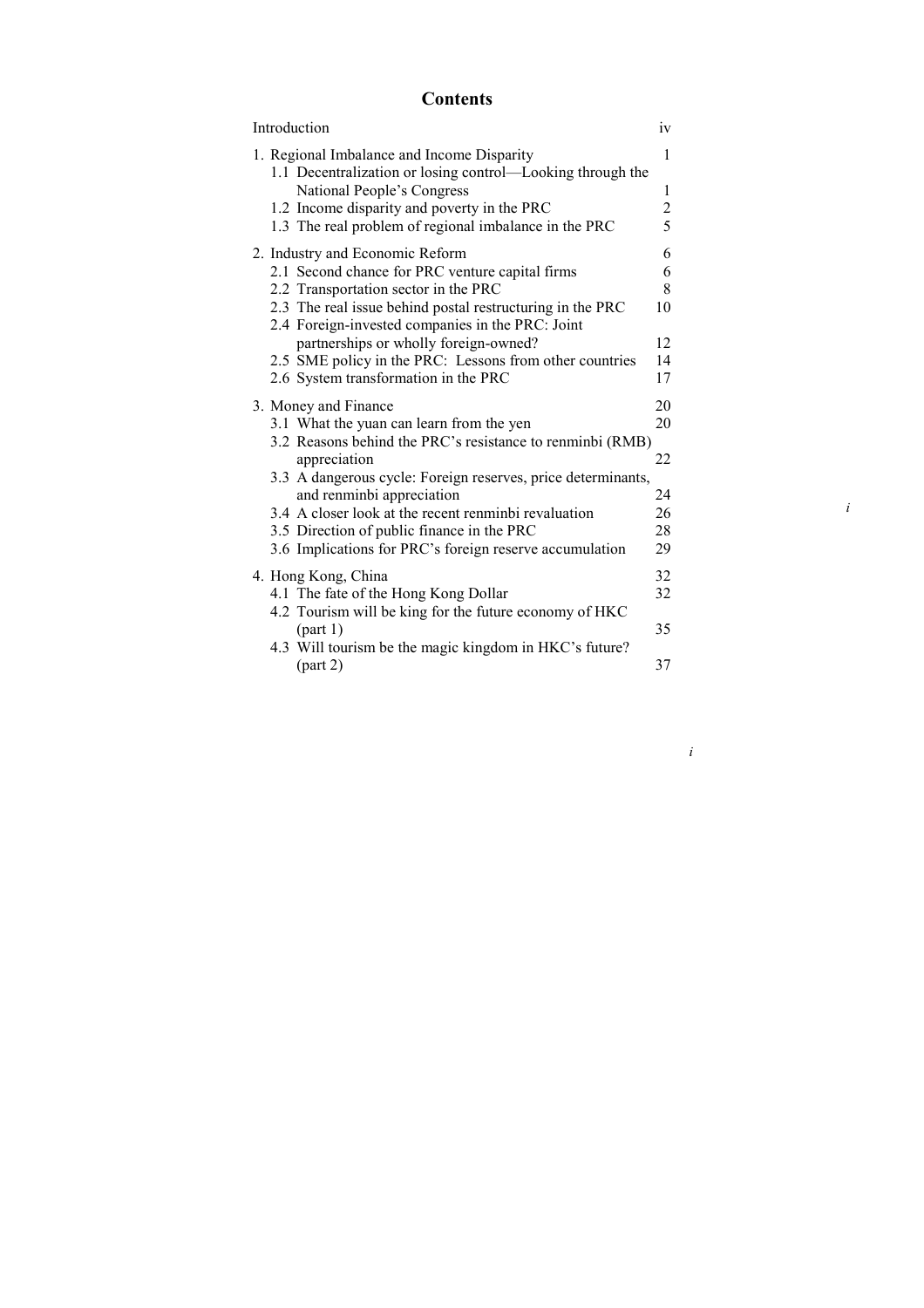# Contents

Introduction iv

1. Regional Imbalance and Income Disparity 1
   - 1.1 Decentralization or losing control—Looking through the National People's Congress 1
   - 1.2 Income disparity and poverty in the PRC 2
   - 1.3 The real problem of regional imbalance in the PRC 5

2. Industry and Economic Reform 6
   - 2.1 Second chance for PRC venture capital firms 6
   - 2.2 Transportation sector in the PRC 8
   - 2.3 The real issue behind postal restructuring in the PRC 10
   - 2.4 Foreign-invested companies in the PRC: Joint partnerships or wholly foreign-owned? 12
   - 2.5 SME policy in the PRC: Lessons from other countries 14
   - 2.6 System transformation in the PRC 17

3. Money and Finance 20
   - 3.1 What the yuan can learn from the yen 20
   - 3.2 Reasons behind the PRC's resistance to renminbi (RMB) appreciation 22
   - 3.3 A dangerous cycle: Foreign reserves, price determinants, and renminbi appreciation 24
   - 3.4 A closer look at the recent renminbi revaluation 26
   - 3.5 Direction of public finance in the PRC 28
   - 3.6 Implications for PRC's foreign reserve accumulation 29

4. Hong Kong, China 32
   - 4.1 The fate of the Hong Kong Dollar 32
   - 4.2 Tourism will be king for the future economy of HKC (part 1) 35
   - 4.3 Will tourism be the magic kingdom in HKC's future? (part 2) 37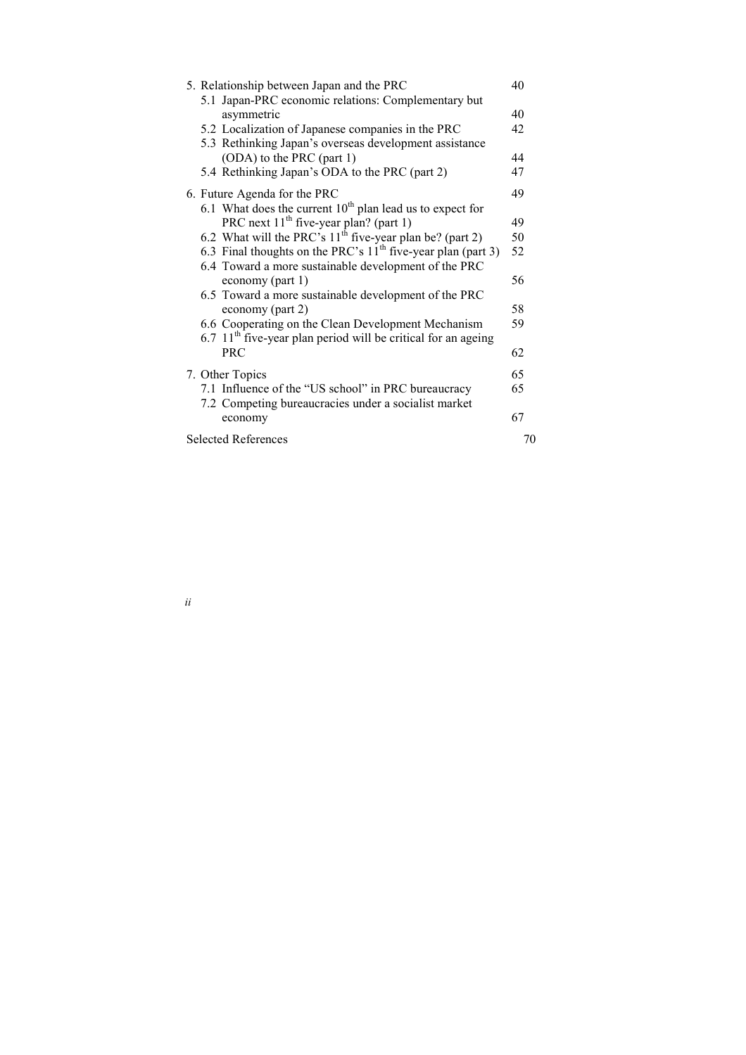5. Relationship between Japan and the PRC 40
   - 5.1 Japan-PRC economic relations: Complementary but asymmetric 40
   - 5.2 Localization of Japanese companies in the PRC 42
   - 5.3 Rethinking Japan's overseas development assistance (ODA) to the PRC (part 1) 44
   - 5.4 Rethinking Japan's ODA to the PRC (part 2) 47

6. Future Agenda for the PRC 49
   - 6.1 What does the current 10th plan lead us to expect for PRC next 11th five-year plan? (part 1) 49
   - 6.2 What will the PRC's 11th five-year plan be? (part 2) 50
   - 6.3 Final thoughts on the PRC's 11th five-year plan (part 3) 52
   - 6.4 Toward a more sustainable development of the PRC economy (part 1) 56
   - 6.5 Toward a more sustainable development of the PRC economy (part 2) 58
   - 6.6 Cooperating on the Clean Development Mechanism 59
   - 6.7 11th five-year plan period will be critical for an ageing PRC 62

7. Other Topics 65
   - 7.1 Influence of the "US school" in PRC bureaucracy 65
   - 7.2 Competing bureaucracies under a socialist market economy 67

Selected References 70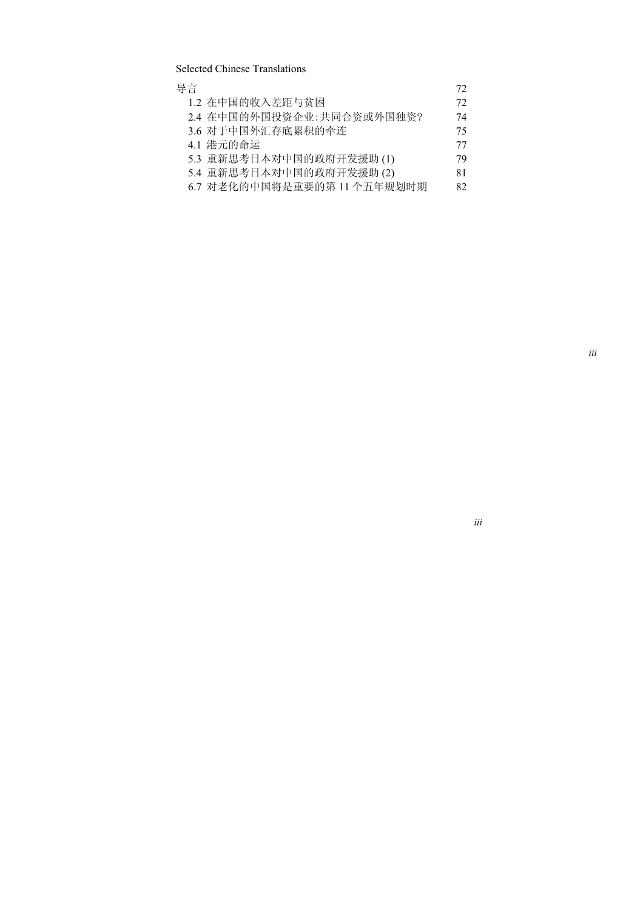Selected Chinese Translations

| | |
|---|---|
| 导言 | 72 |
| 1.2 在中国的收入差距与贫困 | 72 |
| 2.4 在中国的外国投资企业:共同合资或外国独资? | 74 |
| 3.6 对于中国外汇存底累积的牵连 | 75 |
| 4.1 港元的命运 | 77 |
| 5.3 重新思考日本对中国的政府开发援助 (1) | 79 |
| 5.4 重新思考日本对中国的政府开发援助 (2) | 81 |
| 6.7 对老化的中国将是重要的第 11 个五年规划时期 | 82 |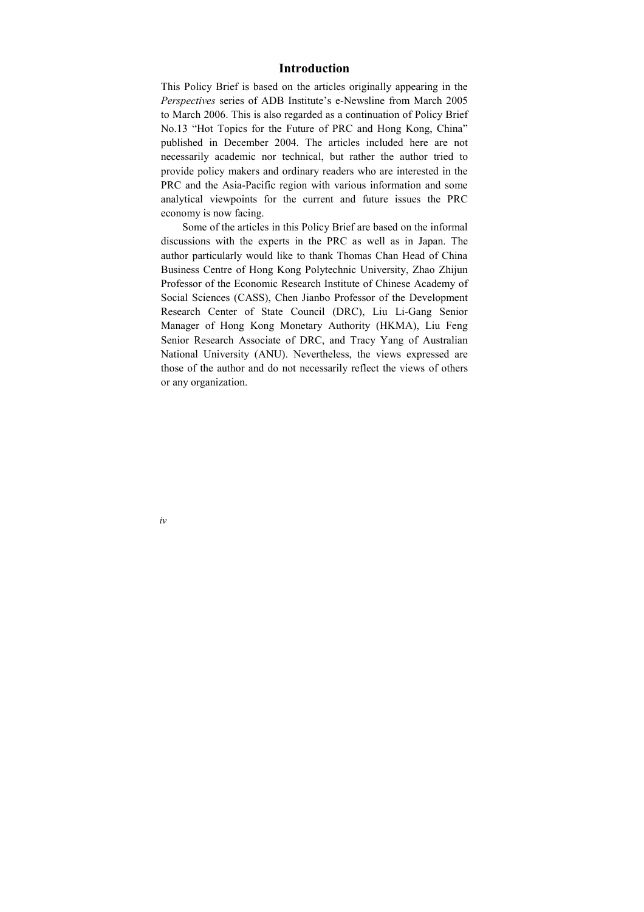# Introduction

This Policy Brief is based on the articles originally appearing in the *Perspectives* series of ADB Institute's e-Newsline from March 2005 to March 2006. This is also regarded as a continuation of Policy Brief No.13 "Hot Topics for the Future of PRC and Hong Kong, China" published in December 2004. The articles included here are not necessarily academic nor technical, but rather the author tried to provide policy makers and ordinary readers who are interested in the PRC and the Asia-Pacific region with various information and some analytical viewpoints for the current and future issues the PRC economy is now facing.

Some of the articles in this Policy Brief are based on the informal discussions with the experts in the PRC as well as in Japan. The author particularly would like to thank Thomas Chan Head of China Business Centre of Hong Kong Polytechnic University, Zhao Zhijun Professor of the Economic Research Institute of Chinese Academy of Social Sciences (CASS), Chen Jianbo Professor of the Development Research Center of State Council (DRC), Liu Li-Gang Senior Manager of Hong Kong Monetary Authority (HKMA), Liu Feng Senior Research Associate of DRC, and Tracy Yang of Australian National University (ANU). Nevertheless, the views expressed are those of the author and do not necessarily reflect the views of others or any organization.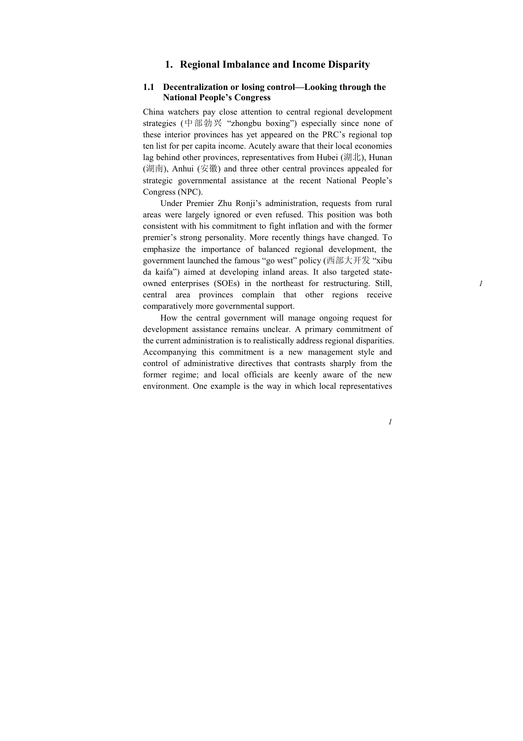# 1. Regional Imbalance and Income Disparity

## 1.1 Decentralization or losing control—Looking through the National People's Congress

China watchers pay close attention to central regional development strategies (中部勃兴 "zhongbu boxing") especially since none of these interior provinces has yet appeared on the PRC's regional top ten list for per capita income. Acutely aware that their local economies lag behind other provinces, representatives from Hubei (湖北), Hunan (湖南), Anhui (安徽) and three other central provinces appealed for strategic governmental assistance at the recent National People's Congress (NPC).

Under Premier Zhu Ronji's administration, requests from rural areas were largely ignored or even refused. This position was both consistent with his commitment to fight inflation and with the former premier's strong personality. More recently things have changed. To emphasize the importance of balanced regional development, the government launched the famous "go west" policy (西部大开发 "xibu da kaifa") aimed at developing inland areas. It also targeted state-owned enterprises (SOEs) in the northeast for restructuring. Still, central area provinces complain that other regions receive comparatively more governmental support.

How the central government will manage ongoing request for development assistance remains unclear. A primary commitment of the current administration is to realistically address regional disparities. Accompanying this commitment is a new management style and control of administrative directives that contrasts sharply from the former regime; and local officials are keenly aware of the new environment. One example is the way in which local representatives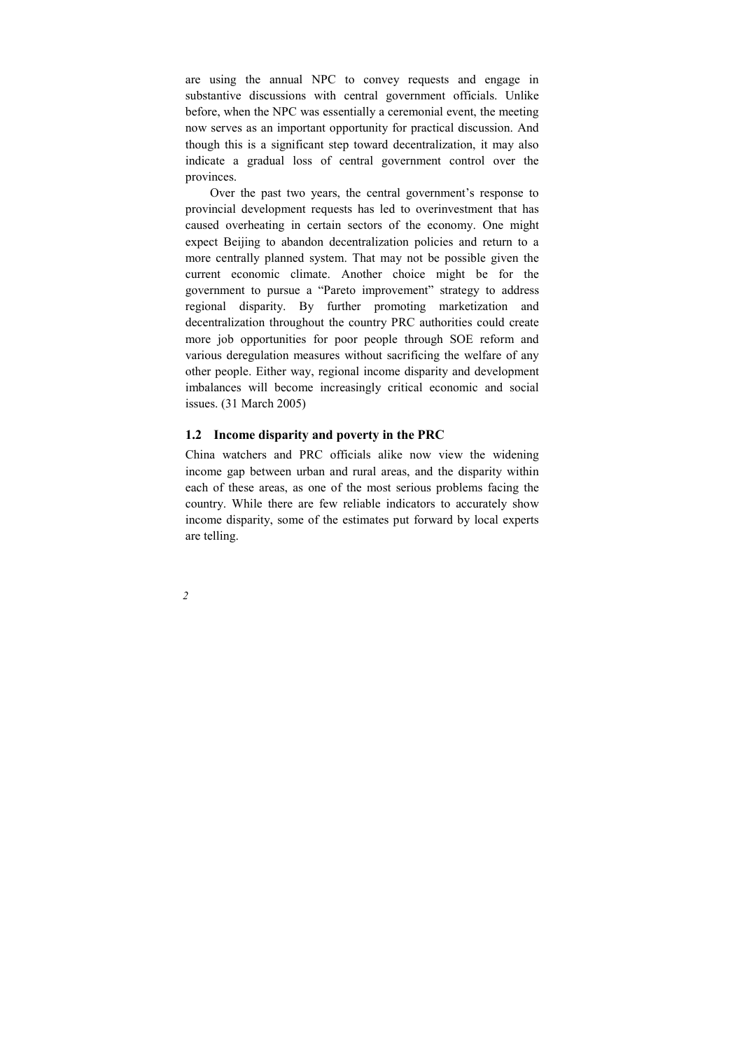are using the annual NPC to convey requests and engage in substantive discussions with central government officials. Unlike before, when the NPC was essentially a ceremonial event, the meeting now serves as an important opportunity for practical discussion. And though this is a significant step toward decentralization, it may also indicate a gradual loss of central government control over the provinces.

Over the past two years, the central government's response to provincial development requests has led to overinvestment that has caused overheating in certain sectors of the economy. One might expect Beijing to abandon decentralization policies and return to a more centrally planned system. That may not be possible given the current economic climate. Another choice might be for the government to pursue a "Pareto improvement" strategy to address regional disparity. By further promoting marketization and decentralization throughout the country PRC authorities could create more job opportunities for poor people through SOE reform and various deregulation measures without sacrificing the welfare of any other people. Either way, regional income disparity and development imbalances will become increasingly critical economic and social issues. (31 March 2005)

## 1.2 Income disparity and poverty in the PRC

China watchers and PRC officials alike now view the widening income gap between urban and rural areas, and the disparity within each of these areas, as one of the most serious problems facing the country. While there are few reliable indicators to accurately show income disparity, some of the estimates put forward by local experts are telling.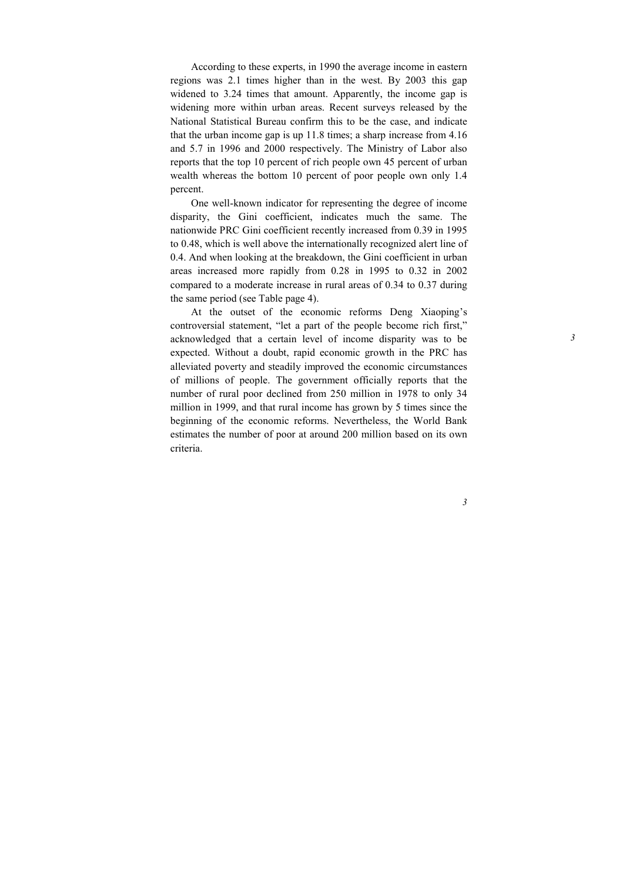According to these experts, in 1990 the average income in eastern regions was 2.1 times higher than in the west. By 2003 this gap widened to 3.24 times that amount. Apparently, the income gap is widening more within urban areas. Recent surveys released by the National Statistical Bureau confirm this to be the case, and indicate that the urban income gap is up 11.8 times; a sharp increase from 4.16 and 5.7 in 1996 and 2000 respectively. The Ministry of Labor also reports that the top 10 percent of rich people own 45 percent of urban wealth whereas the bottom 10 percent of poor people own only 1.4 percent.

One well-known indicator for representing the degree of income disparity, the Gini coefficient, indicates much the same. The nationwide PRC Gini coefficient recently increased from 0.39 in 1995 to 0.48, which is well above the internationally recognized alert line of 0.4. And when looking at the breakdown, the Gini coefficient in urban areas increased more rapidly from 0.28 in 1995 to 0.32 in 2002 compared to a moderate increase in rural areas of 0.34 to 0.37 during the same period (see Table page 4).

At the outset of the economic reforms Deng Xiaoping's controversial statement, "let a part of the people become rich first," acknowledged that a certain level of income disparity was to be expected. Without a doubt, rapid economic growth in the PRC has alleviated poverty and steadily improved the economic circumstances of millions of people. The government officially reports that the number of rural poor declined from 250 million in 1978 to only 34 million in 1999, and that rural income has grown by 5 times since the beginning of the economic reforms. Nevertheless, the World Bank estimates the number of poor at around 200 million based on its own criteria.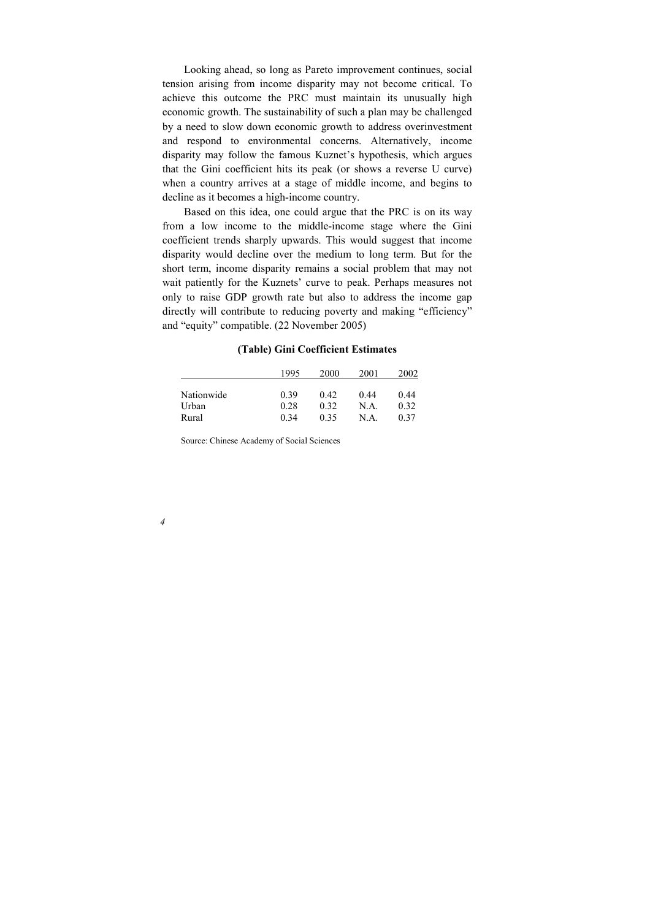Looking ahead, so long as Pareto improvement continues, social tension arising from income disparity may not become critical. To achieve this outcome the PRC must maintain its unusually high economic growth. The sustainability of such a plan may be challenged by a need to slow down economic growth to address overinvestment and respond to environmental concerns. Alternatively, income disparity may follow the famous Kuznet's hypothesis, which argues that the Gini coefficient hits its peak (or shows a reverse U curve) when a country arrives at a stage of middle income, and begins to decline as it becomes a high-income country.

Based on this idea, one could argue that the PRC is on its way from a low income to the middle-income stage where the Gini coefficient trends sharply upwards. This would suggest that income disparity would decline over the medium to long term. But for the short term, income disparity remains a social problem that may not wait patiently for the Kuznets' curve to peak. Perhaps measures not only to raise GDP growth rate but also to address the income gap directly will contribute to reducing poverty and making "efficiency" and "equity" compatible. (22 November 2005)

**(Table) Gini Coefficient Estimates**

| | 1995 | 2000 | 2001 | 2002 |
|---|---|---|---|---|
| Nationwide | 0.39 | 0.42 | 0.44 | 0.44 |
| Urban | 0.28 | 0.32 | N.A. | 0.32 |
| Rural | 0.34 | 0.35 | N.A. | 0.37 |

Source: Chinese Academy of Social Sciences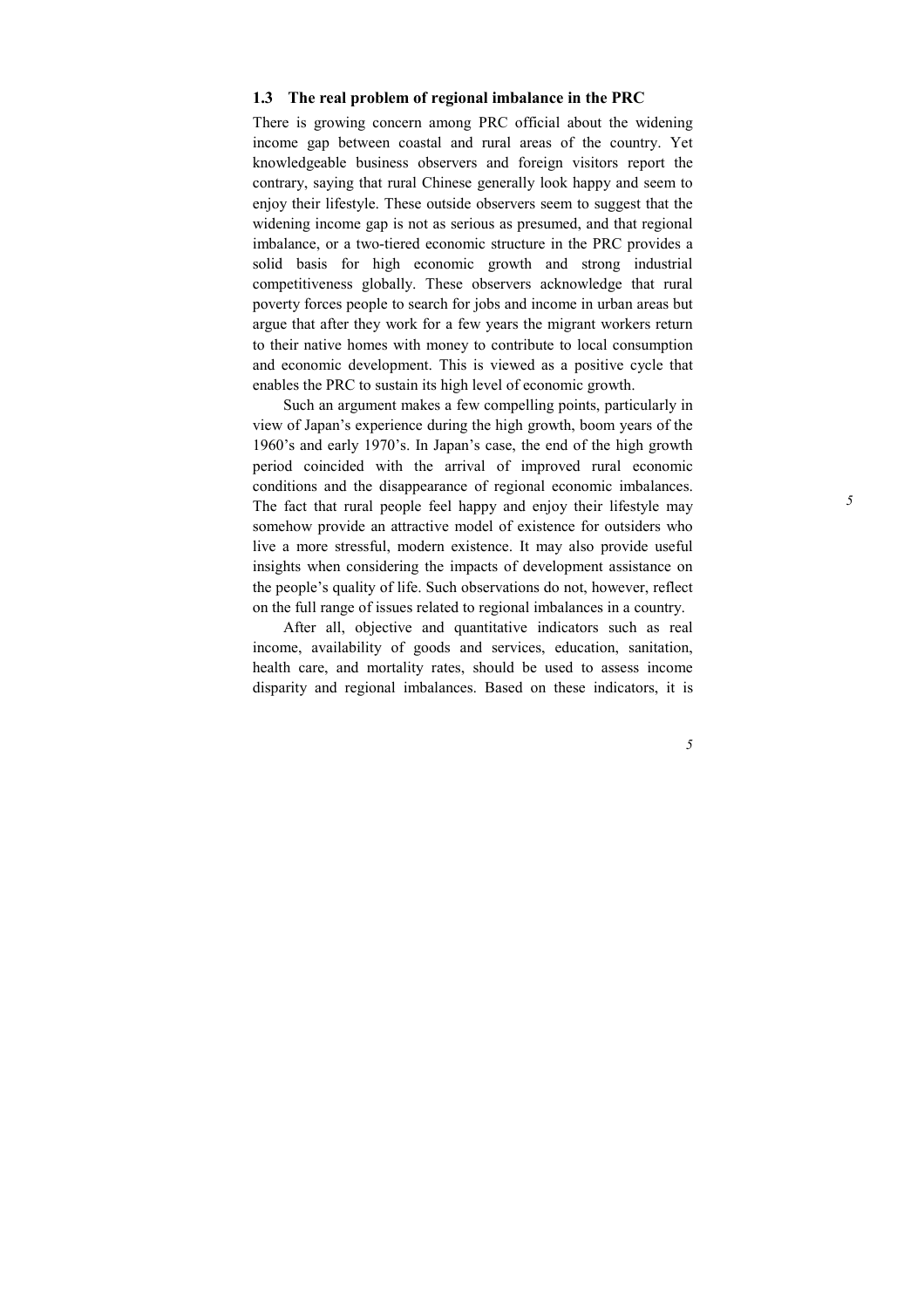## 1.3 The real problem of regional imbalance in the PRC

There is growing concern among PRC official about the widening income gap between coastal and rural areas of the country. Yet knowledgeable business observers and foreign visitors report the contrary, saying that rural Chinese generally look happy and seem to enjoy their lifestyle. These outside observers seem to suggest that the widening income gap is not as serious as presumed, and that regional imbalance, or a two-tiered economic structure in the PRC provides a solid basis for high economic growth and strong industrial competitiveness globally. These observers acknowledge that rural poverty forces people to search for jobs and income in urban areas but argue that after they work for a few years the migrant workers return to their native homes with money to contribute to local consumption and economic development. This is viewed as a positive cycle that enables the PRC to sustain its high level of economic growth.

Such an argument makes a few compelling points, particularly in view of Japan's experience during the high growth, boom years of the 1960's and early 1970's. In Japan's case, the end of the high growth period coincided with the arrival of improved rural economic conditions and the disappearance of regional economic imbalances. The fact that rural people feel happy and enjoy their lifestyle may somehow provide an attractive model of existence for outsiders who live a more stressful, modern existence. It may also provide useful insights when considering the impacts of development assistance on the people's quality of life. Such observations do not, however, reflect on the full range of issues related to regional imbalances in a country.

After all, objective and quantitative indicators such as real income, availability of goods and services, education, sanitation, health care, and mortality rates, should be used to assess income disparity and regional imbalances. Based on these indicators, it is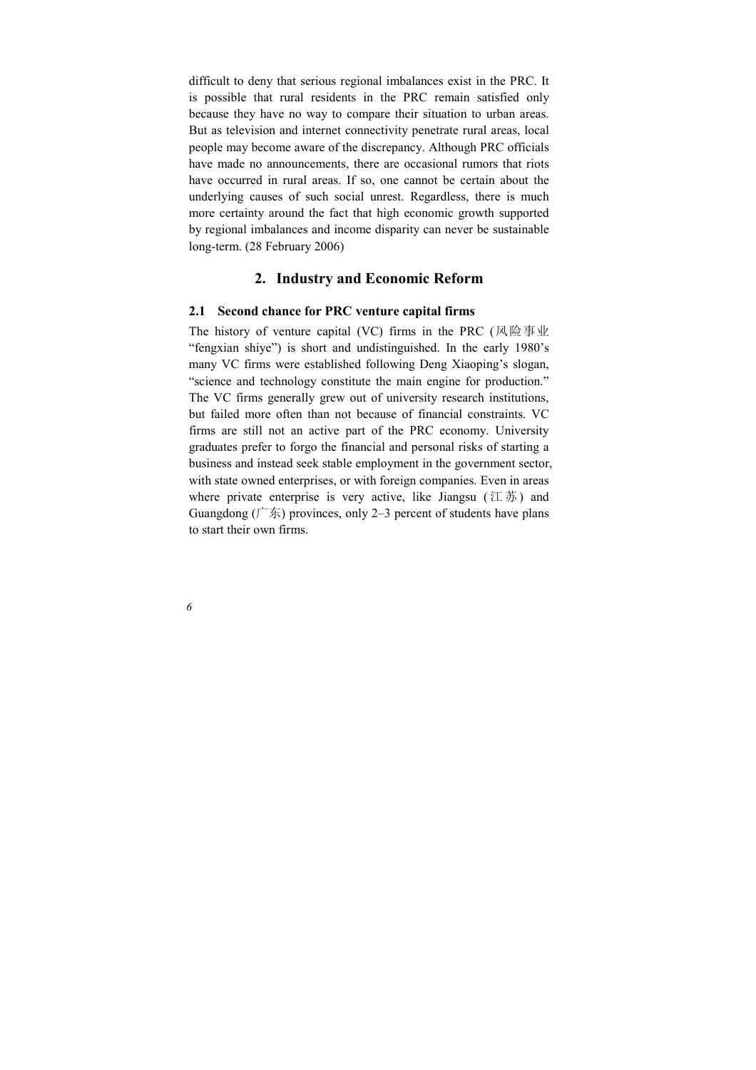difficult to deny that serious regional imbalances exist in the PRC. It is possible that rural residents in the PRC remain satisfied only because they have no way to compare their situation to urban areas. But as television and internet connectivity penetrate rural areas, local people may become aware of the discrepancy. Although PRC officials have made no announcements, there are occasional rumors that riots have occurred in rural areas. If so, one cannot be certain about the underlying causes of such social unrest. Regardless, there is much more certainty around the fact that high economic growth supported by regional imbalances and income disparity can never be sustainable long-term. (28 February 2006)

## 2. Industry and Economic Reform

### 2.1 Second chance for PRC venture capital firms

The history of venture capital (VC) firms in the PRC (风险事业 "fengxian shiye") is short and undistinguished. In the early 1980's many VC firms were established following Deng Xiaoping's slogan, "science and technology constitute the main engine for production." The VC firms generally grew out of university research institutions, but failed more often than not because of financial constraints. VC firms are still not an active part of the PRC economy. University graduates prefer to forgo the financial and personal risks of starting a business and instead seek stable employment in the government sector, with state owned enterprises, or with foreign companies. Even in areas where private enterprise is very active, like Jiangsu (江苏) and Guangdong (广东) provinces, only 2–3 percent of students have plans to start their own firms.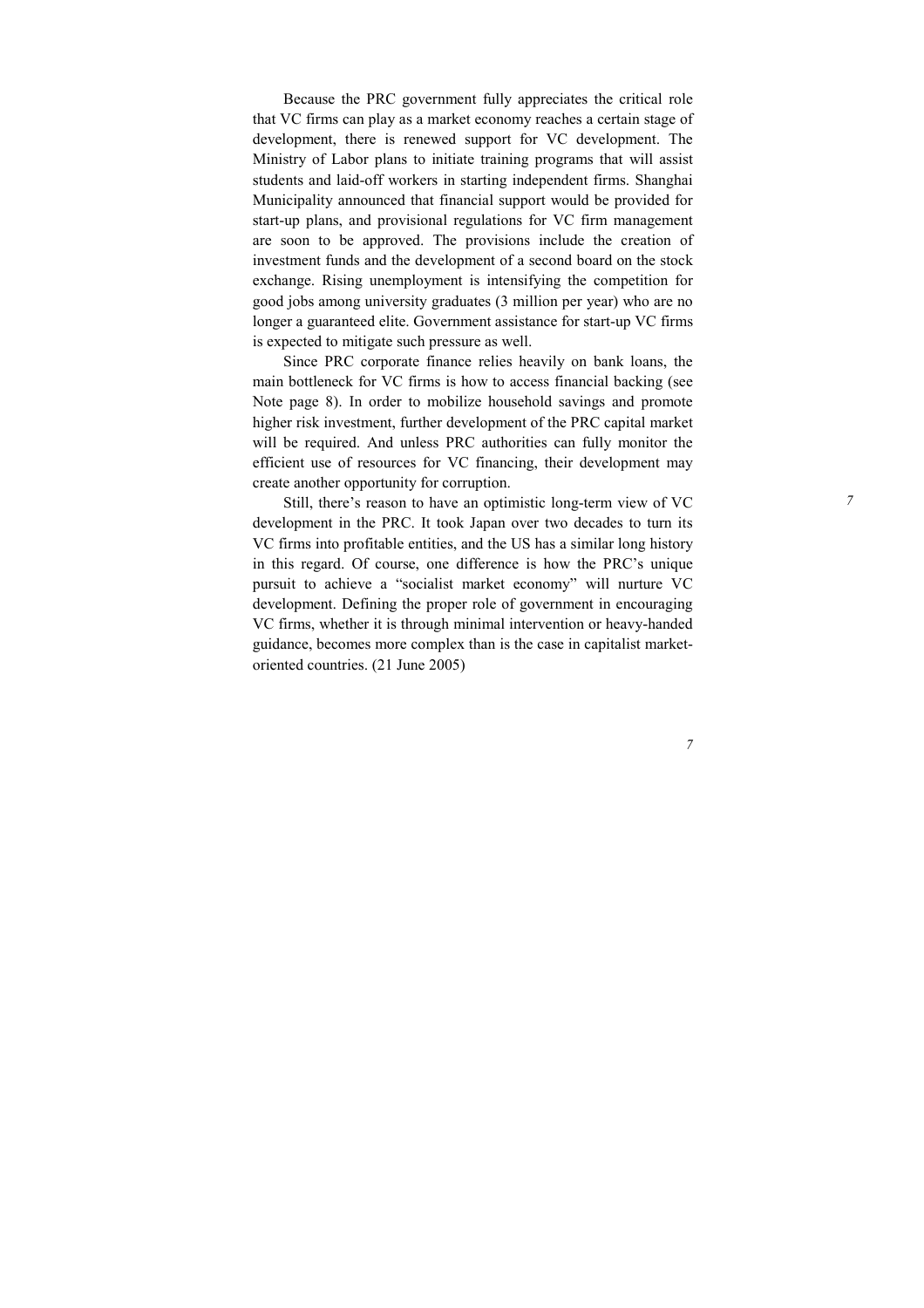Because the PRC government fully appreciates the critical role that VC firms can play as a market economy reaches a certain stage of development, there is renewed support for VC development. The Ministry of Labor plans to initiate training programs that will assist students and laid-off workers in starting independent firms. Shanghai Municipality announced that financial support would be provided for start-up plans, and provisional regulations for VC firm management are soon to be approved. The provisions include the creation of investment funds and the development of a second board on the stock exchange. Rising unemployment is intensifying the competition for good jobs among university graduates (3 million per year) who are no longer a guaranteed elite. Government assistance for start-up VC firms is expected to mitigate such pressure as well.

Since PRC corporate finance relies heavily on bank loans, the main bottleneck for VC firms is how to access financial backing (see Note page 8). In order to mobilize household savings and promote higher risk investment, further development of the PRC capital market will be required. And unless PRC authorities can fully monitor the efficient use of resources for VC financing, their development may create another opportunity for corruption.

Still, there's reason to have an optimistic long-term view of VC development in the PRC. It took Japan over two decades to turn its VC firms into profitable entities, and the US has a similar long history in this regard. Of course, one difference is how the PRC's unique pursuit to achieve a "socialist market economy" will nurture VC development. Defining the proper role of government in encouraging VC firms, whether it is through minimal intervention or heavy-handed guidance, becomes more complex than is the case in capitalist market-oriented countries. (21 June 2005)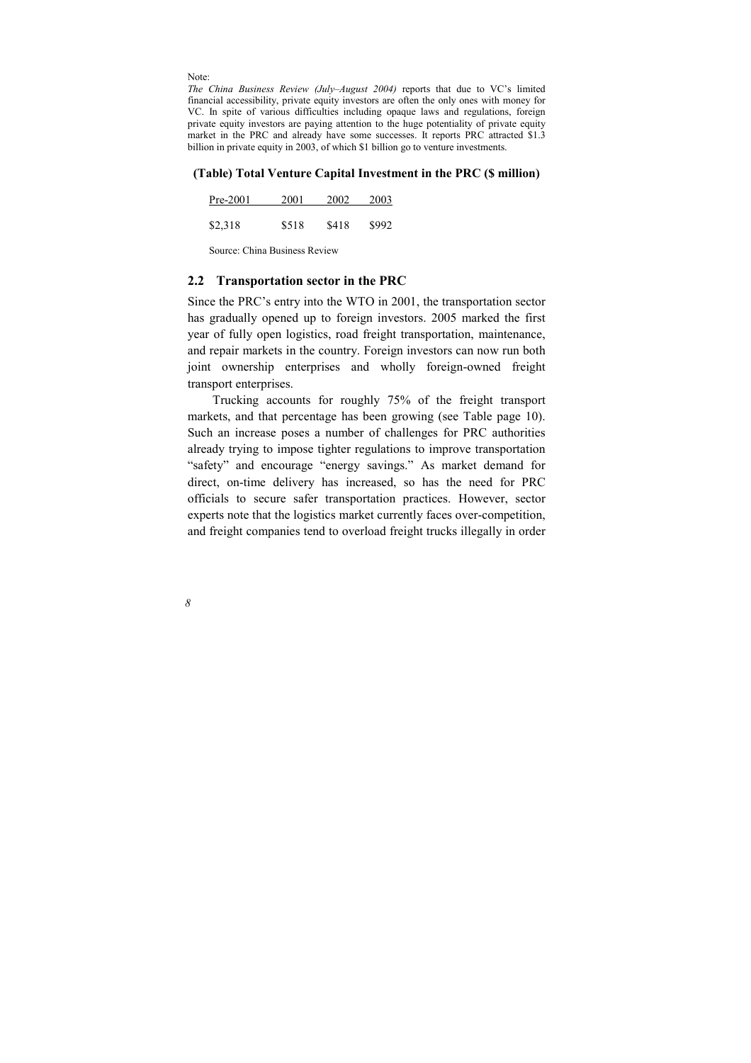Note:

*The China Business Review (July–August 2004)* reports that due to VC's limited financial accessibility, private equity investors are often the only ones with money for VC. In spite of various difficulties including opaque laws and regulations, foreign private equity investors are paying attention to the huge potentiality of private equity market in the PRC and already have some successes. It reports PRC attracted $1.3 billion in private equity in 2003, of which $1 billion go to venture investments.

**(Table) Total Venture Capital Investment in the PRC ($ million)**

| Pre-2001 | 2001 | 2002 | 2003 |
|---|---|---|---|
| $2,318 | $518 | $418 | $992 |

Source: China Business Review

## 2.2 Transportation sector in the PRC

Since the PRC's entry into the WTO in 2001, the transportation sector has gradually opened up to foreign investors. 2005 marked the first year of fully open logistics, road freight transportation, maintenance, and repair markets in the country. Foreign investors can now run both joint ownership enterprises and wholly foreign-owned freight transport enterprises.

Trucking accounts for roughly 75% of the freight transport markets, and that percentage has been growing (see Table page 10). Such an increase poses a number of challenges for PRC authorities already trying to impose tighter regulations to improve transportation "safety" and encourage "energy savings." As market demand for direct, on-time delivery has increased, so has the need for PRC officials to secure safer transportation practices. However, sector experts note that the logistics market currently faces over-competition, and freight companies tend to overload freight trucks illegally in order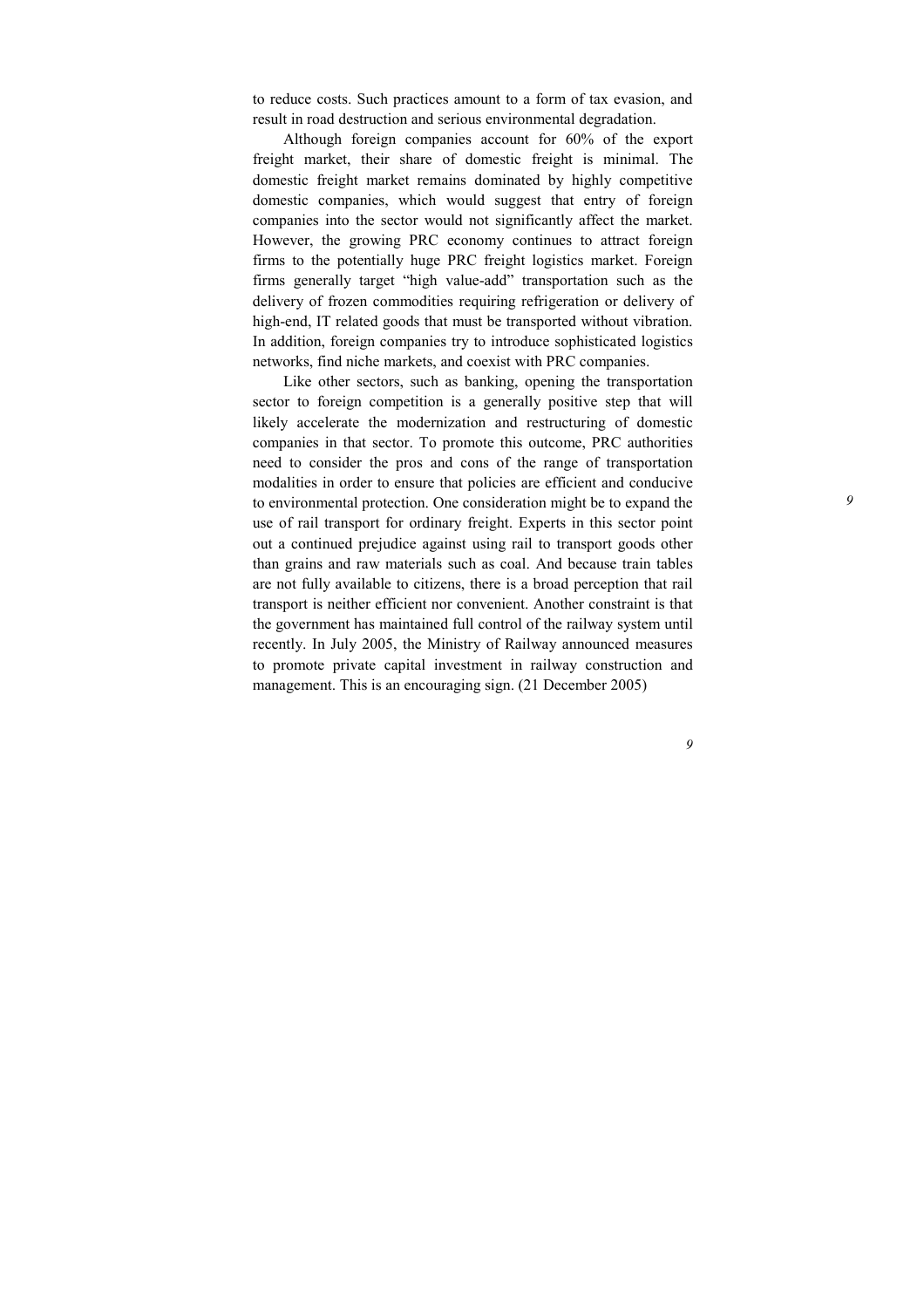to reduce costs. Such practices amount to a form of tax evasion, and result in road destruction and serious environmental degradation.

Although foreign companies account for 60% of the export freight market, their share of domestic freight is minimal. The domestic freight market remains dominated by highly competitive domestic companies, which would suggest that entry of foreign companies into the sector would not significantly affect the market. However, the growing PRC economy continues to attract foreign firms to the potentially huge PRC freight logistics market. Foreign firms generally target "high value-add" transportation such as the delivery of frozen commodities requiring refrigeration or delivery of high-end, IT related goods that must be transported without vibration. In addition, foreign companies try to introduce sophisticated logistics networks, find niche markets, and coexist with PRC companies.

Like other sectors, such as banking, opening the transportation sector to foreign competition is a generally positive step that will likely accelerate the modernization and restructuring of domestic companies in that sector. To promote this outcome, PRC authorities need to consider the pros and cons of the range of transportation modalities in order to ensure that policies are efficient and conducive to environmental protection. One consideration might be to expand the use of rail transport for ordinary freight. Experts in this sector point out a continued prejudice against using rail to transport goods other than grains and raw materials such as coal. And because train tables are not fully available to citizens, there is a broad perception that rail transport is neither efficient nor convenient. Another constraint is that the government has maintained full control of the railway system until recently. In July 2005, the Ministry of Railway announced measures to promote private capital investment in railway construction and management. This is an encouraging sign. (21 December 2005)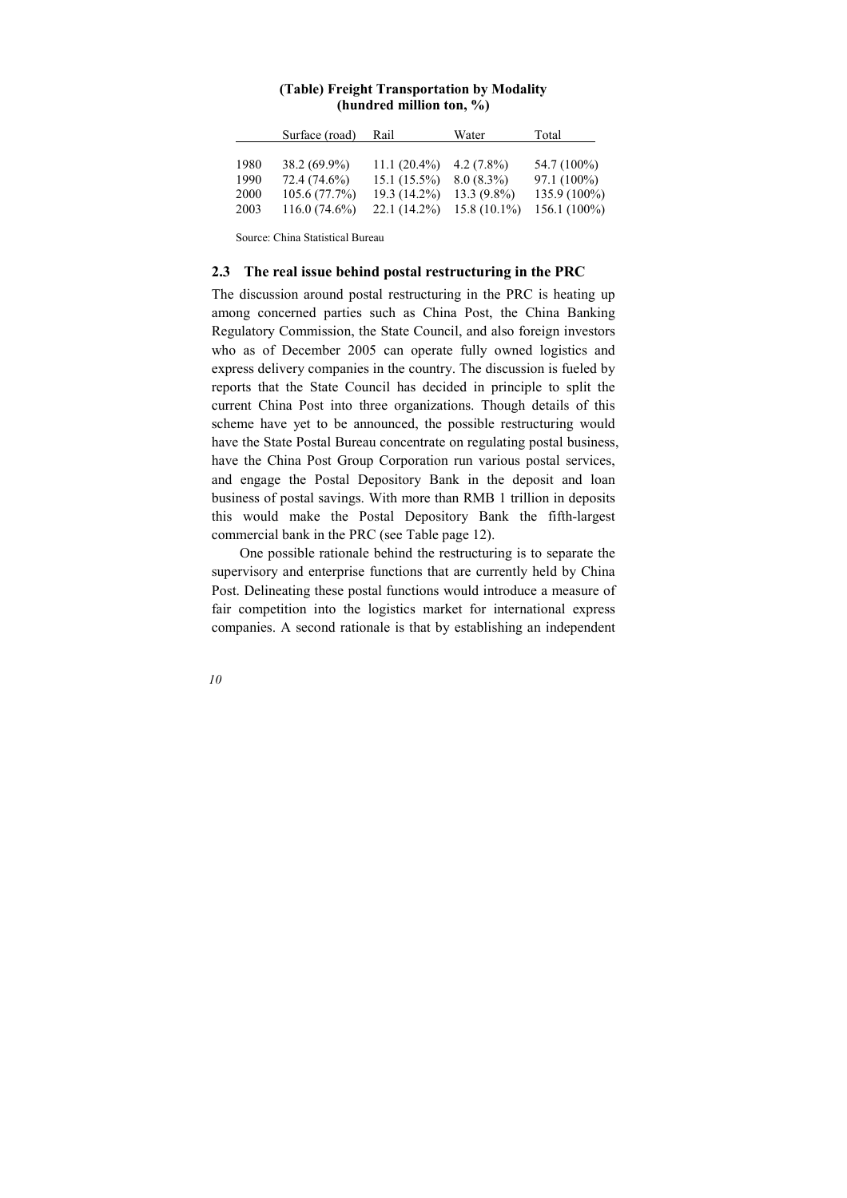**(Table) Freight Transportation by Modality (hundred million ton, %)**

| | Surface (road) | Rail | Water | Total |
|---|---|---|---|---|
| 1980 | 38.2 (69.9%) | 11.1 (20.4%) | 4.2 (7.8%) | 54.7 (100%) |
| 1990 | 72.4 (74.6%) | 15.1 (15.5%) | 8.0 (8.3%) | 97.1 (100%) |
| 2000 | 105.6 (77.7%) | 19.3 (14.2%) | 13.3 (9.8%) | 135.9 (100%) |
| 2003 | 116.0 (74.6%) | 22.1 (14.2%) | 15.8 (10.1%) | 156.1 (100%) |

Source: China Statistical Bureau

### 2.3 The real issue behind postal restructuring in the PRC

The discussion around postal restructuring in the PRC is heating up among concerned parties such as China Post, the China Banking Regulatory Commission, the State Council, and also foreign investors who as of December 2005 can operate fully owned logistics and express delivery companies in the country. The discussion is fueled by reports that the State Council has decided in principle to split the current China Post into three organizations. Though details of this scheme have yet to be announced, the possible restructuring would have the State Postal Bureau concentrate on regulating postal business, have the China Post Group Corporation run various postal services, and engage the Postal Depository Bank in the deposit and loan business of postal savings. With more than RMB 1 trillion in deposits this would make the Postal Depository Bank the fifth-largest commercial bank in the PRC (see Table page 12).

One possible rationale behind the restructuring is to separate the supervisory and enterprise functions that are currently held by China Post. Delineating these postal functions would introduce a measure of fair competition into the logistics market for international express companies. A second rationale is that by establishing an independent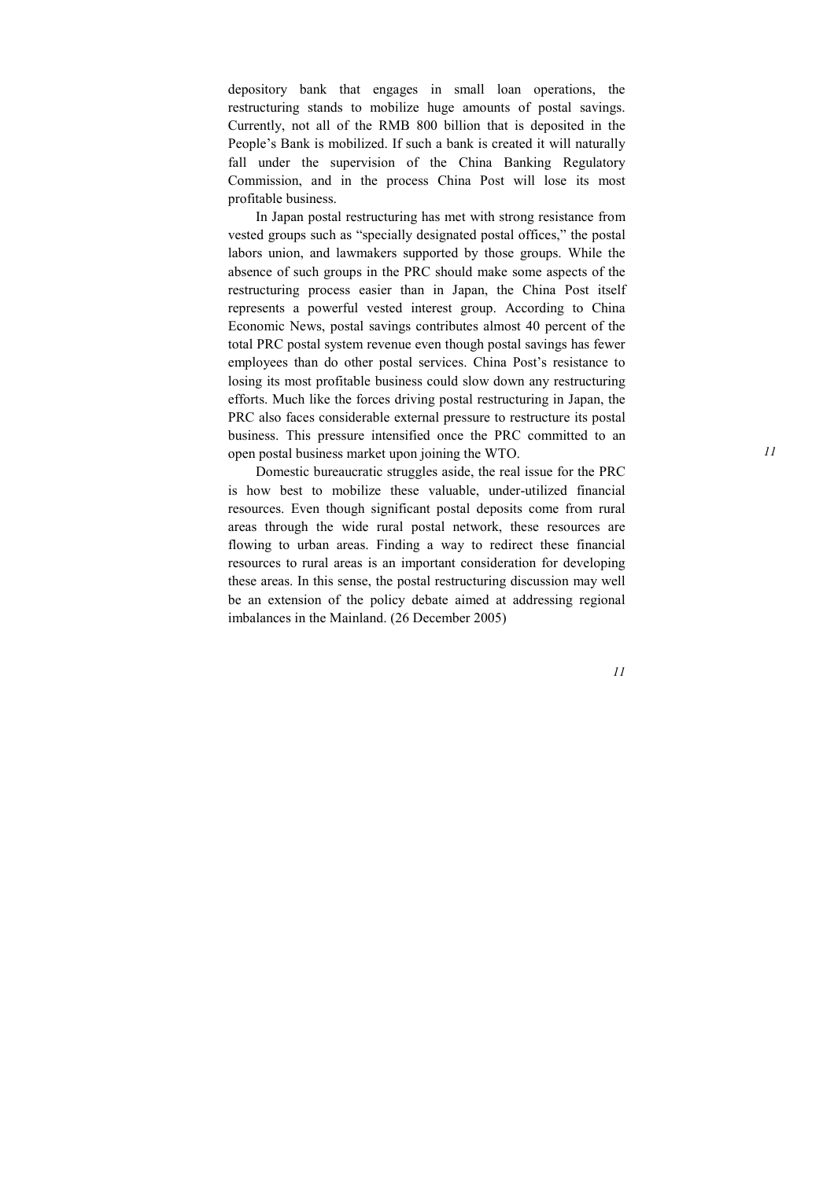depository bank that engages in small loan operations, the restructuring stands to mobilize huge amounts of postal savings. Currently, not all of the RMB 800 billion that is deposited in the People's Bank is mobilized. If such a bank is created it will naturally fall under the supervision of the China Banking Regulatory Commission, and in the process China Post will lose its most profitable business.

In Japan postal restructuring has met with strong resistance from vested groups such as "specially designated postal offices," the postal labors union, and lawmakers supported by those groups. While the absence of such groups in the PRC should make some aspects of the restructuring process easier than in Japan, the China Post itself represents a powerful vested interest group. According to China Economic News, postal savings contributes almost 40 percent of the total PRC postal system revenue even though postal savings has fewer employees than do other postal services. China Post's resistance to losing its most profitable business could slow down any restructuring efforts. Much like the forces driving postal restructuring in Japan, the PRC also faces considerable external pressure to restructure its postal business. This pressure intensified once the PRC committed to an open postal business market upon joining the WTO.

Domestic bureaucratic struggles aside, the real issue for the PRC is how best to mobilize these valuable, under-utilized financial resources. Even though significant postal deposits come from rural areas through the wide rural postal network, these resources are flowing to urban areas. Finding a way to redirect these financial resources to rural areas is an important consideration for developing these areas. In this sense, the postal restructuring discussion may well be an extension of the policy debate aimed at addressing regional imbalances in the Mainland. (26 December 2005)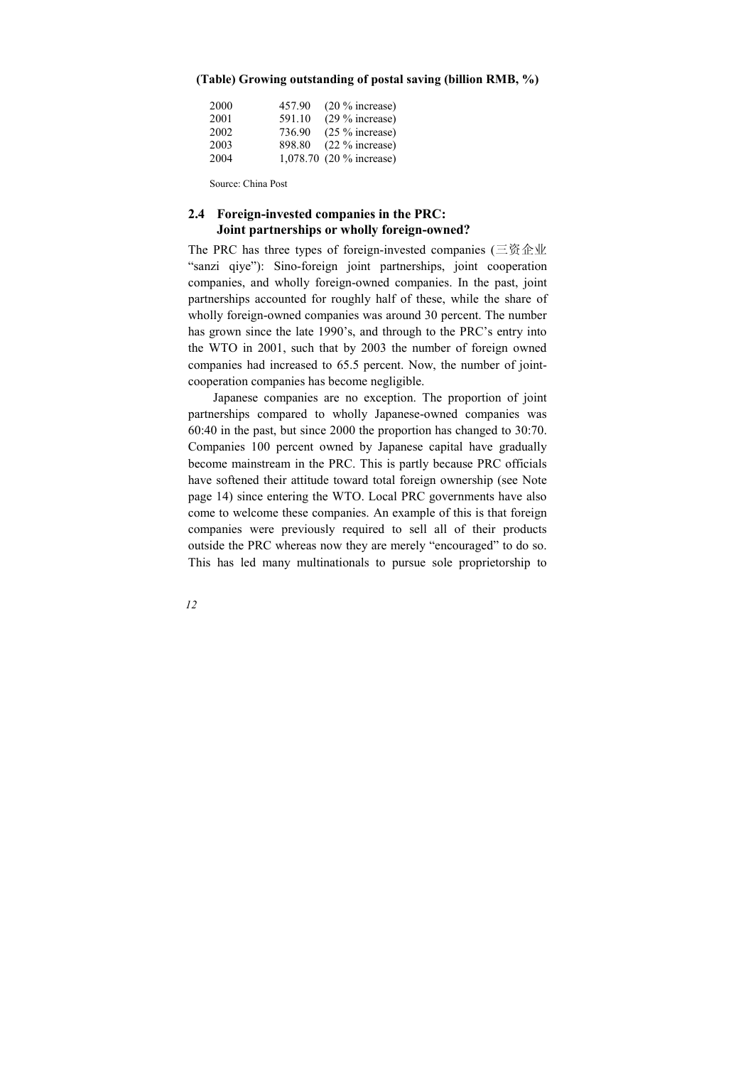**(Table) Growing outstanding of postal saving (billion RMB, %)**

| | | |
|---|---|---|
| 2000 | 457.90 | (20 % increase) |
| 2001 | 591.10 | (29 % increase) |
| 2002 | 736.90 | (25 % increase) |
| 2003 | 898.80 | (22 % increase) |
| 2004 | 1,078.70 | (20 % increase) |

Source: China Post

## 2.4 Foreign-invested companies in the PRC: Joint partnerships or wholly foreign-owned?

The PRC has three types of foreign-invested companies (三资企业 "sanzi qiye"): Sino-foreign joint partnerships, joint cooperation companies, and wholly foreign-owned companies. In the past, joint partnerships accounted for roughly half of these, while the share of wholly foreign-owned companies was around 30 percent. The number has grown since the late 1990's, and through to the PRC's entry into the WTO in 2001, such that by 2003 the number of foreign owned companies had increased to 65.5 percent. Now, the number of joint-cooperation companies has become negligible.

Japanese companies are no exception. The proportion of joint partnerships compared to wholly Japanese-owned companies was 60:40 in the past, but since 2000 the proportion has changed to 30:70. Companies 100 percent owned by Japanese capital have gradually become mainstream in the PRC. This is partly because PRC officials have softened their attitude toward total foreign ownership (see Note page 14) since entering the WTO. Local PRC governments have also come to welcome these companies. An example of this is that foreign companies were previously required to sell all of their products outside the PRC whereas now they are merely "encouraged" to do so. This has led many multinationals to pursue sole proprietorship to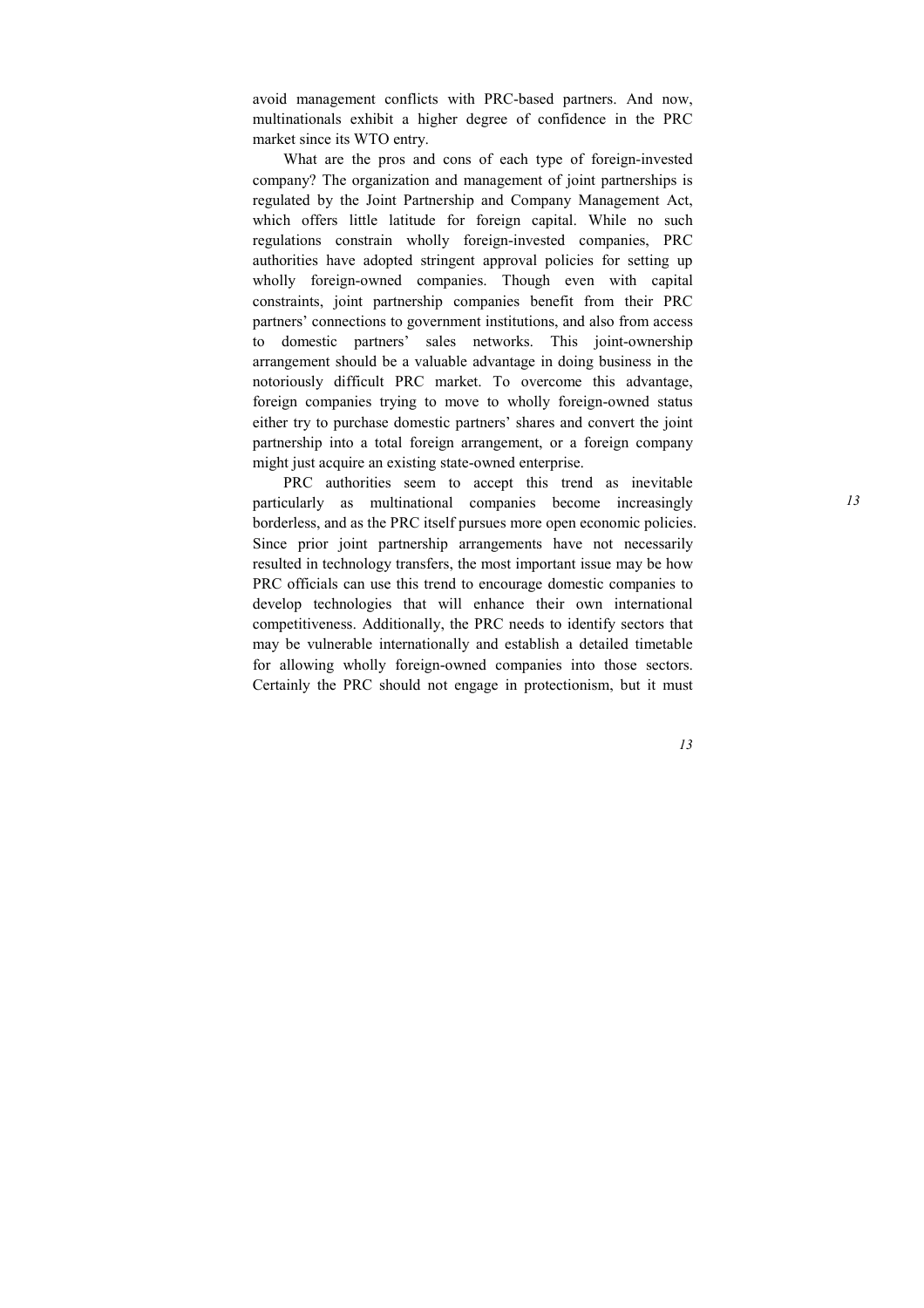avoid management conflicts with PRC-based partners. And now, multinationals exhibit a higher degree of confidence in the PRC market since its WTO entry.

What are the pros and cons of each type of foreign-invested company? The organization and management of joint partnerships is regulated by the Joint Partnership and Company Management Act, which offers little latitude for foreign capital. While no such regulations constrain wholly foreign-invested companies, PRC authorities have adopted stringent approval policies for setting up wholly foreign-owned companies. Though even with capital constraints, joint partnership companies benefit from their PRC partners' connections to government institutions, and also from access to domestic partners' sales networks. This joint-ownership arrangement should be a valuable advantage in doing business in the notoriously difficult PRC market. To overcome this advantage, foreign companies trying to move to wholly foreign-owned status either try to purchase domestic partners' shares and convert the joint partnership into a total foreign arrangement, or a foreign company might just acquire an existing state-owned enterprise.

PRC authorities seem to accept this trend as inevitable particularly as multinational companies become increasingly borderless, and as the PRC itself pursues more open economic policies. Since prior joint partnership arrangements have not necessarily resulted in technology transfers, the most important issue may be how PRC officials can use this trend to encourage domestic companies to develop technologies that will enhance their own international competitiveness. Additionally, the PRC needs to identify sectors that may be vulnerable internationally and establish a detailed timetable for allowing wholly foreign-owned companies into those sectors. Certainly the PRC should not engage in protectionism, but it must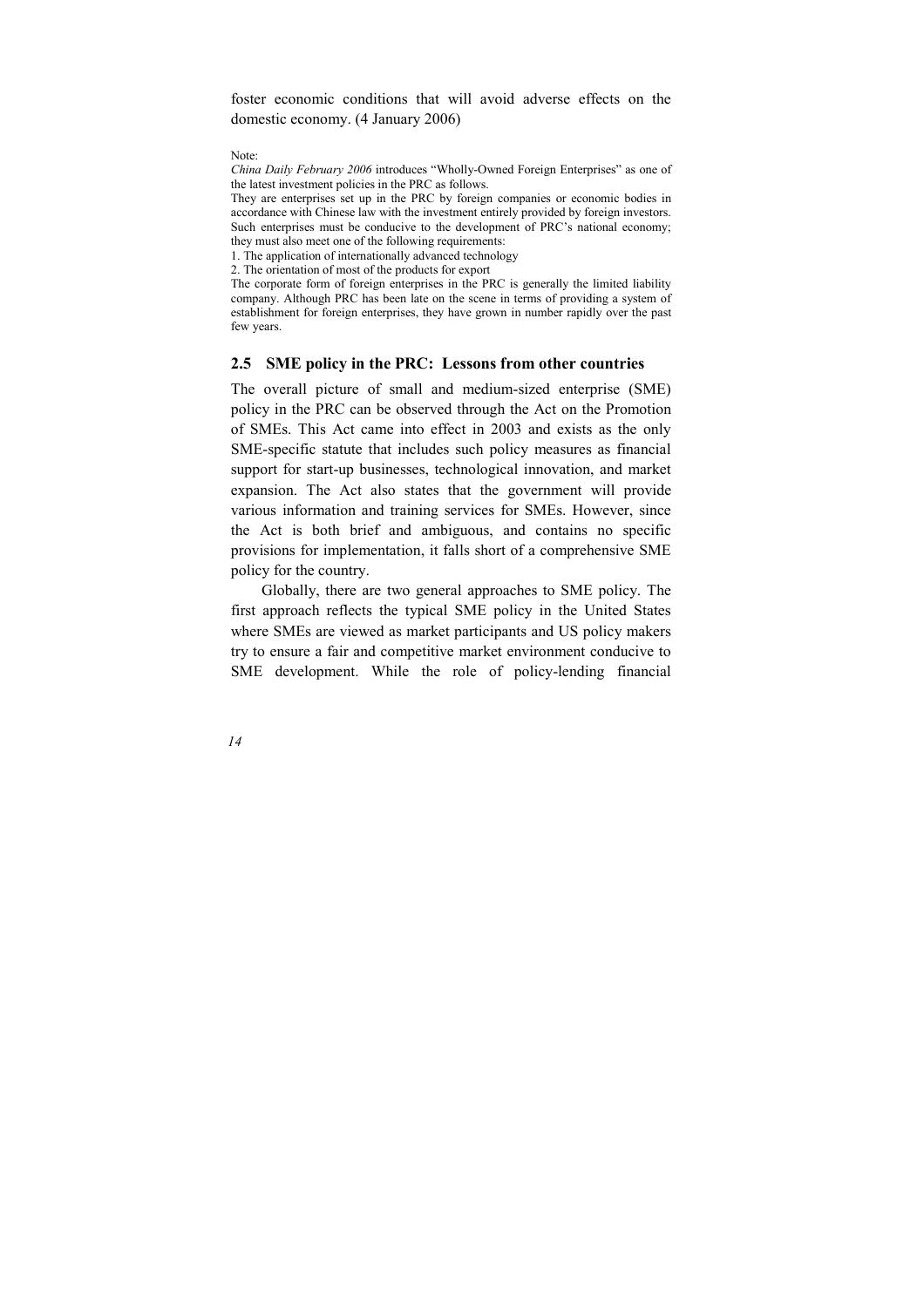foster economic conditions that will avoid adverse effects on the domestic economy. (4 January 2006)

Note:

*China Daily February 2006* introduces "Wholly-Owned Foreign Enterprises" as one of the latest investment policies in the PRC as follows.

They are enterprises set up in the PRC by foreign companies or economic bodies in accordance with Chinese law with the investment entirely provided by foreign investors. Such enterprises must be conducive to the development of PRC's national economy; they must also meet one of the following requirements:

1. The application of internationally advanced technology
2. The orientation of most of the products for export

The corporate form of foreign enterprises in the PRC is generally the limited liability company. Although PRC has been late on the scene in terms of providing a system of establishment for foreign enterprises, they have grown in number rapidly over the past few years.

## 2.5 SME policy in the PRC: Lessons from other countries

The overall picture of small and medium-sized enterprise (SME) policy in the PRC can be observed through the Act on the Promotion of SMEs. This Act came into effect in 2003 and exists as the only SME-specific statute that includes such policy measures as financial support for start-up businesses, technological innovation, and market expansion. The Act also states that the government will provide various information and training services for SMEs. However, since the Act is both brief and ambiguous, and contains no specific provisions for implementation, it falls short of a comprehensive SME policy for the country.

Globally, there are two general approaches to SME policy. The first approach reflects the typical SME policy in the United States where SMEs are viewed as market participants and US policy makers try to ensure a fair and competitive market environment conducive to SME development. While the role of policy-lending financial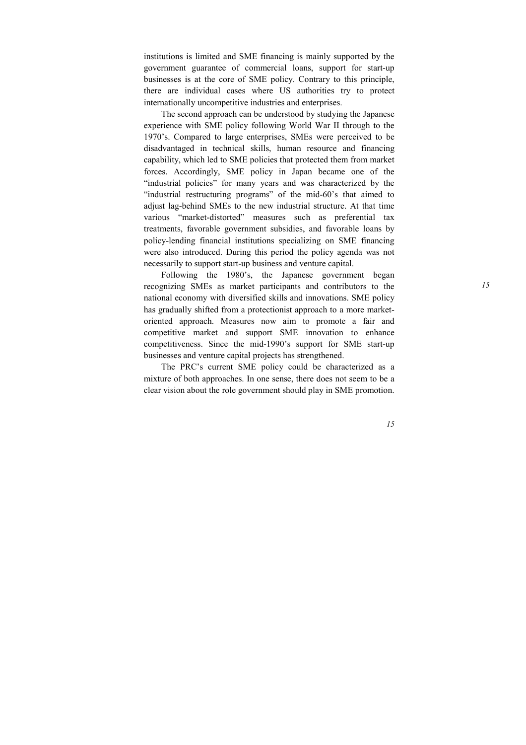institutions is limited and SME financing is mainly supported by the government guarantee of commercial loans, support for start-up businesses is at the core of SME policy. Contrary to this principle, there are individual cases where US authorities try to protect internationally uncompetitive industries and enterprises.

The second approach can be understood by studying the Japanese experience with SME policy following World War II through to the 1970's. Compared to large enterprises, SMEs were perceived to be disadvantaged in technical skills, human resource and financing capability, which led to SME policies that protected them from market forces. Accordingly, SME policy in Japan became one of the "industrial policies" for many years and was characterized by the "industrial restructuring programs" of the mid-60's that aimed to adjust lag-behind SMEs to the new industrial structure. At that time various "market-distorted" measures such as preferential tax treatments, favorable government subsidies, and favorable loans by policy-lending financial institutions specializing on SME financing were also introduced. During this period the policy agenda was not necessarily to support start-up business and venture capital.

Following the 1980's, the Japanese government began recognizing SMEs as market participants and contributors to the national economy with diversified skills and innovations. SME policy has gradually shifted from a protectionist approach to a more market-oriented approach. Measures now aim to promote a fair and competitive market and support SME innovation to enhance competitiveness. Since the mid-1990's support for SME start-up businesses and venture capital projects has strengthened.

The PRC's current SME policy could be characterized as a mixture of both approaches. In one sense, there does not seem to be a clear vision about the role government should play in SME promotion.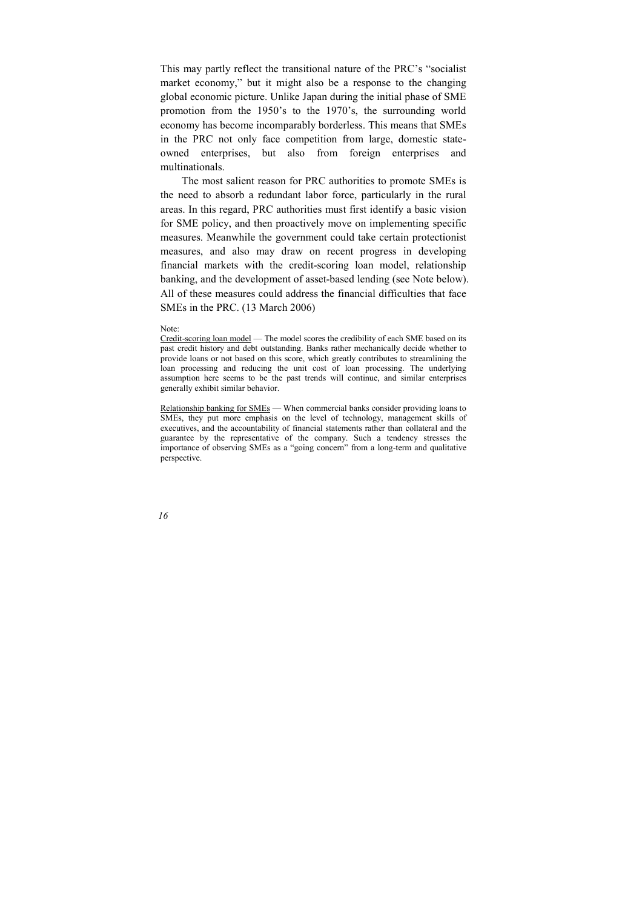This may partly reflect the transitional nature of the PRC's "socialist market economy," but it might also be a response to the changing global economic picture. Unlike Japan during the initial phase of SME promotion from the 1950's to the 1970's, the surrounding world economy has become incomparably borderless. This means that SMEs in the PRC not only face competition from large, domestic state-owned enterprises, but also from foreign enterprises and multinationals.

The most salient reason for PRC authorities to promote SMEs is the need to absorb a redundant labor force, particularly in the rural areas. In this regard, PRC authorities must first identify a basic vision for SME policy, and then proactively move on implementing specific measures. Meanwhile the government could take certain protectionist measures, and also may draw on recent progress in developing financial markets with the credit-scoring loan model, relationship banking, and the development of asset-based lending (see Note below). All of these measures could address the financial difficulties that face SMEs in the PRC. (13 March 2006)

Note:

Credit-scoring loan model — The model scores the credibility of each SME based on its past credit history and debt outstanding. Banks rather mechanically decide whether to provide loans or not based on this score, which greatly contributes to streamlining the loan processing and reducing the unit cost of loan processing. The underlying assumption here seems to be the past trends will continue, and similar enterprises generally exhibit similar behavior.

Relationship banking for SMEs — When commercial banks consider providing loans to SMEs, they put more emphasis on the level of technology, management skills of executives, and the accountability of financial statements rather than collateral and the guarantee by the representative of the company. Such a tendency stresses the importance of observing SMEs as a "going concern" from a long-term and qualitative perspective.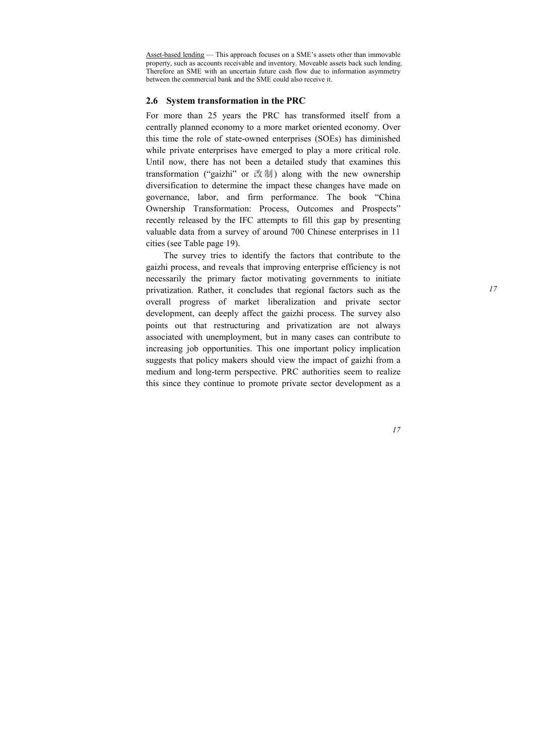Asset-based lending — This approach focuses on a SME's assets other than immovable property, such as accounts receivable and inventory. Moveable assets back such lending. Therefore an SME with an uncertain future cash flow due to information asymmetry between the commercial bank and the SME could also receive it.

## 2.6 System transformation in the PRC

For more than 25 years the PRC has transformed itself from a centrally planned economy to a more market oriented economy. Over this time the role of state-owned enterprises (SOEs) has diminished while private enterprises have emerged to play a more critical role. Until now, there has not been a detailed study that examines this transformation ("gaizhi" or 改制) along with the new ownership diversification to determine the impact these changes have made on governance, labor, and firm performance. The book "China Ownership Transformation: Process, Outcomes and Prospects" recently released by the IFC attempts to fill this gap by presenting valuable data from a survey of around 700 Chinese enterprises in 11 cities (see Table page 19).

The survey tries to identify the factors that contribute to the gaizhi process, and reveals that improving enterprise efficiency is not necessarily the primary factor motivating governments to initiate privatization. Rather, it concludes that regional factors such as the overall progress of market liberalization and private sector development, can deeply affect the gaizhi process. The survey also points out that restructuring and privatization are not always associated with unemployment, but in many cases can contribute to increasing job opportunities. This one important policy implication suggests that policy makers should view the impact of gaizhi from a medium and long-term perspective. PRC authorities seem to realize this since they continue to promote private sector development as a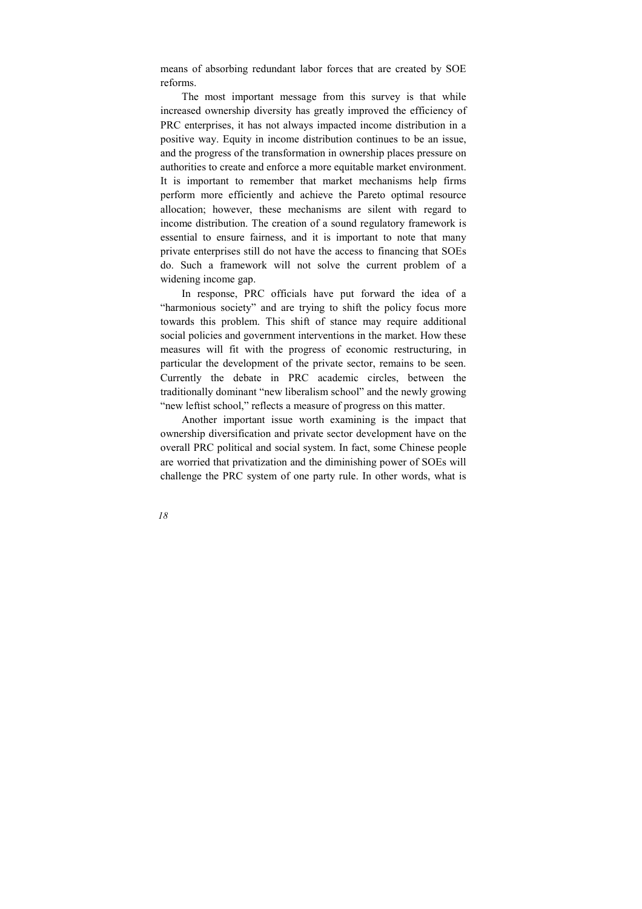means of absorbing redundant labor forces that are created by SOE reforms.

The most important message from this survey is that while increased ownership diversity has greatly improved the efficiency of PRC enterprises, it has not always impacted income distribution in a positive way. Equity in income distribution continues to be an issue, and the progress of the transformation in ownership places pressure on authorities to create and enforce a more equitable market environment. It is important to remember that market mechanisms help firms perform more efficiently and achieve the Pareto optimal resource allocation; however, these mechanisms are silent with regard to income distribution. The creation of a sound regulatory framework is essential to ensure fairness, and it is important to note that many private enterprises still do not have the access to financing that SOEs do. Such a framework will not solve the current problem of a widening income gap.

In response, PRC officials have put forward the idea of a "harmonious society" and are trying to shift the policy focus more towards this problem. This shift of stance may require additional social policies and government interventions in the market. How these measures will fit with the progress of economic restructuring, in particular the development of the private sector, remains to be seen. Currently the debate in PRC academic circles, between the traditionally dominant "new liberalism school" and the newly growing "new leftist school," reflects a measure of progress on this matter.

Another important issue worth examining is the impact that ownership diversification and private sector development have on the overall PRC political and social system. In fact, some Chinese people are worried that privatization and the diminishing power of SOEs will challenge the PRC system of one party rule. In other words, what is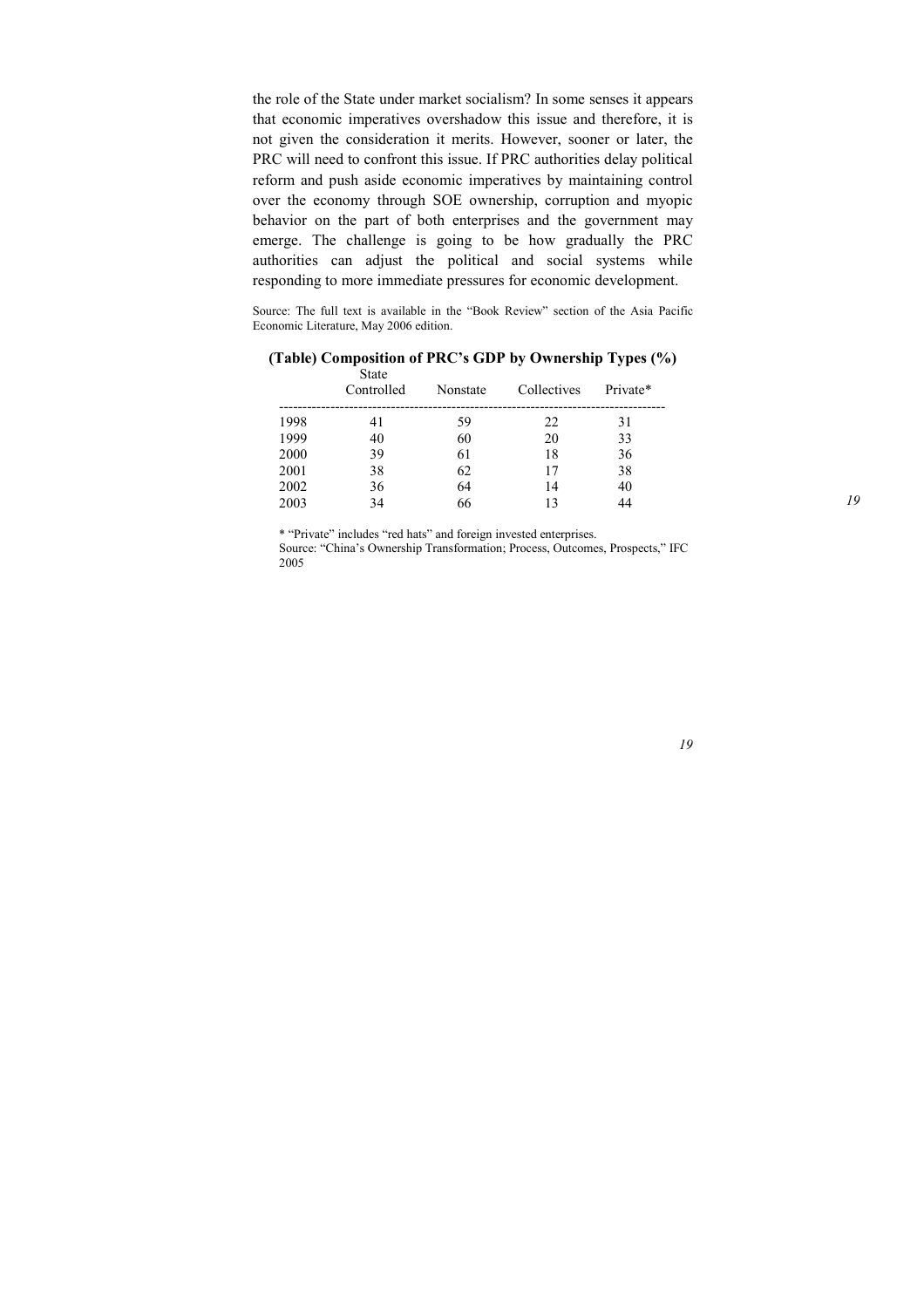the role of the State under market socialism? In some senses it appears that economic imperatives overshadow this issue and therefore, it is not given the consideration it merits. However, sooner or later, the PRC will need to confront this issue. If PRC authorities delay political reform and push aside economic imperatives by maintaining control over the economy through SOE ownership, corruption and myopic behavior on the part of both enterprises and the government may emerge. The challenge is going to be how gradually the PRC authorities can adjust the political and social systems while responding to more immediate pressures for economic development.

Source: The full text is available in the "Book Review" section of the Asia Pacific Economic Literature, May 2006 edition.

**(Table) Composition of PRC's GDP by Ownership Types (%)**

| | State Controlled | Nonstate | Collectives | Private* |
|---|---|---|---|---|
| 1998 | 41 | 59 | 22 | 31 |
| 1999 | 40 | 60 | 20 | 33 |
| 2000 | 39 | 61 | 18 | 36 |
| 2001 | 38 | 62 | 17 | 38 |
| 2002 | 36 | 64 | 14 | 40 |
| 2003 | 34 | 66 | 13 | 44 |

* "Private" includes "red hats" and foreign invested enterprises.
Source: "China's Ownership Transformation; Process, Outcomes, Prospects," IFC 2005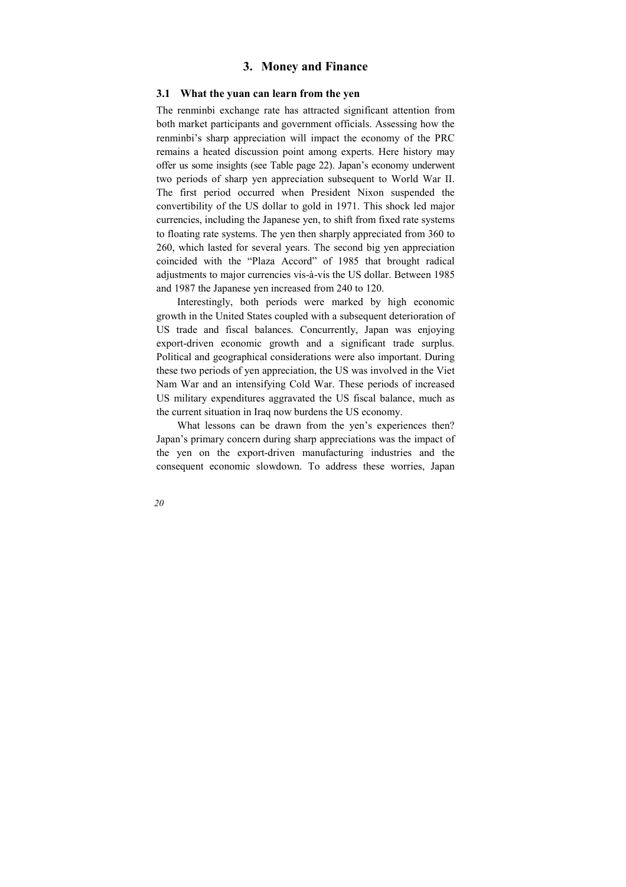# 3. Money and Finance

## 3.1 What the yuan can learn from the yen

The renminbi exchange rate has attracted significant attention from both market participants and government officials. Assessing how the renminbi's sharp appreciation will impact the economy of the PRC remains a heated discussion point among experts. Here history may offer us some insights (see Table page 22). Japan's economy underwent two periods of sharp yen appreciation subsequent to World War II. The first period occurred when President Nixon suspended the convertibility of the US dollar to gold in 1971. This shock led major currencies, including the Japanese yen, to shift from fixed rate systems to floating rate systems. The yen then sharply appreciated from 360 to 260, which lasted for several years. The second big yen appreciation coincided with the "Plaza Accord" of 1985 that brought radical adjustments to major currencies vis-à-vis the US dollar. Between 1985 and 1987 the Japanese yen increased from 240 to 120.

Interestingly, both periods were marked by high economic growth in the United States coupled with a subsequent deterioration of US trade and fiscal balances. Concurrently, Japan was enjoying export-driven economic growth and a significant trade surplus. Political and geographical considerations were also important. During these two periods of yen appreciation, the US was involved in the Viet Nam War and an intensifying Cold War. These periods of increased US military expenditures aggravated the US fiscal balance, much as the current situation in Iraq now burdens the US economy.

What lessons can be drawn from the yen's experiences then? Japan's primary concern during sharp appreciations was the impact of the yen on the export-driven manufacturing industries and the consequent economic slowdown. To address these worries, Japan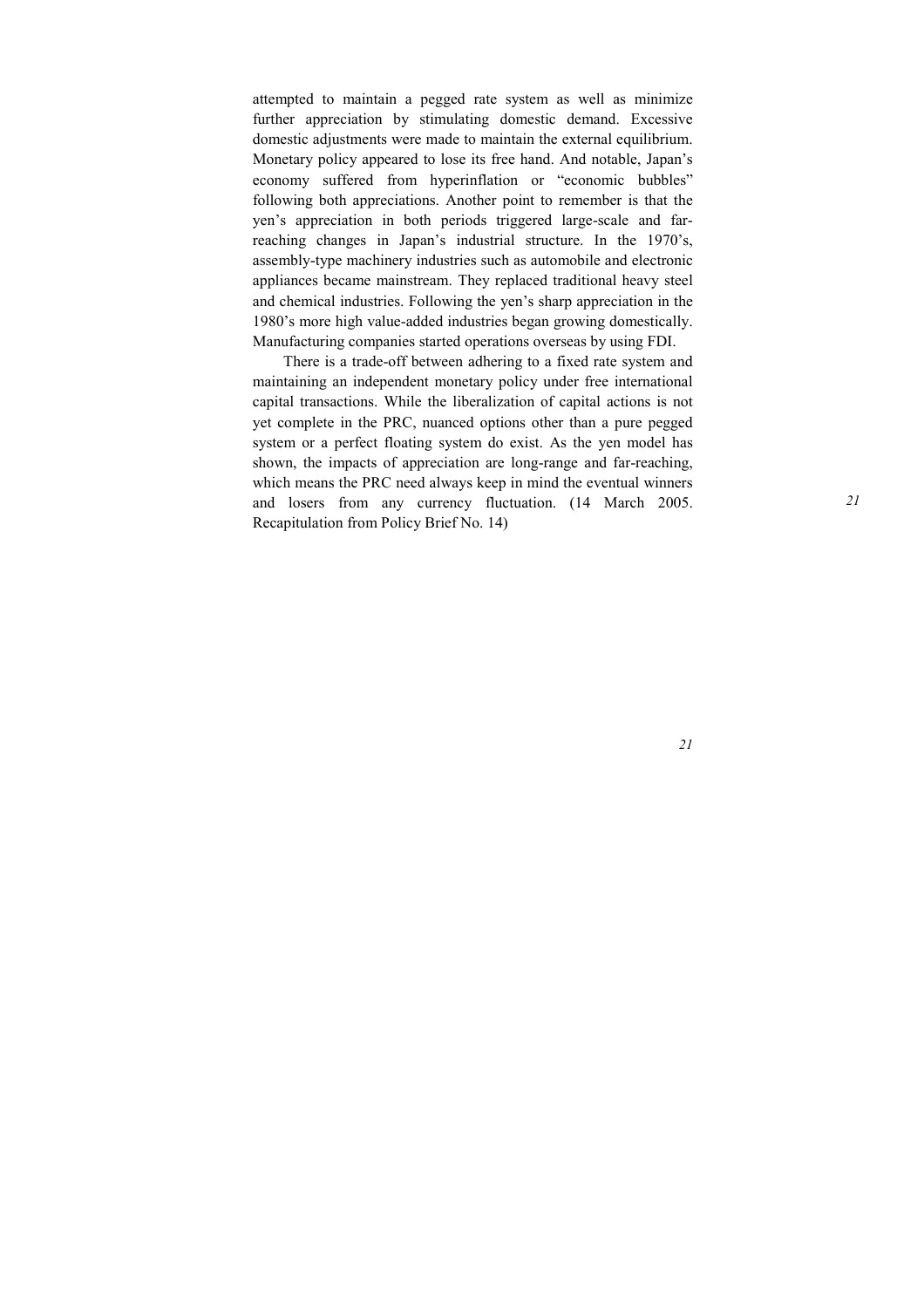attempted to maintain a pegged rate system as well as minimize further appreciation by stimulating domestic demand. Excessive domestic adjustments were made to maintain the external equilibrium. Monetary policy appeared to lose its free hand. And notable, Japan's economy suffered from hyperinflation or "economic bubbles" following both appreciations. Another point to remember is that the yen's appreciation in both periods triggered large-scale and far-reaching changes in Japan's industrial structure. In the 1970's, assembly-type machinery industries such as automobile and electronic appliances became mainstream. They replaced traditional heavy steel and chemical industries. Following the yen's sharp appreciation in the 1980's more high value-added industries began growing domestically. Manufacturing companies started operations overseas by using FDI.

There is a trade-off between adhering to a fixed rate system and maintaining an independent monetary policy under free international capital transactions. While the liberalization of capital actions is not yet complete in the PRC, nuanced options other than a pure pegged system or a perfect floating system do exist. As the yen model has shown, the impacts of appreciation are long-range and far-reaching, which means the PRC need always keep in mind the eventual winners and losers from any currency fluctuation. (14 March 2005. Recapitulation from Policy Brief No. 14)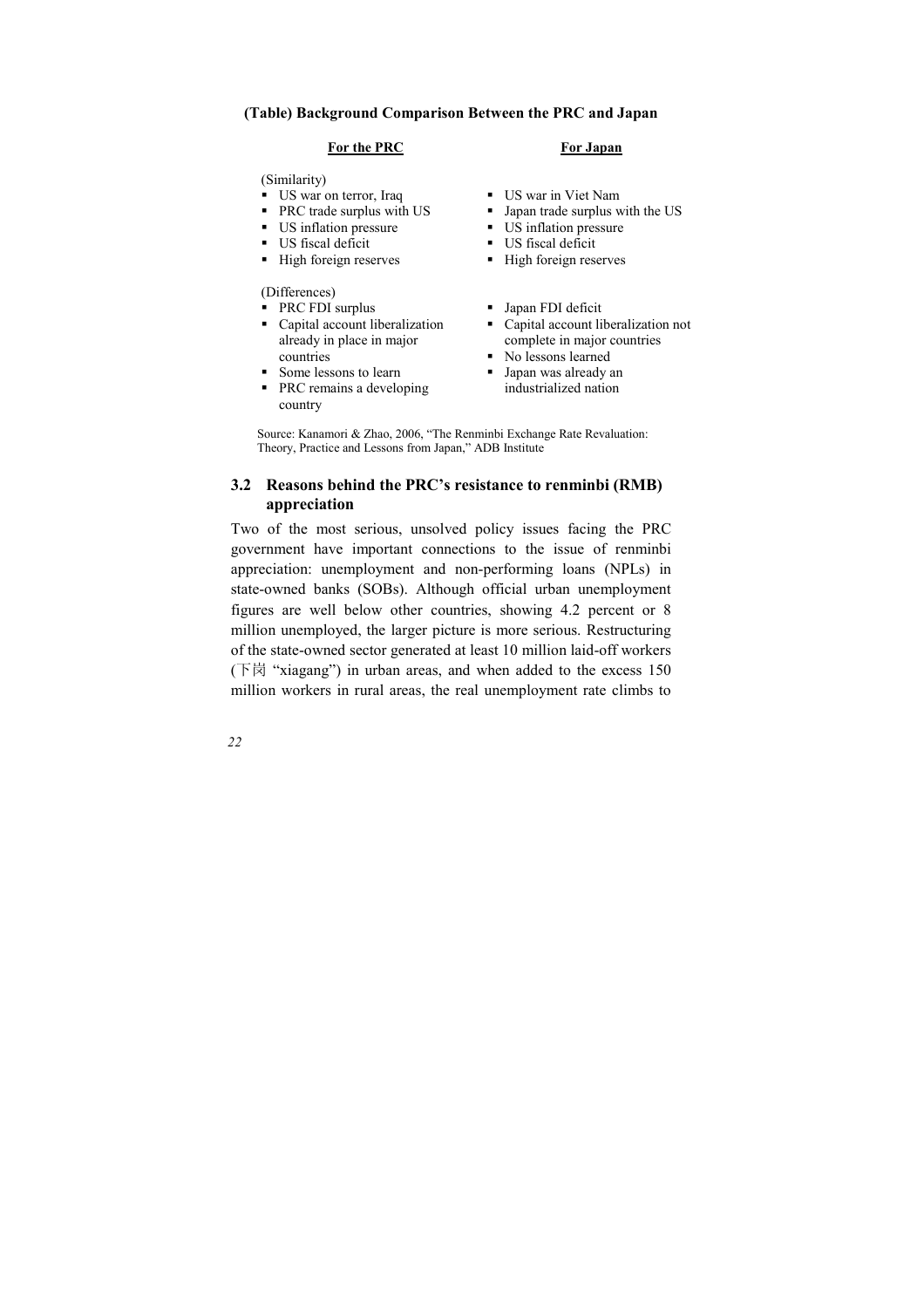**(Table) Background Comparison Between the PRC and Japan**

| For the PRC | For Japan |
|---|---|
| (Similarity) | |
| ▪ US war on terror, Iraq | ▪ US war in Viet Nam |
| ▪ PRC trade surplus with US | ▪ Japan trade surplus with the US |
| ▪ US inflation pressure | ▪ US inflation pressure |
| ▪ US fiscal deficit | ▪ US fiscal deficit |
| ▪ High foreign reserves | ▪ High foreign reserves |
| (Differences) | |
| ▪ PRC FDI surplus | ▪ Japan FDI deficit |
| ▪ Capital account liberalization already in place in major countries | ▪ Capital account liberalization not complete in major countries |
| ▪ Some lessons to learn | ▪ No lessons learned |
| ▪ PRC remains a developing country | ▪ Japan was already an industrialized nation |

Source: Kanamori & Zhao, 2006, "The Renminbi Exchange Rate Revaluation: Theory, Practice and Lessons from Japan," ADB Institute

## 3.2 Reasons behind the PRC's resistance to renminbi (RMB) appreciation

Two of the most serious, unsolved policy issues facing the PRC government have important connections to the issue of renminbi appreciation: unemployment and non-performing loans (NPLs) in state-owned banks (SOBs). Although official urban unemployment figures are well below other countries, showing 4.2 percent or 8 million unemployed, the larger picture is more serious. Restructuring of the state-owned sector generated at least 10 million laid-off workers (下岗 "xiagang") in urban areas, and when added to the excess 150 million workers in rural areas, the real unemployment rate climbs to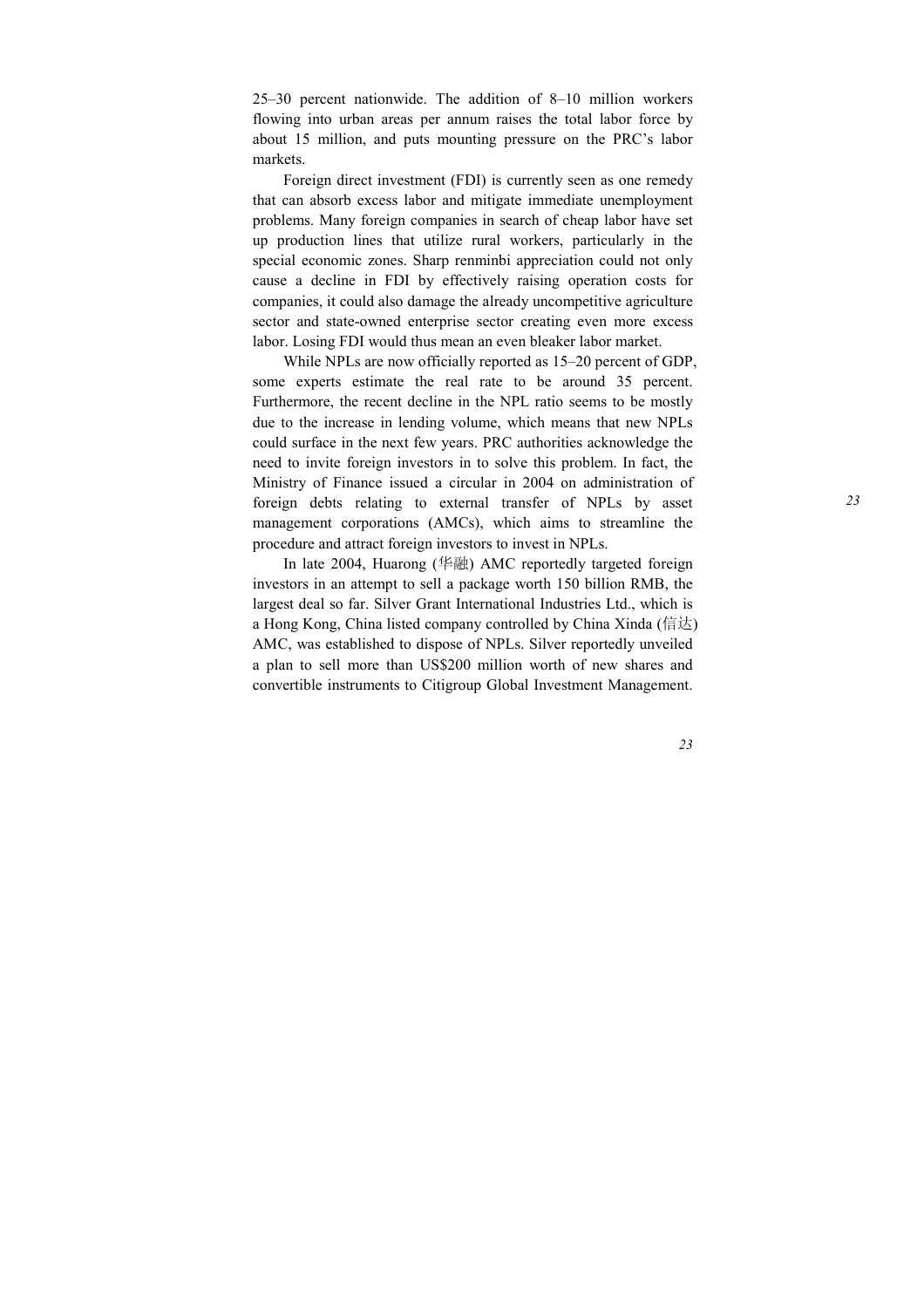25–30 percent nationwide. The addition of 8–10 million workers flowing into urban areas per annum raises the total labor force by about 15 million, and puts mounting pressure on the PRC's labor markets.

Foreign direct investment (FDI) is currently seen as one remedy that can absorb excess labor and mitigate immediate unemployment problems. Many foreign companies in search of cheap labor have set up production lines that utilize rural workers, particularly in the special economic zones. Sharp renminbi appreciation could not only cause a decline in FDI by effectively raising operation costs for companies, it could also damage the already uncompetitive agriculture sector and state-owned enterprise sector creating even more excess labor. Losing FDI would thus mean an even bleaker labor market.

While NPLs are now officially reported as 15–20 percent of GDP, some experts estimate the real rate to be around 35 percent. Furthermore, the recent decline in the NPL ratio seems to be mostly due to the increase in lending volume, which means that new NPLs could surface in the next few years. PRC authorities acknowledge the need to invite foreign investors in to solve this problem. In fact, the Ministry of Finance issued a circular in 2004 on administration of foreign debts relating to external transfer of NPLs by asset management corporations (AMCs), which aims to streamline the procedure and attract foreign investors to invest in NPLs.

In late 2004, Huarong (华融) AMC reportedly targeted foreign investors in an attempt to sell a package worth 150 billion RMB, the largest deal so far. Silver Grant International Industries Ltd., which is a Hong Kong, China listed company controlled by China Xinda (信达) AMC, was established to dispose of NPLs. Silver reportedly unveiled a plan to sell more than US$200 million worth of new shares and convertible instruments to Citigroup Global Investment Management.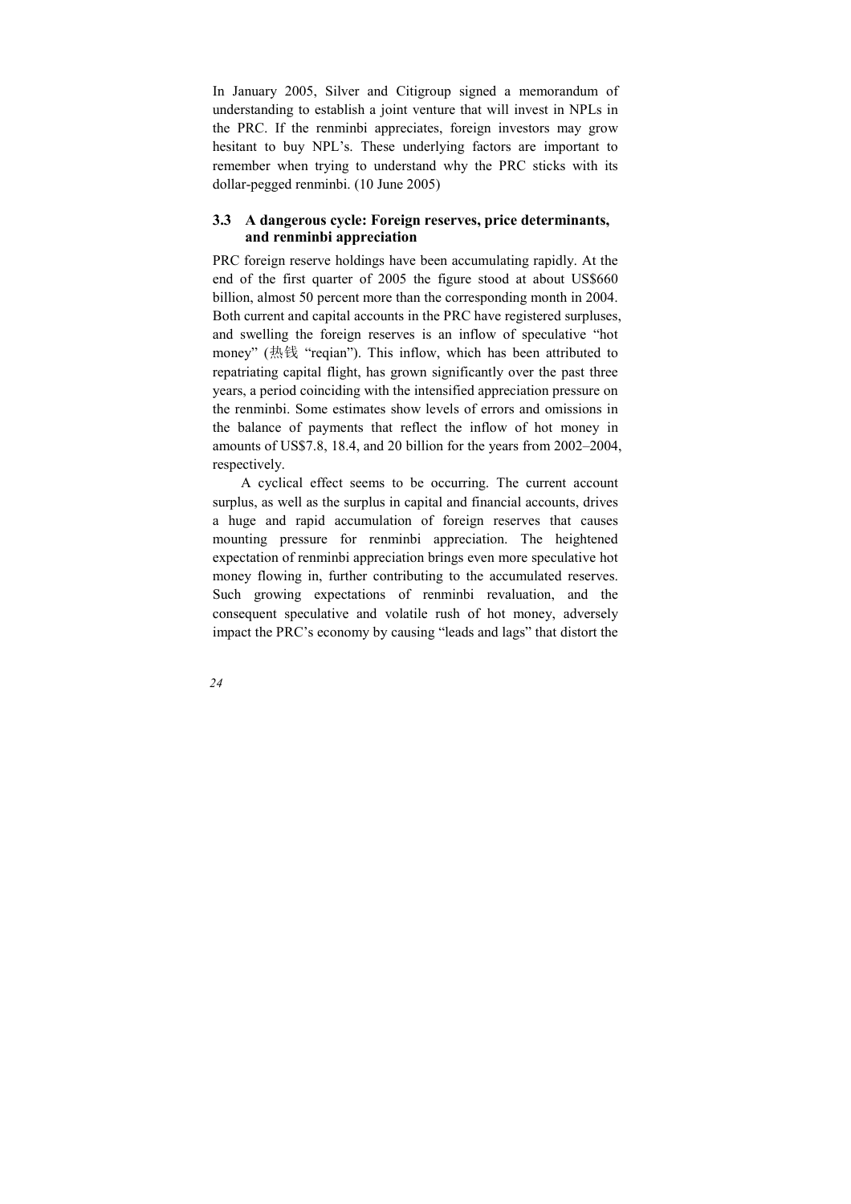In January 2005, Silver and Citigroup signed a memorandum of understanding to establish a joint venture that will invest in NPLs in the PRC. If the renminbi appreciates, foreign investors may grow hesitant to buy NPL's. These underlying factors are important to remember when trying to understand why the PRC sticks with its dollar-pegged renminbi. (10 June 2005)

### 3.3 A dangerous cycle: Foreign reserves, price determinants, and renminbi appreciation

PRC foreign reserve holdings have been accumulating rapidly. At the end of the first quarter of 2005 the figure stood at about US$660 billion, almost 50 percent more than the corresponding month in 2004. Both current and capital accounts in the PRC have registered surpluses, and swelling the foreign reserves is an inflow of speculative "hot money" (热钱 "reqian"). This inflow, which has been attributed to repatriating capital flight, has grown significantly over the past three years, a period coinciding with the intensified appreciation pressure on the renminbi. Some estimates show levels of errors and omissions in the balance of payments that reflect the inflow of hot money in amounts of US$7.8, 18.4, and 20 billion for the years from 2002–2004, respectively.

A cyclical effect seems to be occurring. The current account surplus, as well as the surplus in capital and financial accounts, drives a huge and rapid accumulation of foreign reserves that causes mounting pressure for renminbi appreciation. The heightened expectation of renminbi appreciation brings even more speculative hot money flowing in, further contributing to the accumulated reserves. Such growing expectations of renminbi revaluation, and the consequent speculative and volatile rush of hot money, adversely impact the PRC's economy by causing "leads and lags" that distort the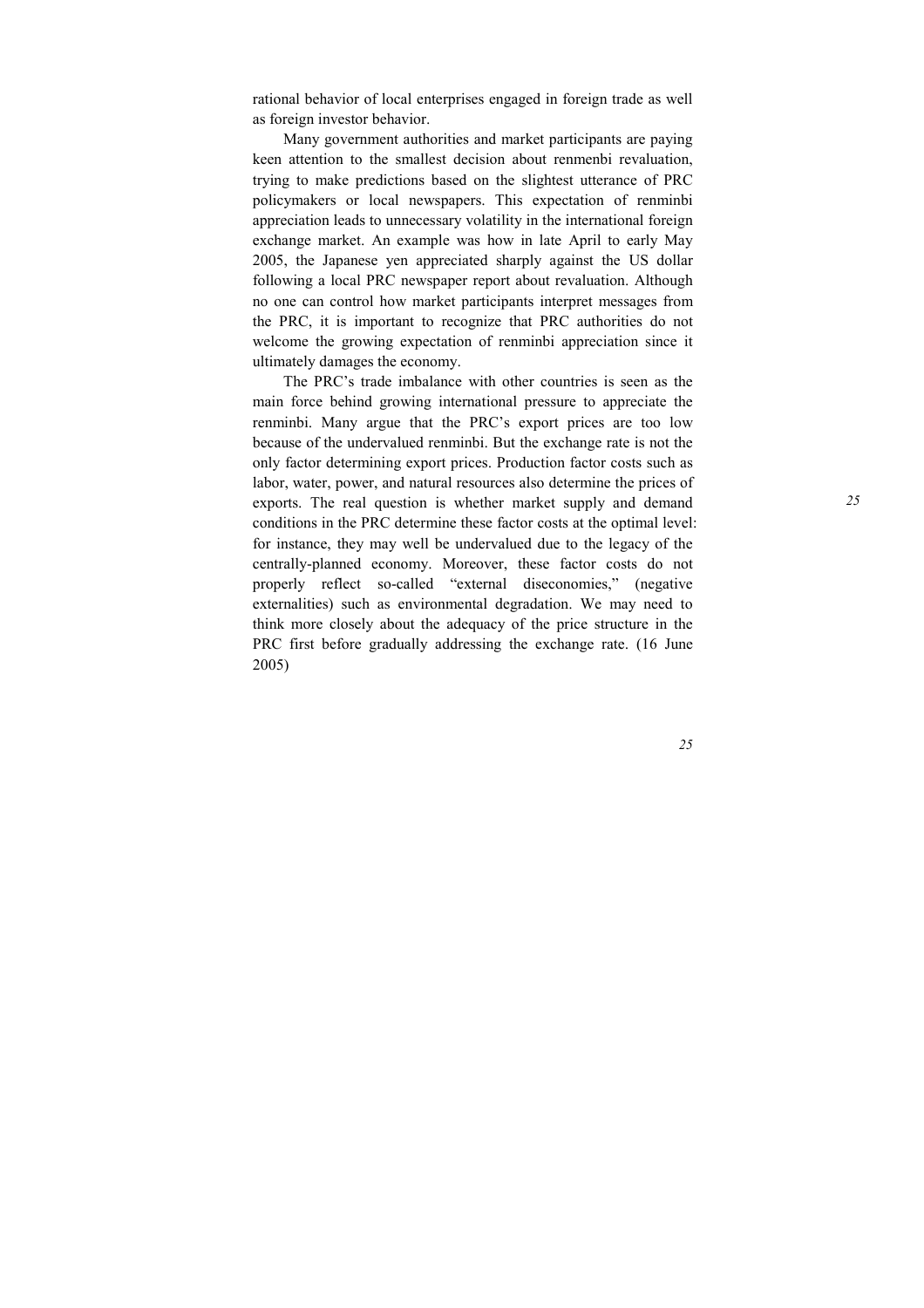rational behavior of local enterprises engaged in foreign trade as well as foreign investor behavior.

Many government authorities and market participants are paying keen attention to the smallest decision about renmenbi revaluation, trying to make predictions based on the slightest utterance of PRC policymakers or local newspapers. This expectation of renminbi appreciation leads to unnecessary volatility in the international foreign exchange market. An example was how in late April to early May 2005, the Japanese yen appreciated sharply against the US dollar following a local PRC newspaper report about revaluation. Although no one can control how market participants interpret messages from the PRC, it is important to recognize that PRC authorities do not welcome the growing expectation of renminbi appreciation since it ultimately damages the economy.

The PRC's trade imbalance with other countries is seen as the main force behind growing international pressure to appreciate the renminbi. Many argue that the PRC's export prices are too low because of the undervalued renminbi. But the exchange rate is not the only factor determining export prices. Production factor costs such as labor, water, power, and natural resources also determine the prices of exports. The real question is whether market supply and demand conditions in the PRC determine these factor costs at the optimal level: for instance, they may well be undervalued due to the legacy of the centrally-planned economy. Moreover, these factor costs do not properly reflect so-called "external diseconomies," (negative externalities) such as environmental degradation. We may need to think more closely about the adequacy of the price structure in the PRC first before gradually addressing the exchange rate. (16 June 2005)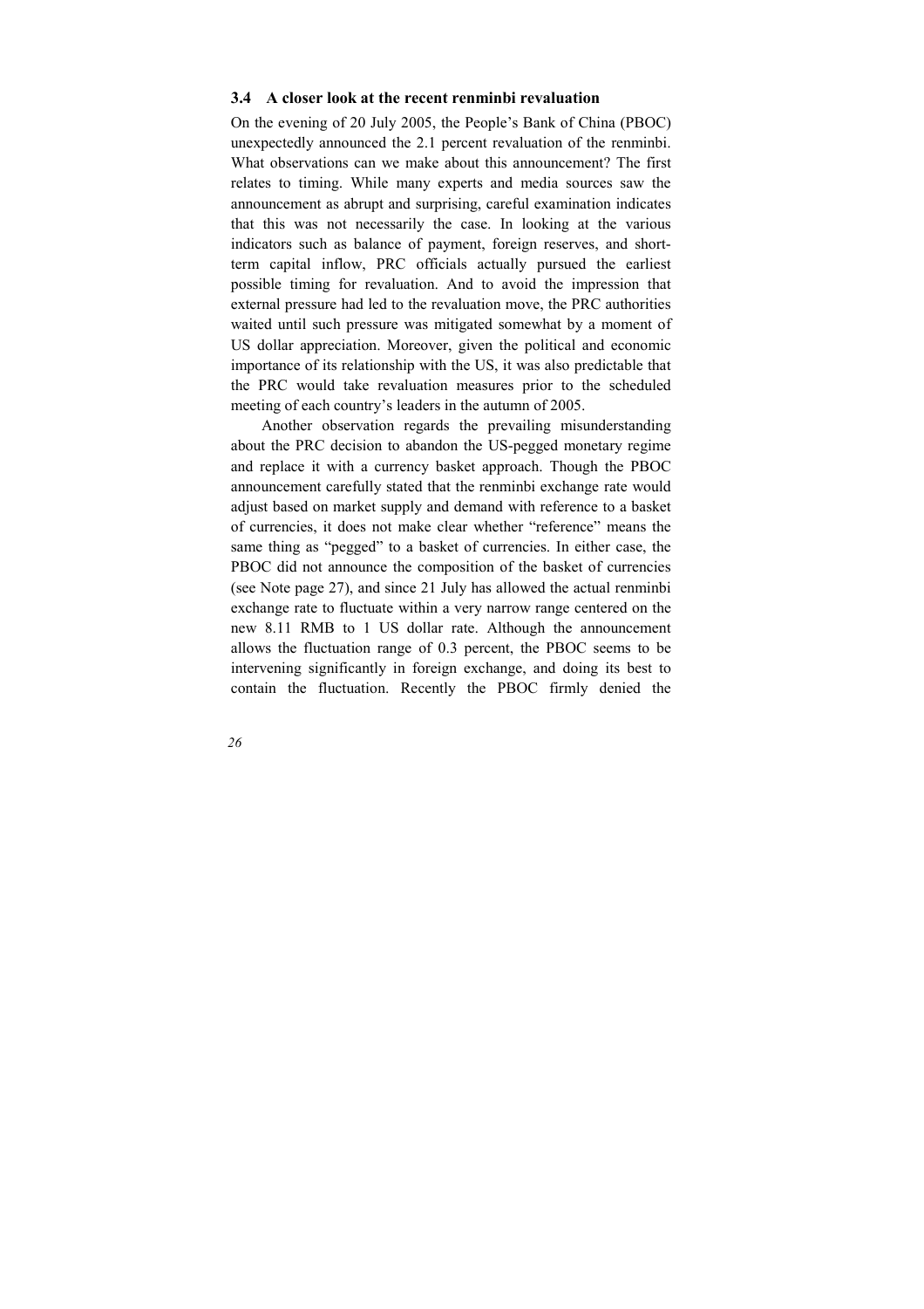### 3.4 A closer look at the recent renminbi revaluation

On the evening of 20 July 2005, the People's Bank of China (PBOC) unexpectedly announced the 2.1 percent revaluation of the renminbi. What observations can we make about this announcement? The first relates to timing. While many experts and media sources saw the announcement as abrupt and surprising, careful examination indicates that this was not necessarily the case. In looking at the various indicators such as balance of payment, foreign reserves, and short-term capital inflow, PRC officials actually pursued the earliest possible timing for revaluation. And to avoid the impression that external pressure had led to the revaluation move, the PRC authorities waited until such pressure was mitigated somewhat by a moment of US dollar appreciation. Moreover, given the political and economic importance of its relationship with the US, it was also predictable that the PRC would take revaluation measures prior to the scheduled meeting of each country's leaders in the autumn of 2005.

Another observation regards the prevailing misunderstanding about the PRC decision to abandon the US-pegged monetary regime and replace it with a currency basket approach. Though the PBOC announcement carefully stated that the renminbi exchange rate would adjust based on market supply and demand with reference to a basket of currencies, it does not make clear whether "reference" means the same thing as "pegged" to a basket of currencies. In either case, the PBOC did not announce the composition of the basket of currencies (see Note page 27), and since 21 July has allowed the actual renminbi exchange rate to fluctuate within a very narrow range centered on the new 8.11 RMB to 1 US dollar rate. Although the announcement allows the fluctuation range of 0.3 percent, the PBOC seems to be intervening significantly in foreign exchange, and doing its best to contain the fluctuation. Recently the PBOC firmly denied the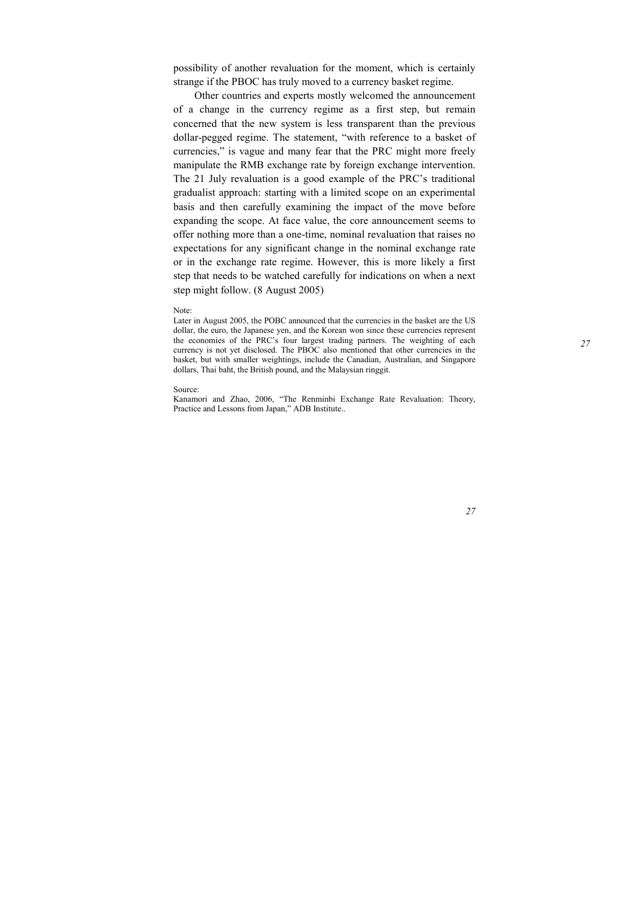possibility of another revaluation for the moment, which is certainly strange if the PBOC has truly moved to a currency basket regime.

Other countries and experts mostly welcomed the announcement of a change in the currency regime as a first step, but remain concerned that the new system is less transparent than the previous dollar-pegged regime. The statement, "with reference to a basket of currencies," is vague and many fear that the PRC might more freely manipulate the RMB exchange rate by foreign exchange intervention. The 21 July revaluation is a good example of the PRC's traditional gradualist approach: starting with a limited scope on an experimental basis and then carefully examining the impact of the move before expanding the scope. At face value, the core announcement seems to offer nothing more than a one-time, nominal revaluation that raises no expectations for any significant change in the nominal exchange rate or in the exchange rate regime. However, this is more likely a first step that needs to be watched carefully for indications on when a next step might follow. (8 August 2005)

Note:

Later in August 2005, the POBC announced that the currencies in the basket are the US dollar, the euro, the Japanese yen, and the Korean won since these currencies represent the economies of the PRC's four largest trading partners. The weighting of each currency is not yet disclosed. The PBOC also mentioned that other currencies in the basket, but with smaller weightings, include the Canadian, Australian, and Singapore dollars, Thai baht, the British pound, and the Malaysian ringgit.

Source:

Kanamori and Zhao, 2006, "The Renminbi Exchange Rate Revaluation: Theory, Practice and Lessons from Japan," ADB Institute..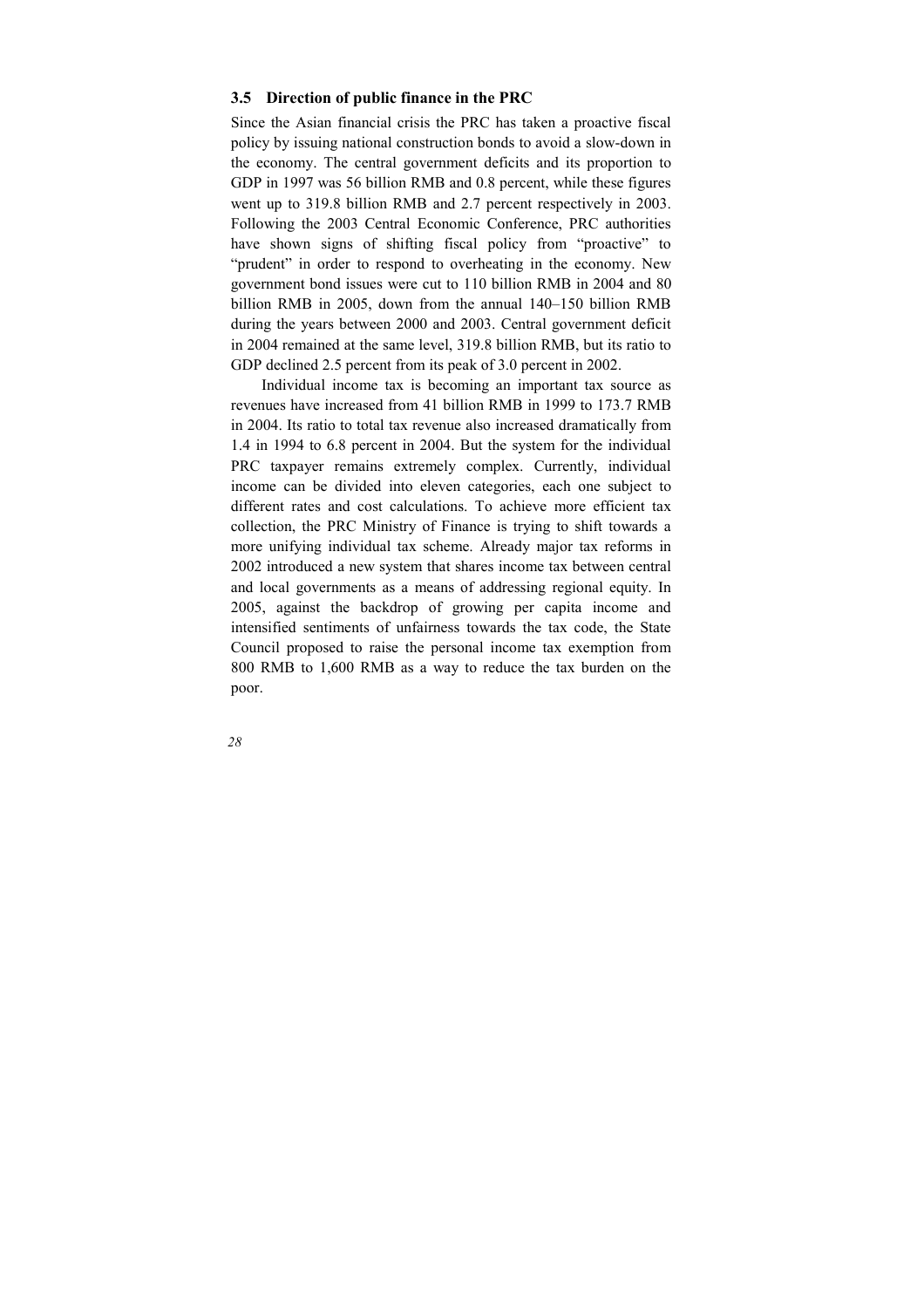### 3.5 Direction of public finance in the PRC

Since the Asian financial crisis the PRC has taken a proactive fiscal policy by issuing national construction bonds to avoid a slow-down in the economy. The central government deficits and its proportion to GDP in 1997 was 56 billion RMB and 0.8 percent, while these figures went up to 319.8 billion RMB and 2.7 percent respectively in 2003. Following the 2003 Central Economic Conference, PRC authorities have shown signs of shifting fiscal policy from "proactive" to "prudent" in order to respond to overheating in the economy. New government bond issues were cut to 110 billion RMB in 2004 and 80 billion RMB in 2005, down from the annual 140–150 billion RMB during the years between 2000 and 2003. Central government deficit in 2004 remained at the same level, 319.8 billion RMB, but its ratio to GDP declined 2.5 percent from its peak of 3.0 percent in 2002.

Individual income tax is becoming an important tax source as revenues have increased from 41 billion RMB in 1999 to 173.7 RMB in 2004. Its ratio to total tax revenue also increased dramatically from 1.4 in 1994 to 6.8 percent in 2004. But the system for the individual PRC taxpayer remains extremely complex. Currently, individual income can be divided into eleven categories, each one subject to different rates and cost calculations. To achieve more efficient tax collection, the PRC Ministry of Finance is trying to shift towards a more unifying individual tax scheme. Already major tax reforms in 2002 introduced a new system that shares income tax between central and local governments as a means of addressing regional equity. In 2005, against the backdrop of growing per capita income and intensified sentiments of unfairness towards the tax code, the State Council proposed to raise the personal income tax exemption from 800 RMB to 1,600 RMB as a way to reduce the tax burden on the poor.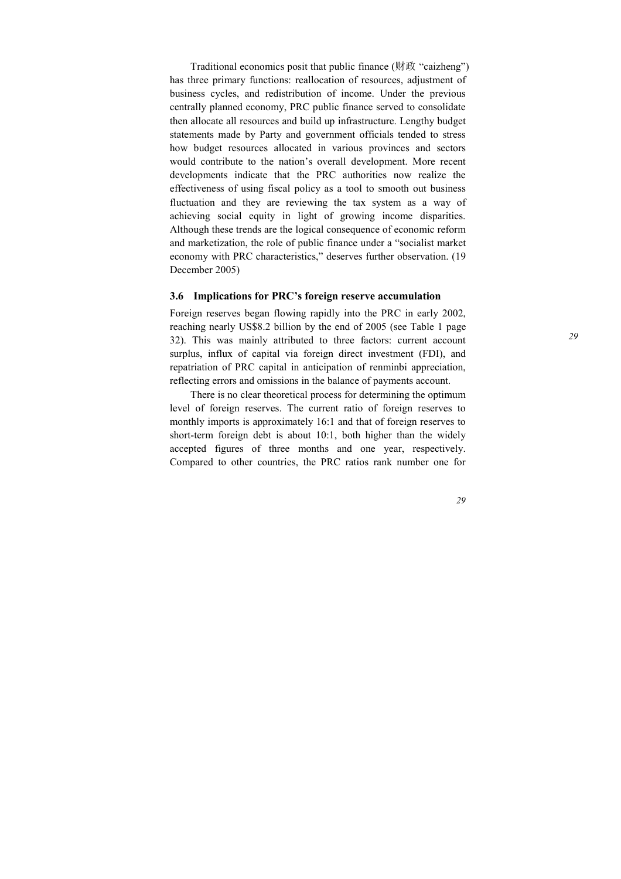Traditional economics posit that public finance (财政 "caizheng") has three primary functions: reallocation of resources, adjustment of business cycles, and redistribution of income. Under the previous centrally planned economy, PRC public finance served to consolidate then allocate all resources and build up infrastructure. Lengthy budget statements made by Party and government officials tended to stress how budget resources allocated in various provinces and sectors would contribute to the nation's overall development. More recent developments indicate that the PRC authorities now realize the effectiveness of using fiscal policy as a tool to smooth out business fluctuation and they are reviewing the tax system as a way of achieving social equity in light of growing income disparities. Although these trends are the logical consequence of economic reform and marketization, the role of public finance under a "socialist market economy with PRC characteristics," deserves further observation. (19 December 2005)

### 3.6 Implications for PRC's foreign reserve accumulation

Foreign reserves began flowing rapidly into the PRC in early 2002, reaching nearly US$8.2 billion by the end of 2005 (see Table 1 page 32). This was mainly attributed to three factors: current account surplus, influx of capital via foreign direct investment (FDI), and repatriation of PRC capital in anticipation of renminbi appreciation, reflecting errors and omissions in the balance of payments account.

There is no clear theoretical process for determining the optimum level of foreign reserves. The current ratio of foreign reserves to monthly imports is approximately 16:1 and that of foreign reserves to short-term foreign debt is about 10:1, both higher than the widely accepted figures of three months and one year, respectively. Compared to other countries, the PRC ratios rank number one for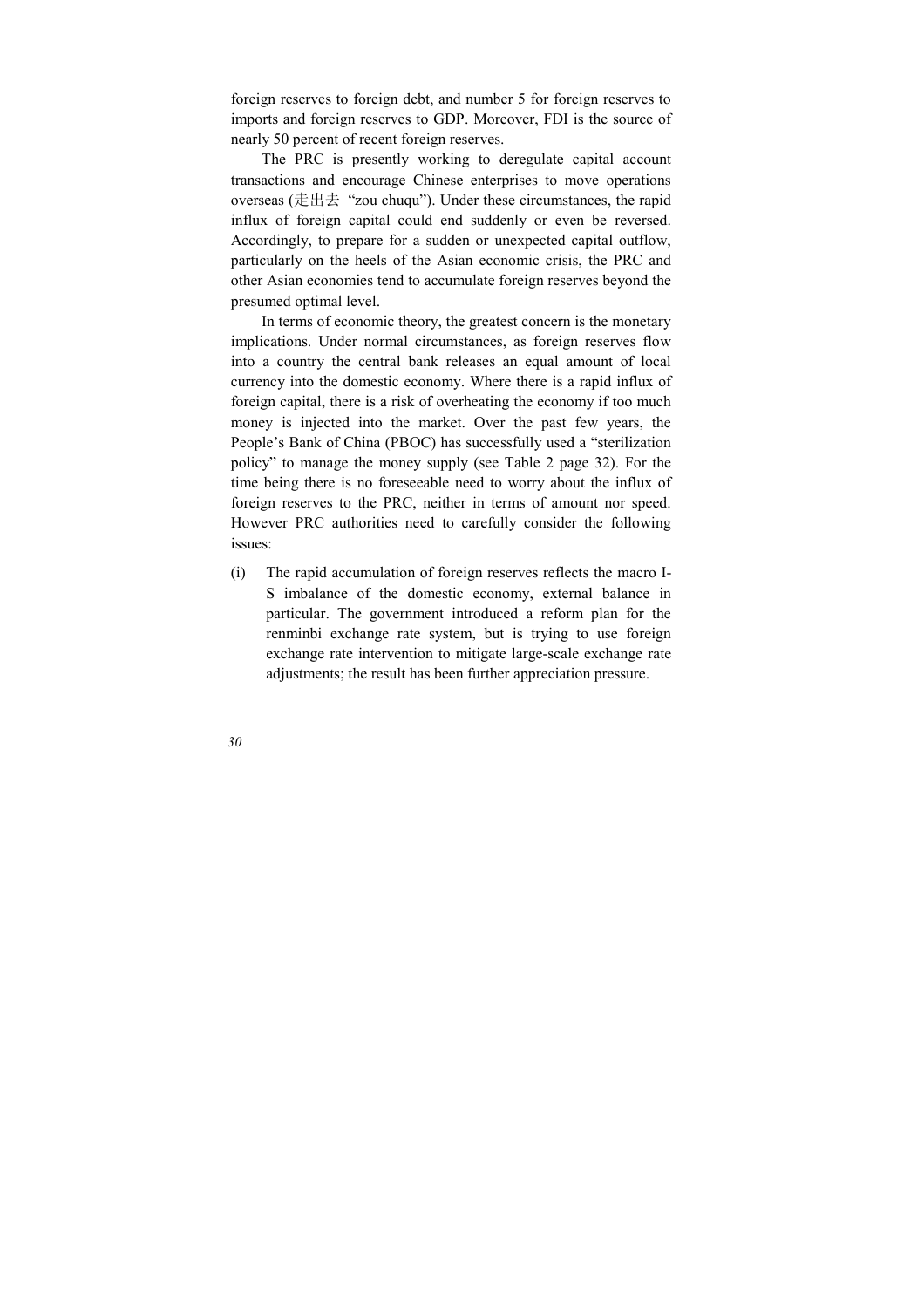foreign reserves to foreign debt, and number 5 for foreign reserves to imports and foreign reserves to GDP. Moreover, FDI is the source of nearly 50 percent of recent foreign reserves.

The PRC is presently working to deregulate capital account transactions and encourage Chinese enterprises to move operations overseas (走出去 "zou chuqu"). Under these circumstances, the rapid influx of foreign capital could end suddenly or even be reversed. Accordingly, to prepare for a sudden or unexpected capital outflow, particularly on the heels of the Asian economic crisis, the PRC and other Asian economies tend to accumulate foreign reserves beyond the presumed optimal level.

In terms of economic theory, the greatest concern is the monetary implications. Under normal circumstances, as foreign reserves flow into a country the central bank releases an equal amount of local currency into the domestic economy. Where there is a rapid influx of foreign capital, there is a risk of overheating the economy if too much money is injected into the market. Over the past few years, the People's Bank of China (PBOC) has successfully used a "sterilization policy" to manage the money supply (see Table 2 page 32). For the time being there is no foreseeable need to worry about the influx of foreign reserves to the PRC, neither in terms of amount nor speed. However PRC authorities need to carefully consider the following issues:

(i) The rapid accumulation of foreign reserves reflects the macro I-S imbalance of the domestic economy, external balance in particular. The government introduced a reform plan for the renminbi exchange rate system, but is trying to use foreign exchange rate intervention to mitigate large-scale exchange rate adjustments; the result has been further appreciation pressure.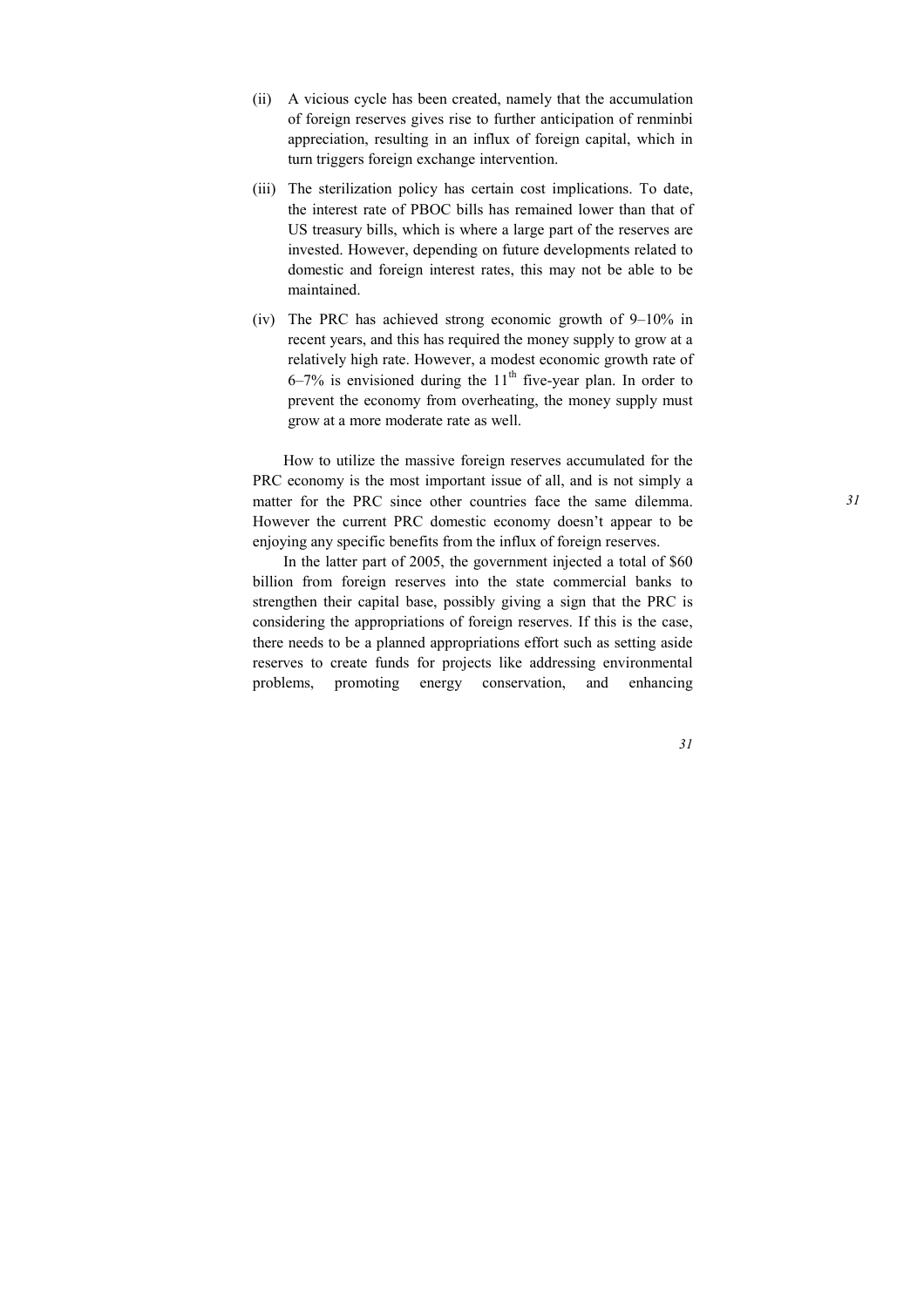(ii) A vicious cycle has been created, namely that the accumulation of foreign reserves gives rise to further anticipation of renminbi appreciation, resulting in an influx of foreign capital, which in turn triggers foreign exchange intervention.

(iii) The sterilization policy has certain cost implications. To date, the interest rate of PBOC bills has remained lower than that of US treasury bills, which is where a large part of the reserves are invested. However, depending on future developments related to domestic and foreign interest rates, this may not be able to be maintained.

(iv) The PRC has achieved strong economic growth of 9–10% in recent years, and this has required the money supply to grow at a relatively high rate. However, a modest economic growth rate of 6–7% is envisioned during the 11th five-year plan. In order to prevent the economy from overheating, the money supply must grow at a more moderate rate as well.

How to utilize the massive foreign reserves accumulated for the PRC economy is the most important issue of all, and is not simply a matter for the PRC since other countries face the same dilemma. However the current PRC domestic economy doesn't appear to be enjoying any specific benefits from the influx of foreign reserves.

In the latter part of 2005, the government injected a total of $60 billion from foreign reserves into the state commercial banks to strengthen their capital base, possibly giving a sign that the PRC is considering the appropriations of foreign reserves. If this is the case, there needs to be a planned appropriations effort such as setting aside reserves to create funds for projects like addressing environmental problems, promoting energy conservation, and enhancing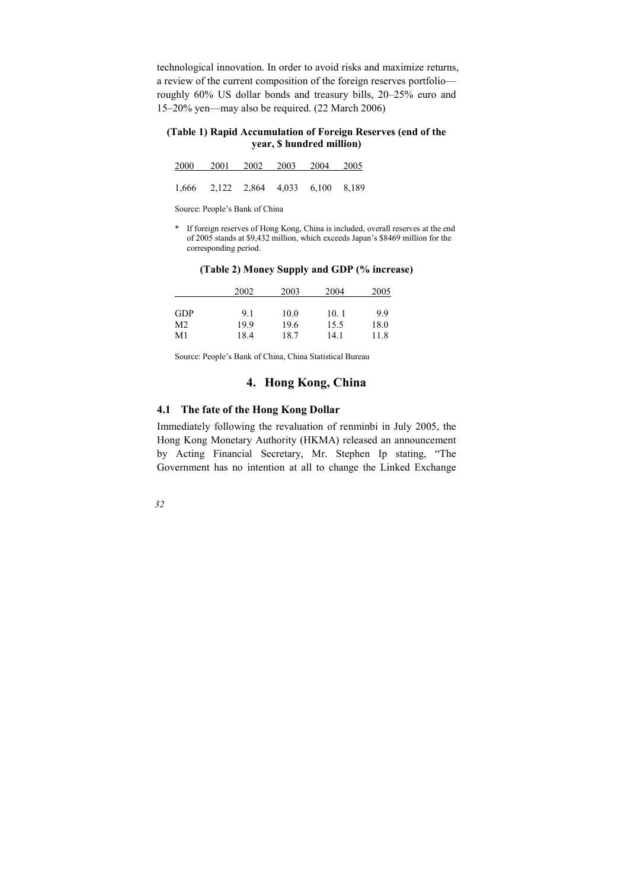technological innovation. In order to avoid risks and maximize returns, a review of the current composition of the foreign reserves portfolio—roughly 60% US dollar bonds and treasury bills, 20–25% euro and 15–20% yen—may also be required. (22 March 2006)

**(Table 1) Rapid Accumulation of Foreign Reserves (end of the year, $ hundred million)**

| 2000 | 2001 | 2002 | 2003 | 2004 | 2005 |
|---|---|---|---|---|---|
| 1,666 | 2,122 | 2,864 | 4,033 | 6,100 | 8,189 |

Source: People's Bank of China

\* If foreign reserves of Hong Kong, China is included, overall reserves at the end of 2005 stands at $9,432 million, which exceeds Japan's $8469 million for the corresponding period.

**(Table 2) Money Supply and GDP (% increase)**

| | 2002 | 2003 | 2004 | 2005 |
|---|---|---|---|---|
| GDP | 9.1 | 10.0 | 10. 1 | 9.9 |
| M2 | 19.9 | 19.6 | 15.5 | 18.0 |
| M1 | 18.4 | 18.7 | 14.1 | 11.8 |

Source: People's Bank of China, China Statistical Bureau

## 4. Hong Kong, China

### 4.1 The fate of the Hong Kong Dollar

Immediately following the revaluation of renminbi in July 2005, the Hong Kong Monetary Authority (HKMA) released an announcement by Acting Financial Secretary, Mr. Stephen Ip stating, "The Government has no intention at all to change the Linked Exchange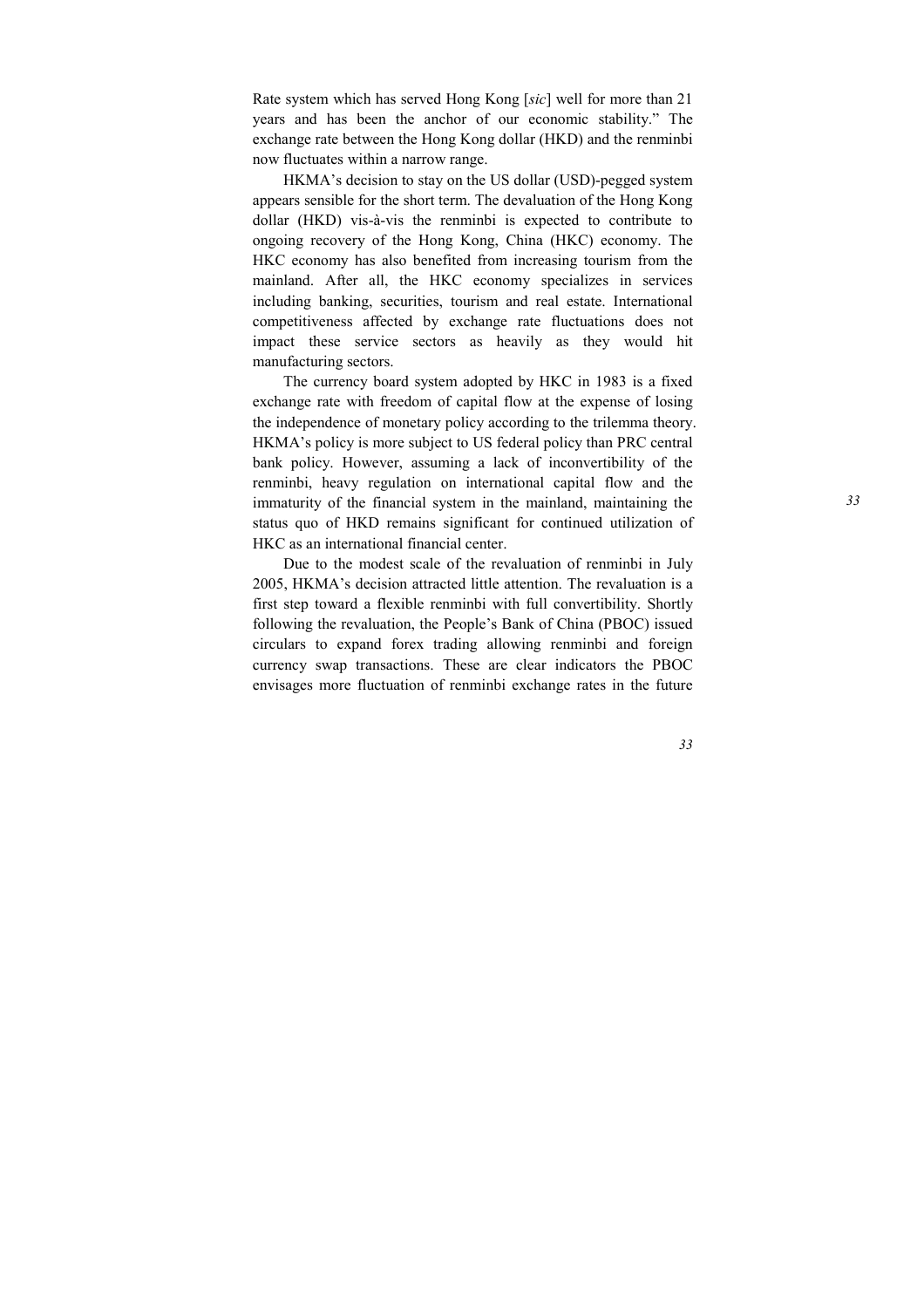Rate system which has served Hong Kong [*sic*] well for more than 21 years and has been the anchor of our economic stability." The exchange rate between the Hong Kong dollar (HKD) and the renminbi now fluctuates within a narrow range.

HKMA's decision to stay on the US dollar (USD)-pegged system appears sensible for the short term. The devaluation of the Hong Kong dollar (HKD) vis-à-vis the renminbi is expected to contribute to ongoing recovery of the Hong Kong, China (HKC) economy. The HKC economy has also benefited from increasing tourism from the mainland. After all, the HKC economy specializes in services including banking, securities, tourism and real estate. International competitiveness affected by exchange rate fluctuations does not impact these service sectors as heavily as they would hit manufacturing sectors.

The currency board system adopted by HKC in 1983 is a fixed exchange rate with freedom of capital flow at the expense of losing the independence of monetary policy according to the trilemma theory. HKMA's policy is more subject to US federal policy than PRC central bank policy. However, assuming a lack of inconvertibility of the renminbi, heavy regulation on international capital flow and the immaturity of the financial system in the mainland, maintaining the status quo of HKD remains significant for continued utilization of HKC as an international financial center.

Due to the modest scale of the revaluation of renminbi in July 2005, HKMA's decision attracted little attention. The revaluation is a first step toward a flexible renminbi with full convertibility. Shortly following the revaluation, the People's Bank of China (PBOC) issued circulars to expand forex trading allowing renminbi and foreign currency swap transactions. These are clear indicators the PBOC envisages more fluctuation of renminbi exchange rates in the future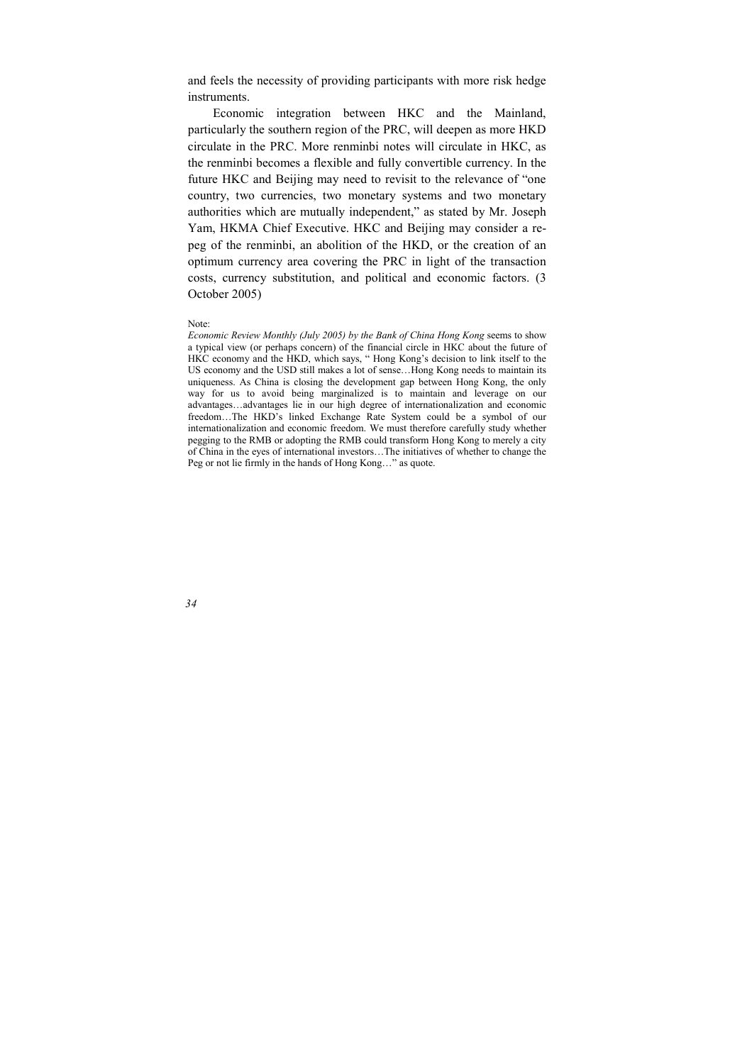and feels the necessity of providing participants with more risk hedge instruments.

Economic integration between HKC and the Mainland, particularly the southern region of the PRC, will deepen as more HKD circulate in the PRC. More renminbi notes will circulate in HKC, as the renminbi becomes a flexible and fully convertible currency. In the future HKC and Beijing may need to revisit to the relevance of "one country, two currencies, two monetary systems and two monetary authorities which are mutually independent," as stated by Mr. Joseph Yam, HKMA Chief Executive. HKC and Beijing may consider a re-peg of the renminbi, an abolition of the HKD, or the creation of an optimum currency area covering the PRC in light of the transaction costs, currency substitution, and political and economic factors. (3 October 2005)

Note:

*Economic Review Monthly (July 2005) by the Bank of China Hong Kong* seems to show a typical view (or perhaps concern) of the financial circle in HKC about the future of HKC economy and the HKD, which says, " Hong Kong's decision to link itself to the US economy and the USD still makes a lot of sense…Hong Kong needs to maintain its uniqueness. As China is closing the development gap between Hong Kong, the only way for us to avoid being marginalized is to maintain and leverage on our advantages…advantages lie in our high degree of internationalization and economic freedom…The HKD's linked Exchange Rate System could be a symbol of our internationalization and economic freedom. We must therefore carefully study whether pegging to the RMB or adopting the RMB could transform Hong Kong to merely a city of China in the eyes of international investors…The initiatives of whether to change the Peg or not lie firmly in the hands of Hong Kong…" as quote.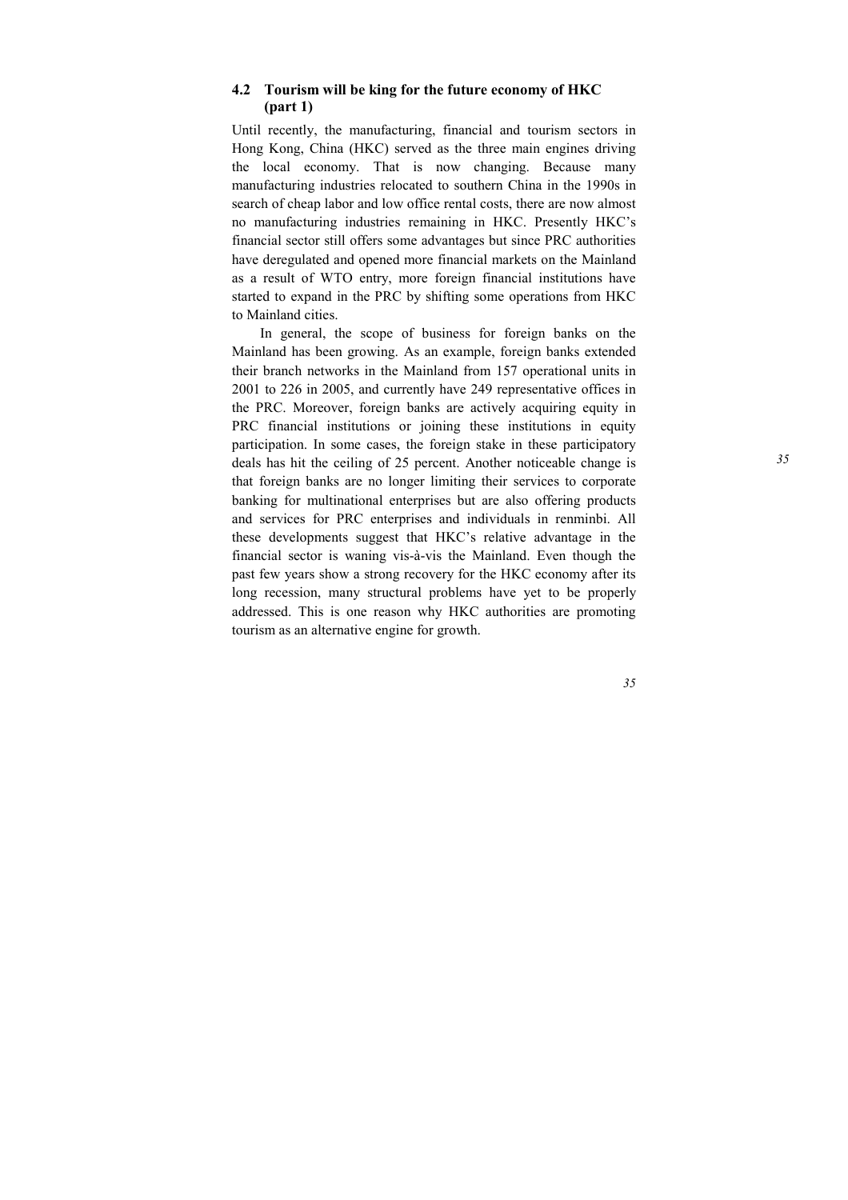## 4.2 Tourism will be king for the future economy of HKC (part 1)

Until recently, the manufacturing, financial and tourism sectors in Hong Kong, China (HKC) served as the three main engines driving the local economy. That is now changing. Because many manufacturing industries relocated to southern China in the 1990s in search of cheap labor and low office rental costs, there are now almost no manufacturing industries remaining in HKC. Presently HKC's financial sector still offers some advantages but since PRC authorities have deregulated and opened more financial markets on the Mainland as a result of WTO entry, more foreign financial institutions have started to expand in the PRC by shifting some operations from HKC to Mainland cities.

In general, the scope of business for foreign banks on the Mainland has been growing. As an example, foreign banks extended their branch networks in the Mainland from 157 operational units in 2001 to 226 in 2005, and currently have 249 representative offices in the PRC. Moreover, foreign banks are actively acquiring equity in PRC financial institutions or joining these institutions in equity participation. In some cases, the foreign stake in these participatory deals has hit the ceiling of 25 percent. Another noticeable change is that foreign banks are no longer limiting their services to corporate banking for multinational enterprises but are also offering products and services for PRC enterprises and individuals in renminbi. All these developments suggest that HKC's relative advantage in the financial sector is waning vis-à-vis the Mainland. Even though the past few years show a strong recovery for the HKC economy after its long recession, many structural problems have yet to be properly addressed. This is one reason why HKC authorities are promoting tourism as an alternative engine for growth.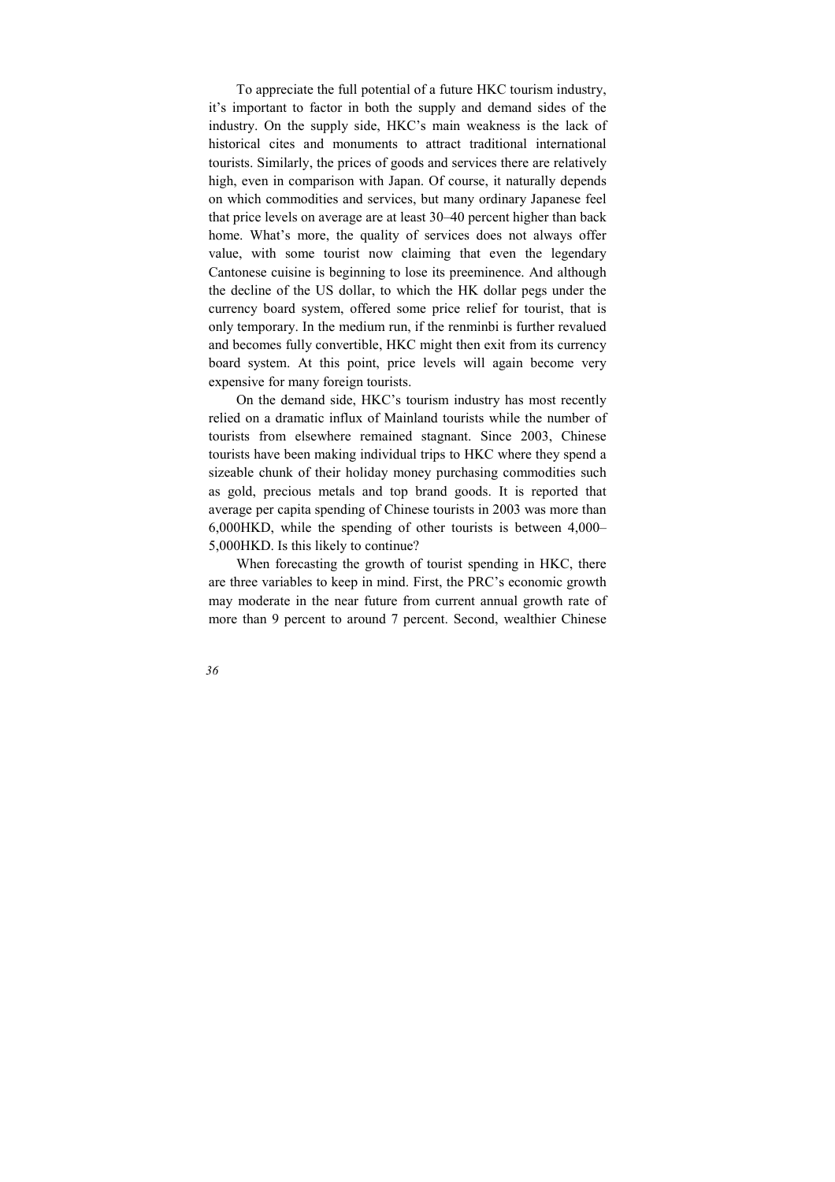To appreciate the full potential of a future HKC tourism industry, it's important to factor in both the supply and demand sides of the industry. On the supply side, HKC's main weakness is the lack of historical cites and monuments to attract traditional international tourists. Similarly, the prices of goods and services there are relatively high, even in comparison with Japan. Of course, it naturally depends on which commodities and services, but many ordinary Japanese feel that price levels on average are at least 30–40 percent higher than back home. What's more, the quality of services does not always offer value, with some tourist now claiming that even the legendary Cantonese cuisine is beginning to lose its preeminence. And although the decline of the US dollar, to which the HK dollar pegs under the currency board system, offered some price relief for tourist, that is only temporary. In the medium run, if the renminbi is further revalued and becomes fully convertible, HKC might then exit from its currency board system. At this point, price levels will again become very expensive for many foreign tourists.

On the demand side, HKC's tourism industry has most recently relied on a dramatic influx of Mainland tourists while the number of tourists from elsewhere remained stagnant. Since 2003, Chinese tourists have been making individual trips to HKC where they spend a sizeable chunk of their holiday money purchasing commodities such as gold, precious metals and top brand goods. It is reported that average per capita spending of Chinese tourists in 2003 was more than 6,000HKD, while the spending of other tourists is between 4,000–5,000HKD. Is this likely to continue?

When forecasting the growth of tourist spending in HKC, there are three variables to keep in mind. First, the PRC's economic growth may moderate in the near future from current annual growth rate of more than 9 percent to around 7 percent. Second, wealthier Chinese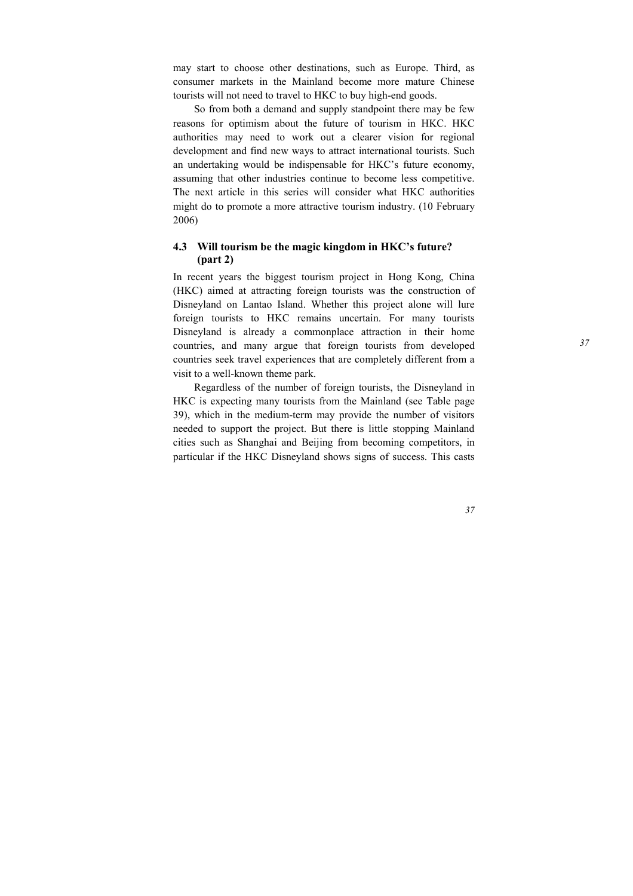may start to choose other destinations, such as Europe. Third, as consumer markets in the Mainland become more mature Chinese tourists will not need to travel to HKC to buy high-end goods.

So from both a demand and supply standpoint there may be few reasons for optimism about the future of tourism in HKC. HKC authorities may need to work out a clearer vision for regional development and find new ways to attract international tourists. Such an undertaking would be indispensable for HKC's future economy, assuming that other industries continue to become less competitive. The next article in this series will consider what HKC authorities might do to promote a more attractive tourism industry. (10 February 2006)

### 4.3 Will tourism be the magic kingdom in HKC's future? (part 2)

In recent years the biggest tourism project in Hong Kong, China (HKC) aimed at attracting foreign tourists was the construction of Disneyland on Lantao Island. Whether this project alone will lure foreign tourists to HKC remains uncertain. For many tourists Disneyland is already a commonplace attraction in their home countries, and many argue that foreign tourists from developed countries seek travel experiences that are completely different from a visit to a well-known theme park.

Regardless of the number of foreign tourists, the Disneyland in HKC is expecting many tourists from the Mainland (see Table page 39), which in the medium-term may provide the number of visitors needed to support the project. But there is little stopping Mainland cities such as Shanghai and Beijing from becoming competitors, in particular if the HKC Disneyland shows signs of success. This casts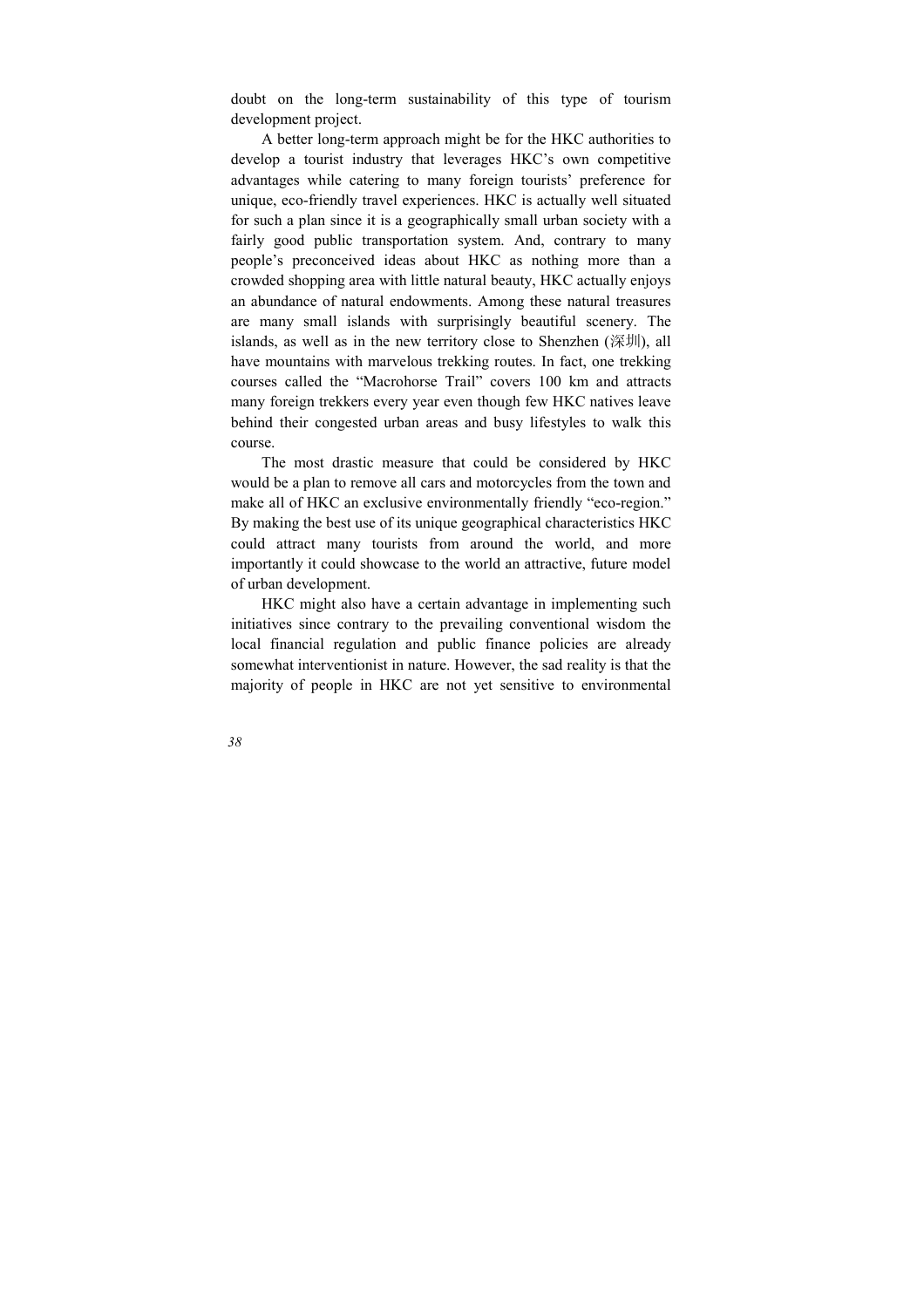doubt on the long-term sustainability of this type of tourism development project.

A better long-term approach might be for the HKC authorities to develop a tourist industry that leverages HKC's own competitive advantages while catering to many foreign tourists' preference for unique, eco-friendly travel experiences. HKC is actually well situated for such a plan since it is a geographically small urban society with a fairly good public transportation system. And, contrary to many people's preconceived ideas about HKC as nothing more than a crowded shopping area with little natural beauty, HKC actually enjoys an abundance of natural endowments. Among these natural treasures are many small islands with surprisingly beautiful scenery. The islands, as well as in the new territory close to Shenzhen (深圳), all have mountains with marvelous trekking routes. In fact, one trekking courses called the "Macrohorse Trail" covers 100 km and attracts many foreign trekkers every year even though few HKC natives leave behind their congested urban areas and busy lifestyles to walk this course.

The most drastic measure that could be considered by HKC would be a plan to remove all cars and motorcycles from the town and make all of HKC an exclusive environmentally friendly "eco-region." By making the best use of its unique geographical characteristics HKC could attract many tourists from around the world, and more importantly it could showcase to the world an attractive, future model of urban development.

HKC might also have a certain advantage in implementing such initiatives since contrary to the prevailing conventional wisdom the local financial regulation and public finance policies are already somewhat interventionist in nature. However, the sad reality is that the majority of people in HKC are not yet sensitive to environmental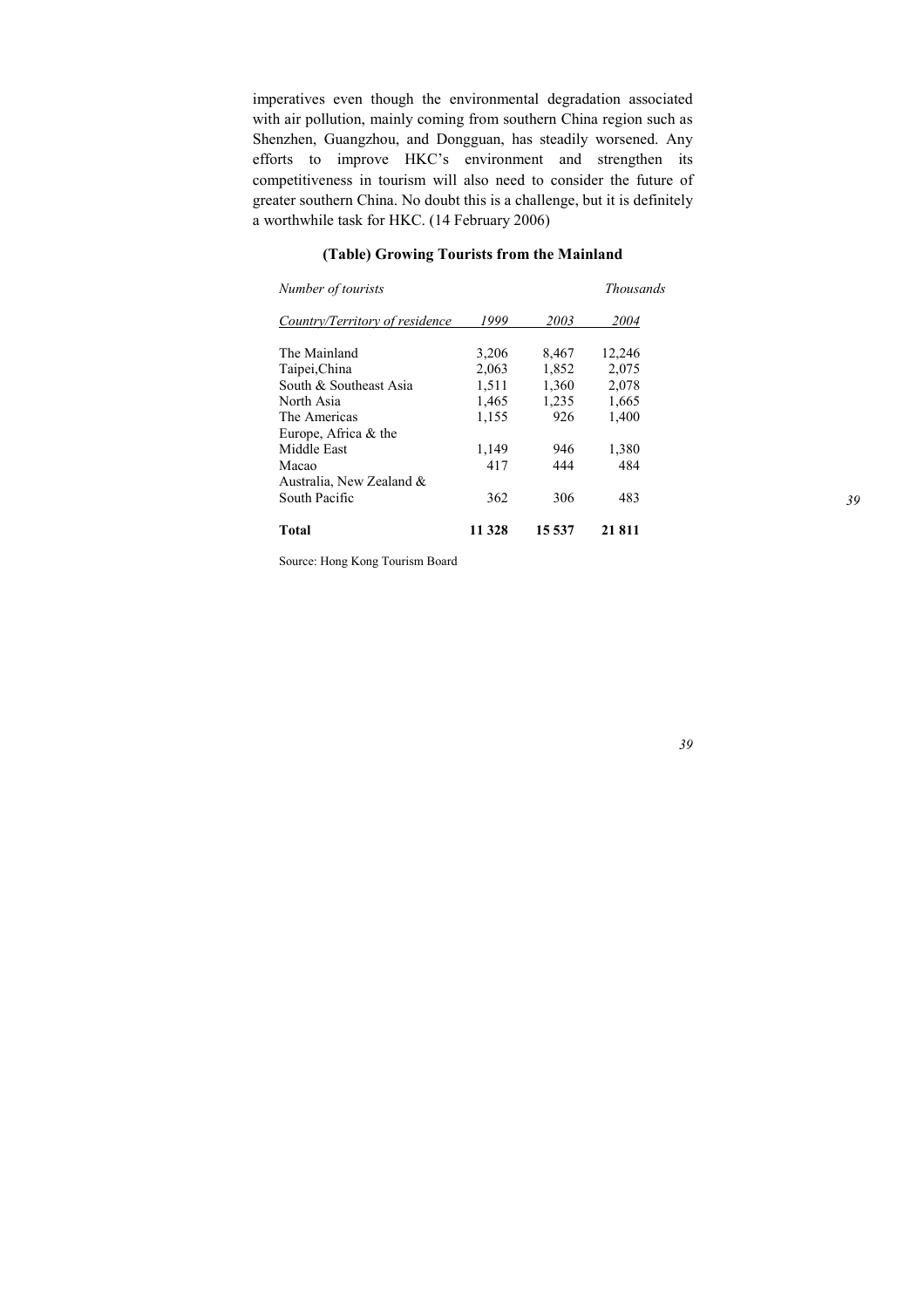imperatives even though the environmental degradation associated with air pollution, mainly coming from southern China region such as Shenzhen, Guangzhou, and Dongguan, has steadily worsened. Any efforts to improve HKC's environment and strengthen its competitiveness in tourism will also need to consider the future of greater southern China. No doubt this is a challenge, but it is definitely a worthwhile task for HKC. (14 February 2006)

**(Table) Growing Tourists from the Mainland**

| *Number of tourists* | | | *Thousands* |
|---|---|---|---|
| *Country/Territory of residence* | *1999* | *2003* | *2004* |
| The Mainland | 3,206 | 8,467 | 12,246 |
| Taipei,China | 2,063 | 1,852 | 2,075 |
| South & Southeast Asia | 1,511 | 1,360 | 2,078 |
| North Asia | 1,465 | 1,235 | 1,665 |
| The Americas | 1,155 | 926 | 1,400 |
| Europe, Africa & the Middle East | 1,149 | 946 | 1,380 |
| Macao | 417 | 444 | 484 |
| Australia, New Zealand & South Pacific | 362 | 306 | 483 |
| **Total** | **11 328** | **15 537** | **21 811** |

Source: Hong Kong Tourism Board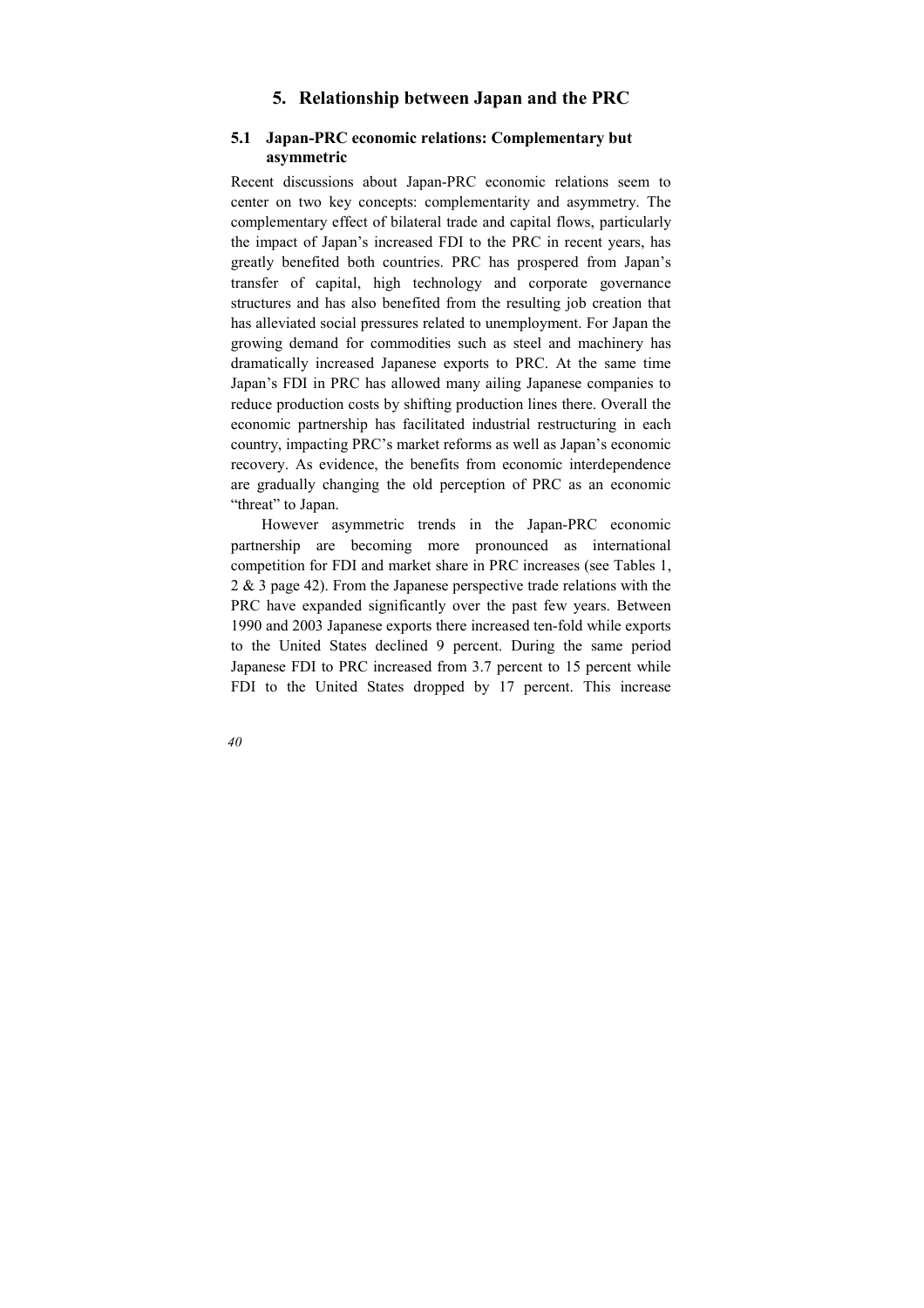# 5. Relationship between Japan and the PRC

## 5.1 Japan-PRC economic relations: Complementary but asymmetric

Recent discussions about Japan-PRC economic relations seem to center on two key concepts: complementarity and asymmetry. The complementary effect of bilateral trade and capital flows, particularly the impact of Japan's increased FDI to the PRC in recent years, has greatly benefited both countries. PRC has prospered from Japan's transfer of capital, high technology and corporate governance structures and has also benefited from the resulting job creation that has alleviated social pressures related to unemployment. For Japan the growing demand for commodities such as steel and machinery has dramatically increased Japanese exports to PRC. At the same time Japan's FDI in PRC has allowed many ailing Japanese companies to reduce production costs by shifting production lines there. Overall the economic partnership has facilitated industrial restructuring in each country, impacting PRC's market reforms as well as Japan's economic recovery. As evidence, the benefits from economic interdependence are gradually changing the old perception of PRC as an economic "threat" to Japan.

However asymmetric trends in the Japan-PRC economic partnership are becoming more pronounced as international competition for FDI and market share in PRC increases (see Tables 1, 2 & 3 page 42). From the Japanese perspective trade relations with the PRC have expanded significantly over the past few years. Between 1990 and 2003 Japanese exports there increased ten-fold while exports to the United States declined 9 percent. During the same period Japanese FDI to PRC increased from 3.7 percent to 15 percent while FDI to the United States dropped by 17 percent. This increase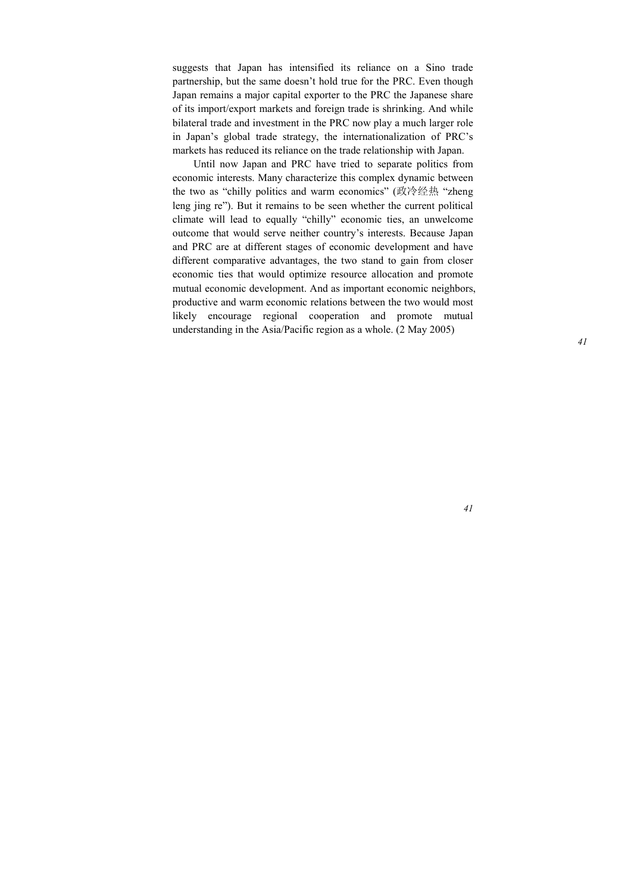suggests that Japan has intensified its reliance on a Sino trade partnership, but the same doesn't hold true for the PRC. Even though Japan remains a major capital exporter to the PRC the Japanese share of its import/export markets and foreign trade is shrinking. And while bilateral trade and investment in the PRC now play a much larger role in Japan's global trade strategy, the internationalization of PRC's markets has reduced its reliance on the trade relationship with Japan.

Until now Japan and PRC have tried to separate politics from economic interests. Many characterize this complex dynamic between the two as "chilly politics and warm economics" (政冷经热 "zheng leng jing re"). But it remains to be seen whether the current political climate will lead to equally "chilly" economic ties, an unwelcome outcome that would serve neither country's interests. Because Japan and PRC are at different stages of economic development and have different comparative advantages, the two stand to gain from closer economic ties that would optimize resource allocation and promote mutual economic development. And as important economic neighbors, productive and warm economic relations between the two would most likely encourage regional cooperation and promote mutual understanding in the Asia/Pacific region as a whole. (2 May 2005)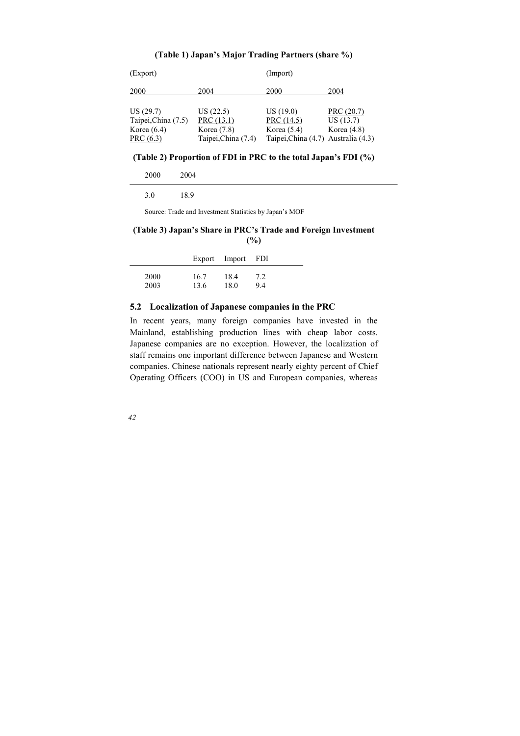**(Table 1) Japan's Major Trading Partners (share %)**

| (Export) | | (Import) | |
|---|---|---|---|
| 2000 | 2004 | 2000 | 2004 |
| US (29.7) | US (22.5) | US (19.0) | PRC (20.7) |
| Taipei,China (7.5) | PRC (13.1) | PRC (14.5) | US (13.7) |
| Korea (6.4) | Korea (7.8) | Korea (5.4) | Korea (4.8) |
| PRC (6.3) | Taipei,China (7.4) | Taipei,China (4.7) | Australia (4.3) |

**(Table 2) Proportion of FDI in PRC to the total Japan's FDI (%)**

| 2000 | 2004 |
|---|---|
| 3.0 | 18.9 |

Source: Trade and Investment Statistics by Japan's MOF

**(Table 3) Japan's Share in PRC's Trade and Foreign Investment (%)**

| | Export | Import | FDI |
|---|---|---|---|
| 2000 | 16.7 | 18.4 | 7.2 |
| 2003 | 13.6 | 18.0 | 9.4 |

## 5.2 Localization of Japanese companies in the PRC

In recent years, many foreign companies have invested in the Mainland, establishing production lines with cheap labor costs. Japanese companies are no exception. However, the localization of staff remains one important difference between Japanese and Western companies. Chinese nationals represent nearly eighty percent of Chief Operating Officers (COO) in US and European companies, whereas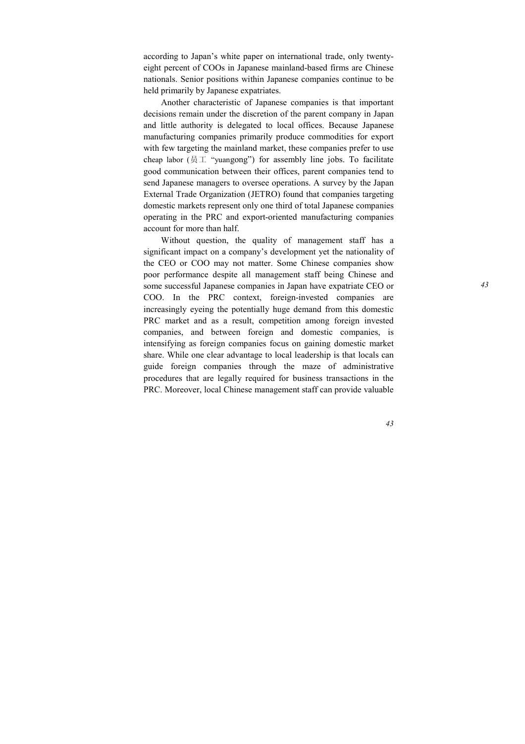according to Japan's white paper on international trade, only twenty-eight percent of COOs in Japanese mainland-based firms are Chinese nationals. Senior positions within Japanese companies continue to be held primarily by Japanese expatriates.

Another characteristic of Japanese companies is that important decisions remain under the discretion of the parent company in Japan and little authority is delegated to local offices. Because Japanese manufacturing companies primarily produce commodities for export with few targeting the mainland market, these companies prefer to use cheap labor (员工 "yuangong") for assembly line jobs. To facilitate good communication between their offices, parent companies tend to send Japanese managers to oversee operations. A survey by the Japan External Trade Organization (JETRO) found that companies targeting domestic markets represent only one third of total Japanese companies operating in the PRC and export-oriented manufacturing companies account for more than half.

Without question, the quality of management staff has a significant impact on a company's development yet the nationality of the CEO or COO may not matter. Some Chinese companies show poor performance despite all management staff being Chinese and some successful Japanese companies in Japan have expatriate CEO or COO. In the PRC context, foreign-invested companies are increasingly eyeing the potentially huge demand from this domestic PRC market and as a result, competition among foreign invested companies, and between foreign and domestic companies, is intensifying as foreign companies focus on gaining domestic market share. While one clear advantage to local leadership is that locals can guide foreign companies through the maze of administrative procedures that are legally required for business transactions in the PRC. Moreover, local Chinese management staff can provide valuable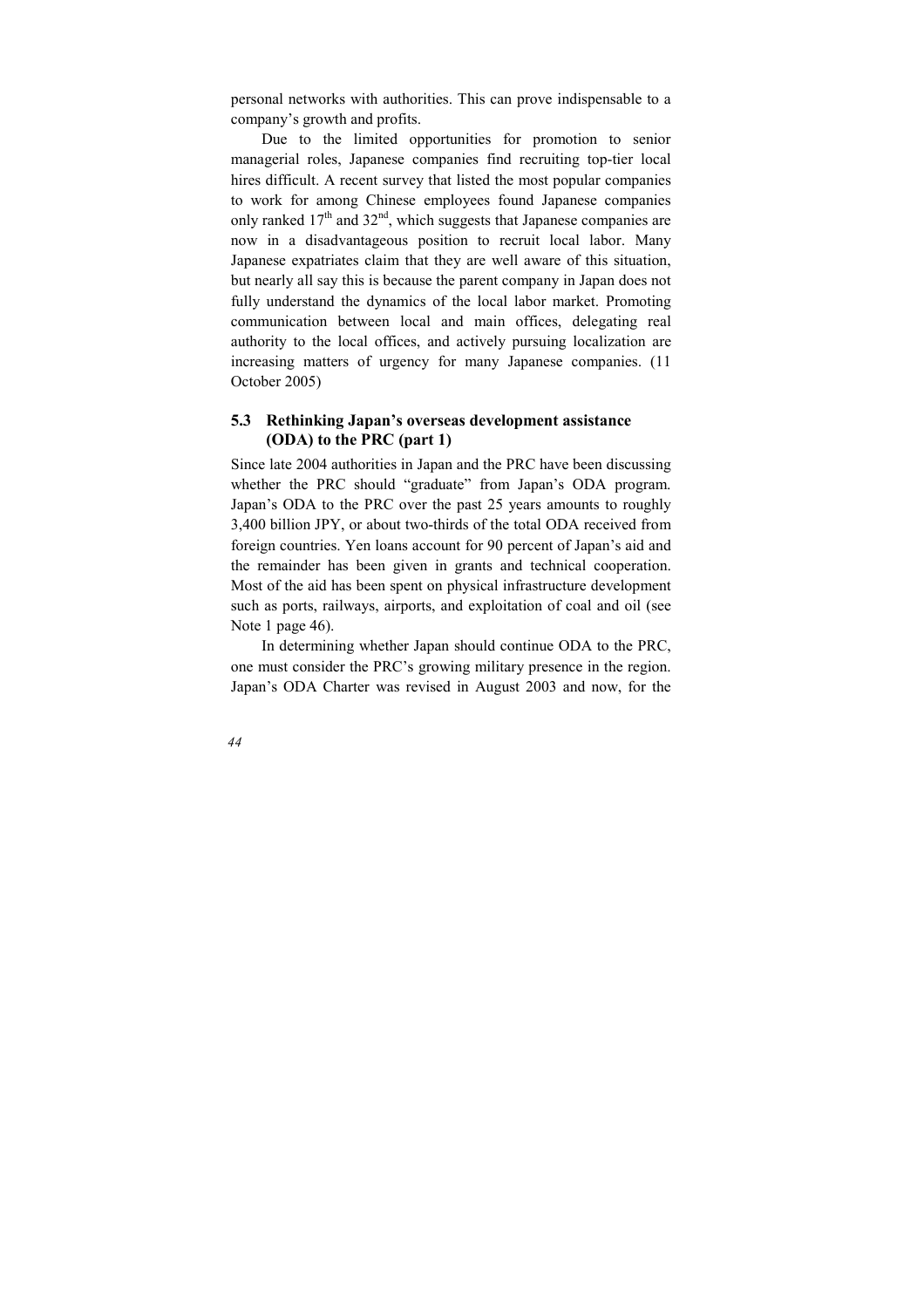personal networks with authorities. This can prove indispensable to a company's growth and profits.

Due to the limited opportunities for promotion to senior managerial roles, Japanese companies find recruiting top-tier local hires difficult. A recent survey that listed the most popular companies to work for among Chinese employees found Japanese companies only ranked 17th and 32nd, which suggests that Japanese companies are now in a disadvantageous position to recruit local labor. Many Japanese expatriates claim that they are well aware of this situation, but nearly all say this is because the parent company in Japan does not fully understand the dynamics of the local labor market. Promoting communication between local and main offices, delegating real authority to the local offices, and actively pursuing localization are increasing matters of urgency for many Japanese companies. (11 October 2005)

## 5.3 Rethinking Japan's overseas development assistance (ODA) to the PRC (part 1)

Since late 2004 authorities in Japan and the PRC have been discussing whether the PRC should "graduate" from Japan's ODA program. Japan's ODA to the PRC over the past 25 years amounts to roughly 3,400 billion JPY, or about two-thirds of the total ODA received from foreign countries. Yen loans account for 90 percent of Japan's aid and the remainder has been given in grants and technical cooperation. Most of the aid has been spent on physical infrastructure development such as ports, railways, airports, and exploitation of coal and oil (see Note 1 page 46).

In determining whether Japan should continue ODA to the PRC, one must consider the PRC's growing military presence in the region. Japan's ODA Charter was revised in August 2003 and now, for the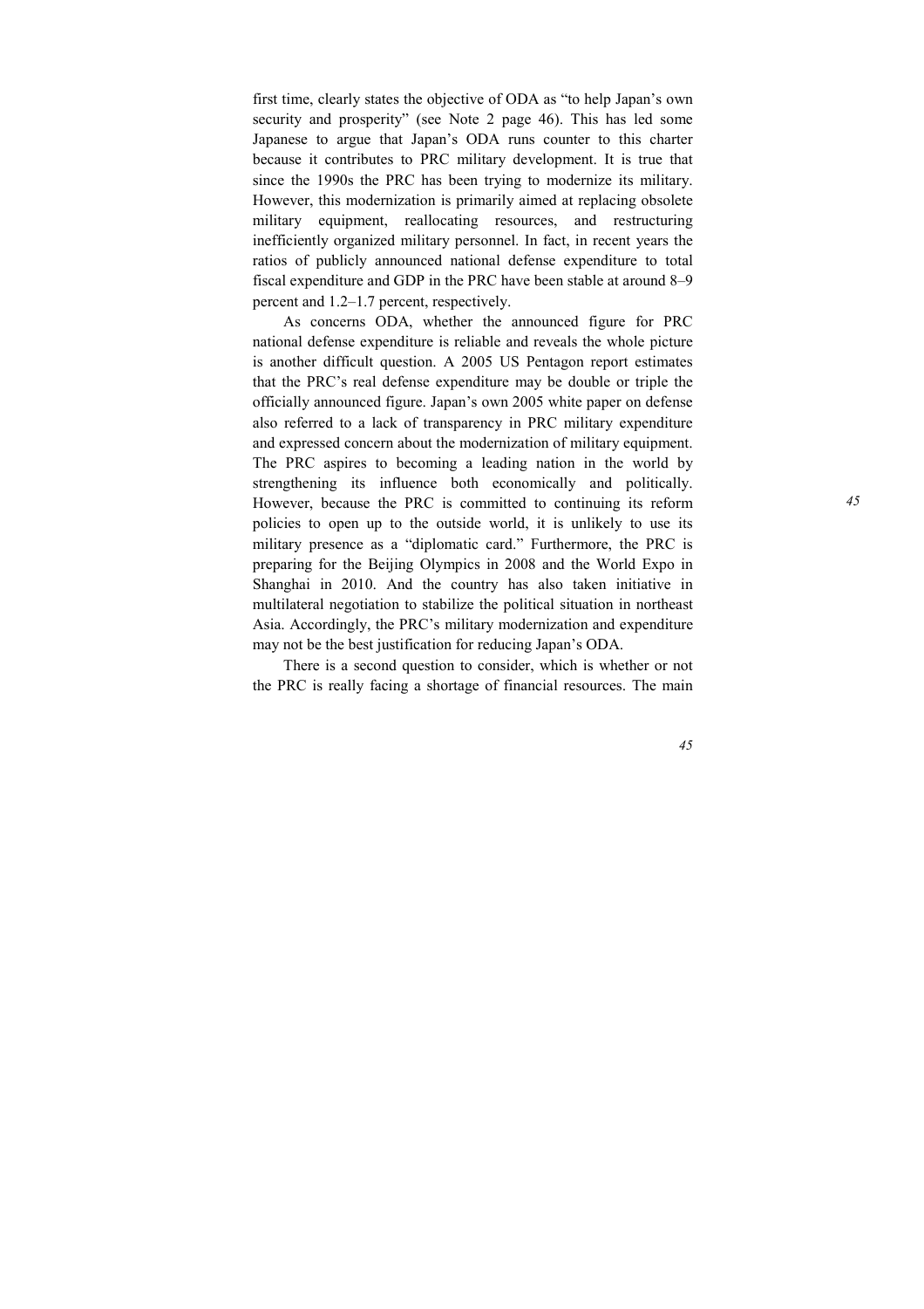first time, clearly states the objective of ODA as "to help Japan's own security and prosperity" (see Note 2 page 46). This has led some Japanese to argue that Japan's ODA runs counter to this charter because it contributes to PRC military development. It is true that since the 1990s the PRC has been trying to modernize its military. However, this modernization is primarily aimed at replacing obsolete military equipment, reallocating resources, and restructuring inefficiently organized military personnel. In fact, in recent years the ratios of publicly announced national defense expenditure to total fiscal expenditure and GDP in the PRC have been stable at around 8–9 percent and 1.2–1.7 percent, respectively.

As concerns ODA, whether the announced figure for PRC national defense expenditure is reliable and reveals the whole picture is another difficult question. A 2005 US Pentagon report estimates that the PRC's real defense expenditure may be double or triple the officially announced figure. Japan's own 2005 white paper on defense also referred to a lack of transparency in PRC military expenditure and expressed concern about the modernization of military equipment. The PRC aspires to becoming a leading nation in the world by strengthening its influence both economically and politically. However, because the PRC is committed to continuing its reform policies to open up to the outside world, it is unlikely to use its military presence as a "diplomatic card." Furthermore, the PRC is preparing for the Beijing Olympics in 2008 and the World Expo in Shanghai in 2010. And the country has also taken initiative in multilateral negotiation to stabilize the political situation in northeast Asia. Accordingly, the PRC's military modernization and expenditure may not be the best justification for reducing Japan's ODA.

There is a second question to consider, which is whether or not the PRC is really facing a shortage of financial resources. The main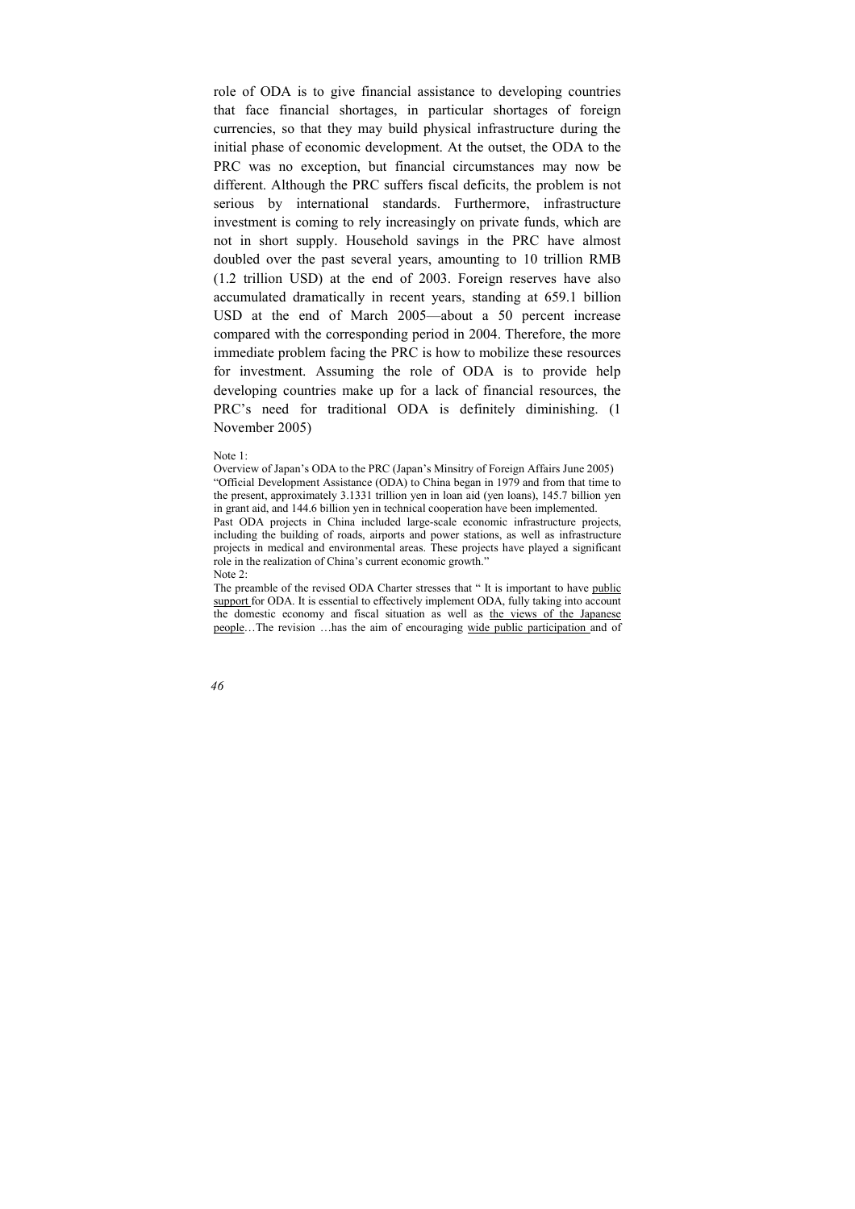role of ODA is to give financial assistance to developing countries that face financial shortages, in particular shortages of foreign currencies, so that they may build physical infrastructure during the initial phase of economic development. At the outset, the ODA to the PRC was no exception, but financial circumstances may now be different. Although the PRC suffers fiscal deficits, the problem is not serious by international standards. Furthermore, infrastructure investment is coming to rely increasingly on private funds, which are not in short supply. Household savings in the PRC have almost doubled over the past several years, amounting to 10 trillion RMB (1.2 trillion USD) at the end of 2003. Foreign reserves have also accumulated dramatically in recent years, standing at 659.1 billion USD at the end of March 2005—about a 50 percent increase compared with the corresponding period in 2004. Therefore, the more immediate problem facing the PRC is how to mobilize these resources for investment. Assuming the role of ODA is to provide help developing countries make up for a lack of financial resources, the PRC's need for traditional ODA is definitely diminishing. (1 November 2005)

Note 1:

Overview of Japan's ODA to the PRC (Japan's Minsitry of Foreign Affairs June 2005)
"Official Development Assistance (ODA) to China began in 1979 and from that time to the present, approximately 3.1331 trillion yen in loan aid (yen loans), 145.7 billion yen in grant aid, and 144.6 billion yen in technical cooperation have been implemented.
Past ODA projects in China included large-scale economic infrastructure projects, including the building of roads, airports and power stations, as well as infrastructure projects in medical and environmental areas. These projects have played a significant role in the realization of China's current economic growth."

Note 2:

The preamble of the revised ODA Charter stresses that " It is important to have <u>public support</u> for ODA. It is essential to effectively implement ODA, fully taking into account the domestic economy and fiscal situation as well as <u>the views of the Japanese people</u>…The revision …has the aim of encouraging <u>wide public participation</u> and of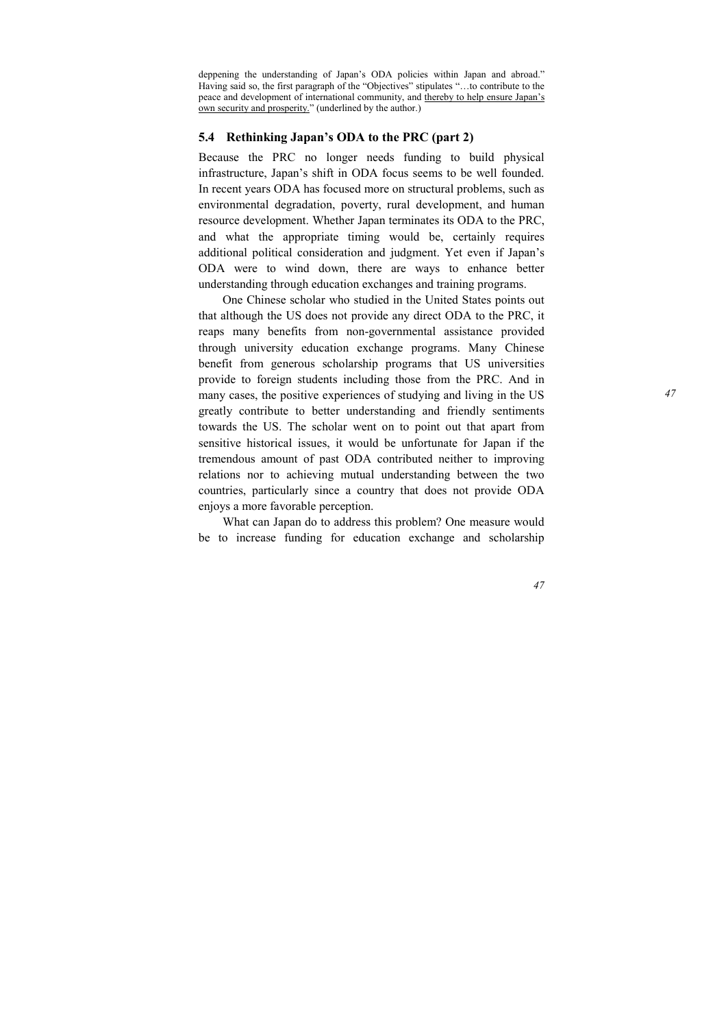deppening the understanding of Japan's ODA policies within Japan and abroad." Having said so, the first paragraph of the "Objectives" stipulates "…to contribute to the peace and development of international community, and <u>thereby to help ensure Japan's own security and prosperity.</u>" (underlined by the author.)

### 5.4 Rethinking Japan's ODA to the PRC (part 2)

Because the PRC no longer needs funding to build physical infrastructure, Japan's shift in ODA focus seems to be well founded. In recent years ODA has focused more on structural problems, such as environmental degradation, poverty, rural development, and human resource development. Whether Japan terminates its ODA to the PRC, and what the appropriate timing would be, certainly requires additional political consideration and judgment. Yet even if Japan's ODA were to wind down, there are ways to enhance better understanding through education exchanges and training programs.

One Chinese scholar who studied in the United States points out that although the US does not provide any direct ODA to the PRC, it reaps many benefits from non-governmental assistance provided through university education exchange programs. Many Chinese benefit from generous scholarship programs that US universities provide to foreign students including those from the PRC. And in many cases, the positive experiences of studying and living in the US greatly contribute to better understanding and friendly sentiments towards the US. The scholar went on to point out that apart from sensitive historical issues, it would be unfortunate for Japan if the tremendous amount of past ODA contributed neither to improving relations nor to achieving mutual understanding between the two countries, particularly since a country that does not provide ODA enjoys a more favorable perception.

What can Japan do to address this problem? One measure would be to increase funding for education exchange and scholarship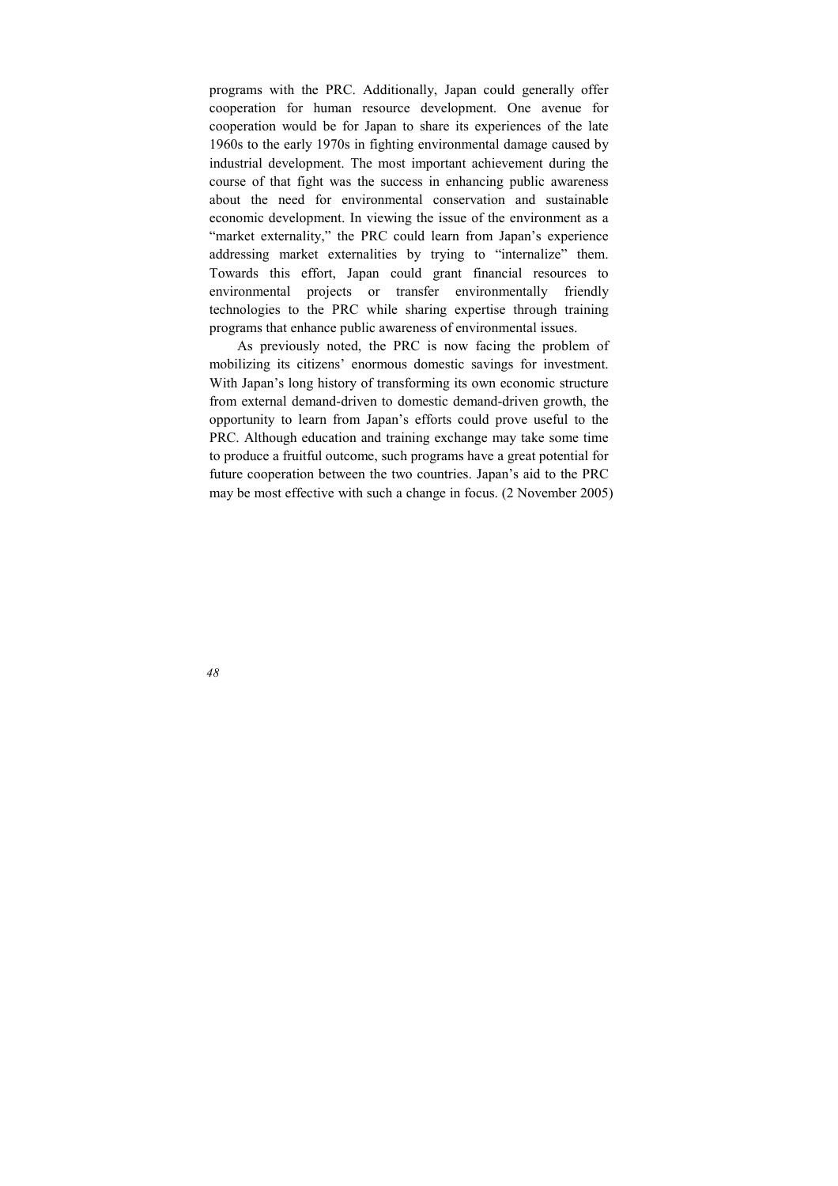programs with the PRC. Additionally, Japan could generally offer cooperation for human resource development. One avenue for cooperation would be for Japan to share its experiences of the late 1960s to the early 1970s in fighting environmental damage caused by industrial development. The most important achievement during the course of that fight was the success in enhancing public awareness about the need for environmental conservation and sustainable economic development. In viewing the issue of the environment as a "market externality," the PRC could learn from Japan's experience addressing market externalities by trying to "internalize" them. Towards this effort, Japan could grant financial resources to environmental projects or transfer environmentally friendly technologies to the PRC while sharing expertise through training programs that enhance public awareness of environmental issues.

As previously noted, the PRC is now facing the problem of mobilizing its citizens' enormous domestic savings for investment. With Japan's long history of transforming its own economic structure from external demand-driven to domestic demand-driven growth, the opportunity to learn from Japan's efforts could prove useful to the PRC. Although education and training exchange may take some time to produce a fruitful outcome, such programs have a great potential for future cooperation between the two countries. Japan's aid to the PRC may be most effective with such a change in focus. (2 November 2005)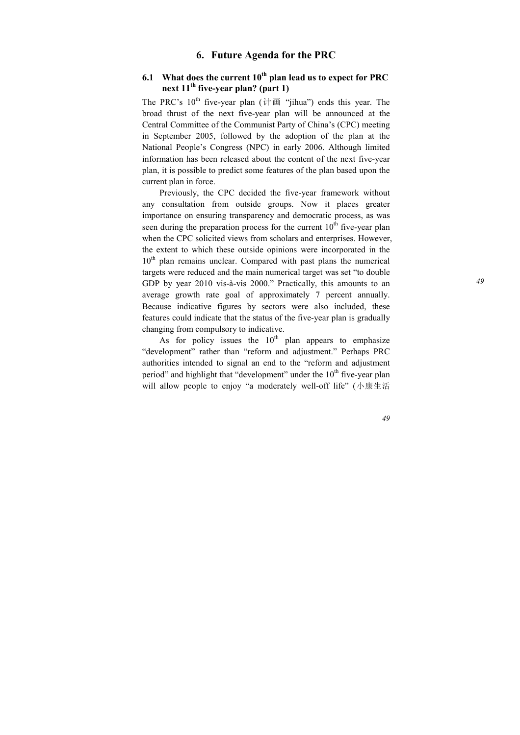# 6. Future Agenda for the PRC

## 6.1 What does the current 10th plan lead us to expect for PRC next 11th five-year plan? (part 1)

The PRC's 10th five-year plan (计画 "jihua") ends this year. The broad thrust of the next five-year plan will be announced at the Central Committee of the Communist Party of China's (CPC) meeting in September 2005, followed by the adoption of the plan at the National People's Congress (NPC) in early 2006. Although limited information has been released about the content of the next five-year plan, it is possible to predict some features of the plan based upon the current plan in force.

Previously, the CPC decided the five-year framework without any consultation from outside groups. Now it places greater importance on ensuring transparency and democratic process, as was seen during the preparation process for the current 10th five-year plan when the CPC solicited views from scholars and enterprises. However, the extent to which these outside opinions were incorporated in the 10th plan remains unclear. Compared with past plans the numerical targets were reduced and the main numerical target was set "to double GDP by year 2010 vis-à-vis 2000." Practically, this amounts to an average growth rate goal of approximately 7 percent annually. Because indicative figures by sectors were also included, these features could indicate that the status of the five-year plan is gradually changing from compulsory to indicative.

As for policy issues the 10th plan appears to emphasize "development" rather than "reform and adjustment." Perhaps PRC authorities intended to signal an end to the "reform and adjustment period" and highlight that "development" under the 10th five-year plan will allow people to enjoy "a moderately well-off life" (小康生活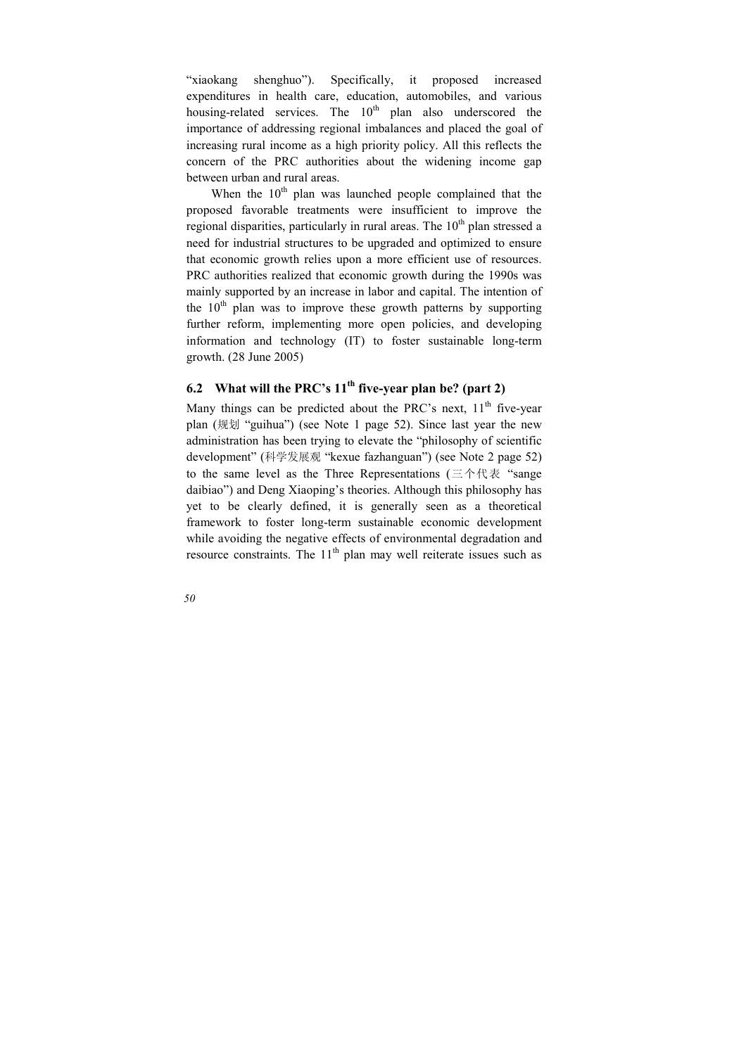"xiaokang shenghuo"). Specifically, it proposed increased expenditures in health care, education, automobiles, and various housing-related services. The 10th plan also underscored the importance of addressing regional imbalances and placed the goal of increasing rural income as a high priority policy. All this reflects the concern of the PRC authorities about the widening income gap between urban and rural areas.

When the 10th plan was launched people complained that the proposed favorable treatments were insufficient to improve the regional disparities, particularly in rural areas. The 10th plan stressed a need for industrial structures to be upgraded and optimized to ensure that economic growth relies upon a more efficient use of resources. PRC authorities realized that economic growth during the 1990s was mainly supported by an increase in labor and capital. The intention of the 10th plan was to improve these growth patterns by supporting further reform, implementing more open policies, and developing information and technology (IT) to foster sustainable long-term growth. (28 June 2005)

## 6.2 What will the PRC's 11th five-year plan be? (part 2)

Many things can be predicted about the PRC's next, 11th five-year plan (规划 "guihua") (see Note 1 page 52). Since last year the new administration has been trying to elevate the "philosophy of scientific development" (科学发展观 "kexue fazhanguan") (see Note 2 page 52) to the same level as the Three Representations (三个代表 "sange daibiao") and Deng Xiaoping's theories. Although this philosophy has yet to be clearly defined, it is generally seen as a theoretical framework to foster long-term sustainable economic development while avoiding the negative effects of environmental degradation and resource constraints. The 11th plan may well reiterate issues such as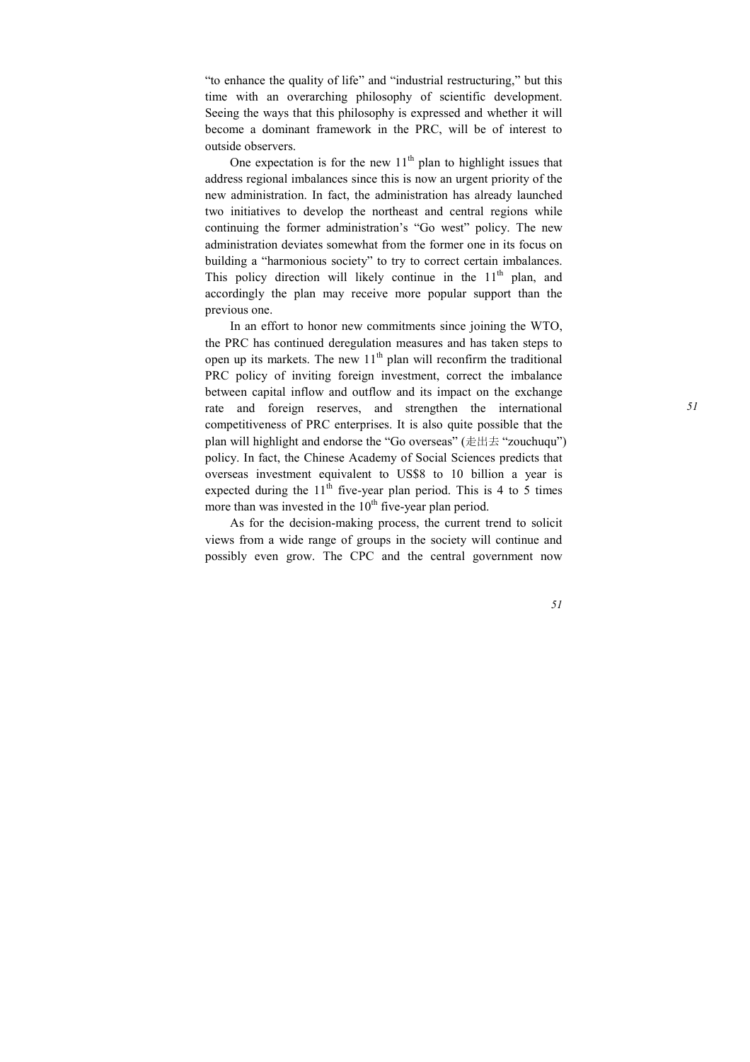"to enhance the quality of life" and "industrial restructuring," but this time with an overarching philosophy of scientific development. Seeing the ways that this philosophy is expressed and whether it will become a dominant framework in the PRC, will be of interest to outside observers.

One expectation is for the new 11th plan to highlight issues that address regional imbalances since this is now an urgent priority of the new administration. In fact, the administration has already launched two initiatives to develop the northeast and central regions while continuing the former administration's "Go west" policy. The new administration deviates somewhat from the former one in its focus on building a "harmonious society" to try to correct certain imbalances. This policy direction will likely continue in the 11th plan, and accordingly the plan may receive more popular support than the previous one.

In an effort to honor new commitments since joining the WTO, the PRC has continued deregulation measures and has taken steps to open up its markets. The new 11th plan will reconfirm the traditional PRC policy of inviting foreign investment, correct the imbalance between capital inflow and outflow and its impact on the exchange rate and foreign reserves, and strengthen the international competitiveness of PRC enterprises. It is also quite possible that the plan will highlight and endorse the "Go overseas" (走出去 "zouchuqu") policy. In fact, the Chinese Academy of Social Sciences predicts that overseas investment equivalent to US$8 to 10 billion a year is expected during the 11th five-year plan period. This is 4 to 5 times more than was invested in the 10th five-year plan period.

As for the decision-making process, the current trend to solicit views from a wide range of groups in the society will continue and possibly even grow. The CPC and the central government now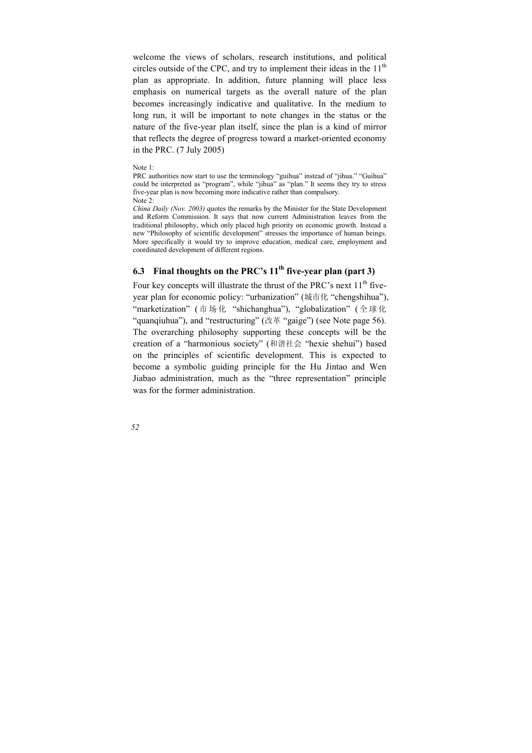welcome the views of scholars, research institutions, and political circles outside of the CPC, and try to implement their ideas in the 11th plan as appropriate. In addition, future planning will place less emphasis on numerical targets as the overall nature of the plan becomes increasingly indicative and qualitative. In the medium to long run, it will be important to note changes in the status or the nature of the five-year plan itself, since the plan is a kind of mirror that reflects the degree of progress toward a market-oriented economy in the PRC. (7 July 2005)

Note 1:
PRC authorities now start to use the terminology "guihua" instead of "jihua." "Guihua" could be interpreted as "program", while "jihua" as "plan." It seems they try to stress five-year plan is now becoming more indicative rather than compulsory.
Note 2:
*China Daily (Nov. 2003)* quotes the remarks by the Minister for the State Development and Reform Commission. It says that now current Administration leaves from the traditional philosophy, which only placed high priority on economic growth. Instead a new "Philosophy of scientific development" stresses the importance of human beings. More specifically it would try to improve education, medical care, employment and coordinated development of different regions.

## 6.3 Final thoughts on the PRC's 11th five-year plan (part 3)

Four key concepts will illustrate the thrust of the PRC's next 11th five-year plan for economic policy: "urbanization" (城市化 "chengshihua"), "marketization" (市场化 "shichanghua"), "globalization" (全球化 "quanqiuhua"), and "restructuring" (改革 "gaige") (see Note page 56). The overarching philosophy supporting these concepts will be the creation of a "harmonious society" (和谐社会 "hexie shehui") based on the principles of scientific development. This is expected to become a symbolic guiding principle for the Hu Jintao and Wen Jiabao administration, much as the "three representation" principle was for the former administration.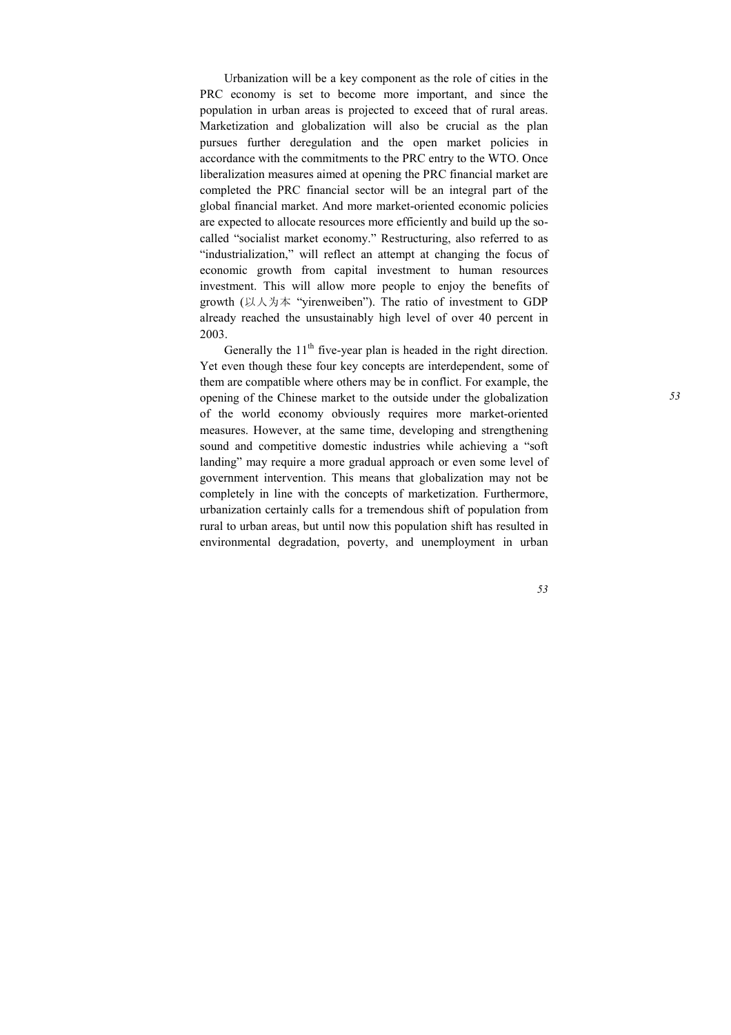Urbanization will be a key component as the role of cities in the PRC economy is set to become more important, and since the population in urban areas is projected to exceed that of rural areas. Marketization and globalization will also be crucial as the plan pursues further deregulation and the open market policies in accordance with the commitments to the PRC entry to the WTO. Once liberalization measures aimed at opening the PRC financial market are completed the PRC financial sector will be an integral part of the global financial market. And more market-oriented economic policies are expected to allocate resources more efficiently and build up the so-called "socialist market economy." Restructuring, also referred to as "industrialization," will reflect an attempt at changing the focus of economic growth from capital investment to human resources investment. This will allow more people to enjoy the benefits of growth (以人为本 "yirenweiben"). The ratio of investment to GDP already reached the unsustainably high level of over 40 percent in 2003.

Generally the 11th five-year plan is headed in the right direction. Yet even though these four key concepts are interdependent, some of them are compatible where others may be in conflict. For example, the opening of the Chinese market to the outside under the globalization of the world economy obviously requires more market-oriented measures. However, at the same time, developing and strengthening sound and competitive domestic industries while achieving a "soft landing" may require a more gradual approach or even some level of government intervention. This means that globalization may not be completely in line with the concepts of marketization. Furthermore, urbanization certainly calls for a tremendous shift of population from rural to urban areas, but until now this population shift has resulted in environmental degradation, poverty, and unemployment in urban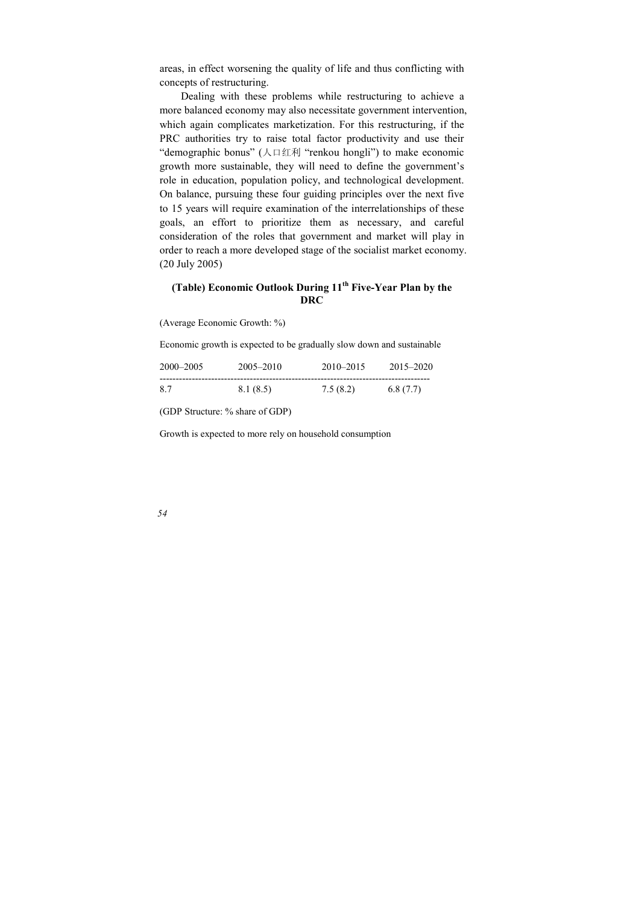areas, in effect worsening the quality of life and thus conflicting with concepts of restructuring.

Dealing with these problems while restructuring to achieve a more balanced economy may also necessitate government intervention, which again complicates marketization. For this restructuring, if the PRC authorities try to raise total factor productivity and use their "demographic bonus" (人口红利 "renkou hongli") to make economic growth more sustainable, they will need to define the government's role in education, population policy, and technological development. On balance, pursuing these four guiding principles over the next five to 15 years will require examination of the interrelationships of these goals, an effort to prioritize them as necessary, and careful consideration of the roles that government and market will play in order to reach a more developed stage of the socialist market economy. (20 July 2005)

### (Table) Economic Outlook During 11th Five-Year Plan by the DRC

(Average Economic Growth: %)

Economic growth is expected to be gradually slow down and sustainable

| 2000–2005 | 2005–2010 | 2010–2015 | 2015–2020 |
|---|---|---|---|
| 8.7 | 8.1 (8.5) | 7.5 (8.2) | 6.8 (7.7) |

(GDP Structure: % share of GDP)

Growth is expected to more rely on household consumption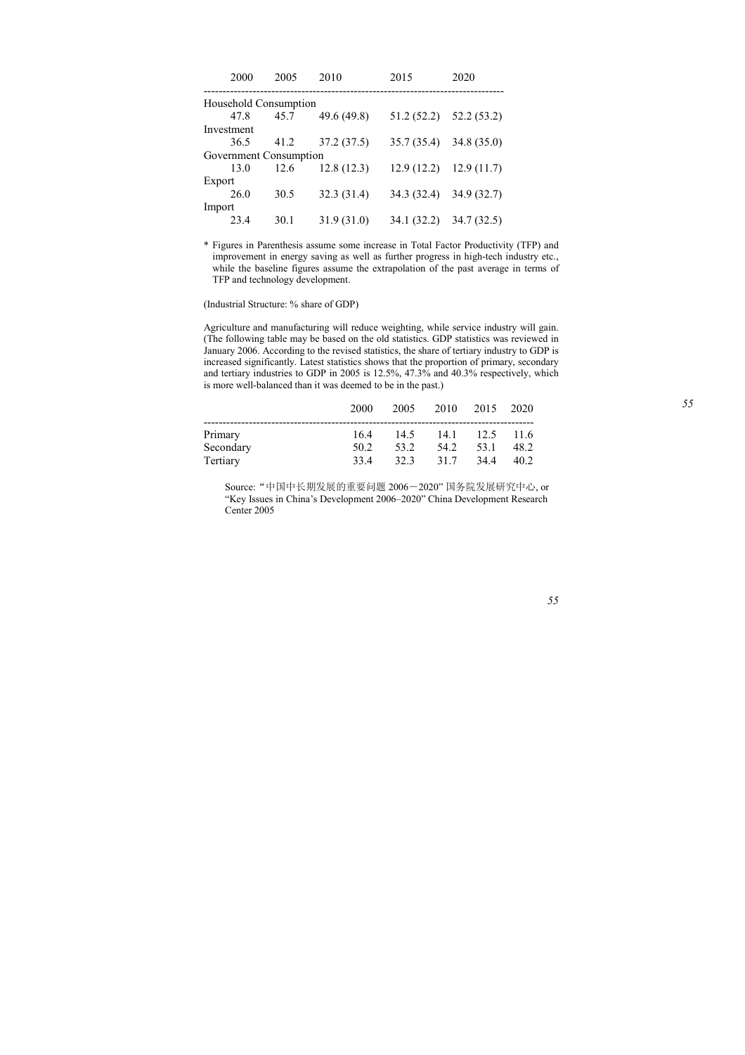| | 2000 | 2005 | 2010 | 2015 | 2020 |
|---|---|---|---|---|---|
| Household Consumption | | | | | |
| | 47.8 | 45.7 | 49.6 (49.8) | 51.2 (52.2) | 52.2 (53.2) |
| Investment | | | | | |
| | 36.5 | 41.2 | 37.2 (37.5) | 35.7 (35.4) | 34.8 (35.0) |
| Government Consumption | | | | | |
| | 13.0 | 12.6 | 12.8 (12.3) | 12.9 (12.2) | 12.9 (11.7) |
| Export | | | | | |
| | 26.0 | 30.5 | 32.3 (31.4) | 34.3 (32.4) | 34.9 (32.7) |
| Import | | | | | |
| | 23.4 | 30.1 | 31.9 (31.0) | 34.1 (32.2) | 34.7 (32.5) |

* Figures in Parenthesis assume some increase in Total Factor Productivity (TFP) and improvement in energy saving as well as further progress in high-tech industry etc., while the baseline figures assume the extrapolation of the past average in terms of TFP and technology development.

(Industrial Structure: % share of GDP)

Agriculture and manufacturing will reduce weighting, while service industry will gain. (The following table may be based on the old statistics. GDP statistics was reviewed in January 2006. According to the revised statistics, the share of tertiary industry to GDP is increased significantly. Latest statistics shows that the proportion of primary, secondary and tertiary industries to GDP in 2005 is 12.5%, 47.3% and 40.3% respectively, which is more well-balanced than it was deemed to be in the past.)

| | 2000 | 2005 | 2010 | 2015 | 2020 |
|---|---|---|---|---|---|
| Primary | 16.4 | 14.5 | 14.1 | 12.5 | 11.6 |
| Secondary | 50.2 | 53.2 | 54.2 | 53.1 | 48.2 |
| Tertiary | 33.4 | 32.3 | 31.7 | 34.4 | 40.2 |

Source: "中国中长期发展的重要问题 2006－2020" 国务院发展研究中心, or "Key Issues in China's Development 2006–2020" China Development Research Center 2005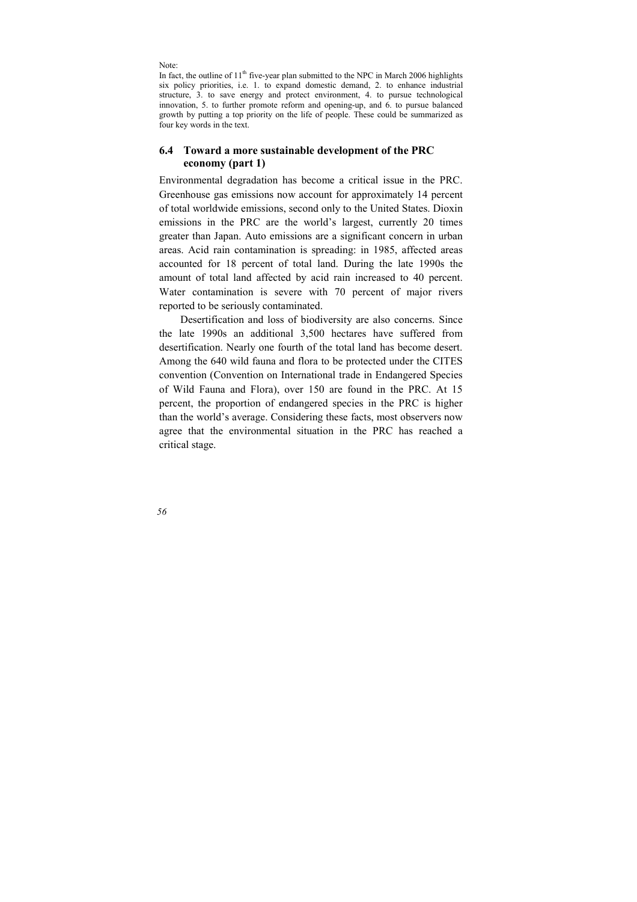Note:
In fact, the outline of 11th five-year plan submitted to the NPC in March 2006 highlights six policy priorities, i.e. 1. to expand domestic demand, 2. to enhance industrial structure, 3. to save energy and protect environment, 4. to pursue technological innovation, 5. to further promote reform and opening-up, and 6. to pursue balanced growth by putting a top priority on the life of people. These could be summarized as four key words in the text.

## 6.4 Toward a more sustainable development of the PRC economy (part 1)

Environmental degradation has become a critical issue in the PRC. Greenhouse gas emissions now account for approximately 14 percent of total worldwide emissions, second only to the United States. Dioxin emissions in the PRC are the world's largest, currently 20 times greater than Japan. Auto emissions are a significant concern in urban areas. Acid rain contamination is spreading: in 1985, affected areas accounted for 18 percent of total land. During the late 1990s the amount of total land affected by acid rain increased to 40 percent. Water contamination is severe with 70 percent of major rivers reported to be seriously contaminated.

Desertification and loss of biodiversity are also concerns. Since the late 1990s an additional 3,500 hectares have suffered from desertification. Nearly one fourth of the total land has become desert. Among the 640 wild fauna and flora to be protected under the CITES convention (Convention on International trade in Endangered Species of Wild Fauna and Flora), over 150 are found in the PRC. At 15 percent, the proportion of endangered species in the PRC is higher than the world's average. Considering these facts, most observers now agree that the environmental situation in the PRC has reached a critical stage.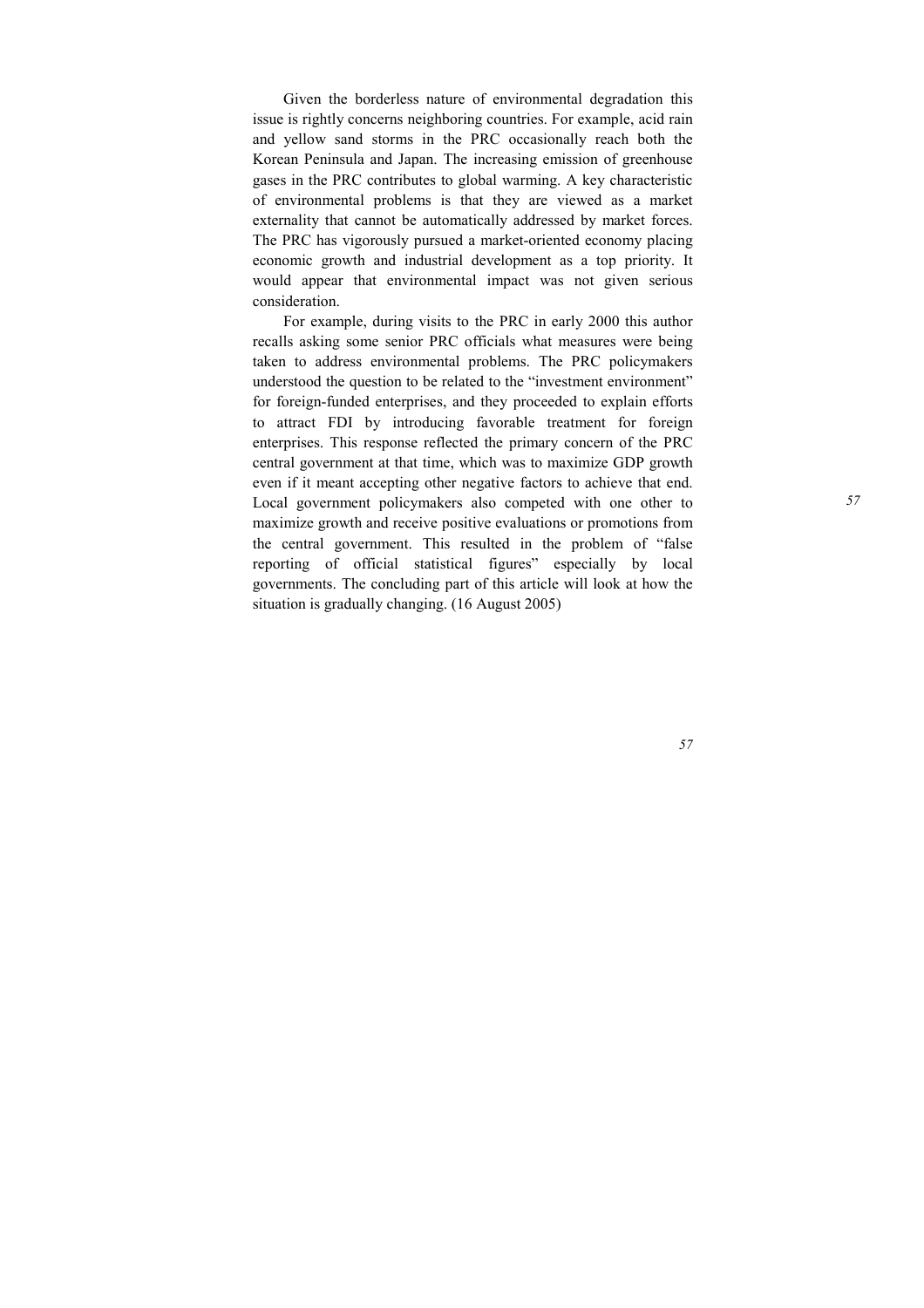Given the borderless nature of environmental degradation this issue is rightly concerns neighboring countries. For example, acid rain and yellow sand storms in the PRC occasionally reach both the Korean Peninsula and Japan. The increasing emission of greenhouse gases in the PRC contributes to global warming. A key characteristic of environmental problems is that they are viewed as a market externality that cannot be automatically addressed by market forces. The PRC has vigorously pursued a market-oriented economy placing economic growth and industrial development as a top priority. It would appear that environmental impact was not given serious consideration.

For example, during visits to the PRC in early 2000 this author recalls asking some senior PRC officials what measures were being taken to address environmental problems. The PRC policymakers understood the question to be related to the "investment environment" for foreign-funded enterprises, and they proceeded to explain efforts to attract FDI by introducing favorable treatment for foreign enterprises. This response reflected the primary concern of the PRC central government at that time, which was to maximize GDP growth even if it meant accepting other negative factors to achieve that end. Local government policymakers also competed with one other to maximize growth and receive positive evaluations or promotions from the central government. This resulted in the problem of "false reporting of official statistical figures" especially by local governments. The concluding part of this article will look at how the situation is gradually changing. (16 August 2005)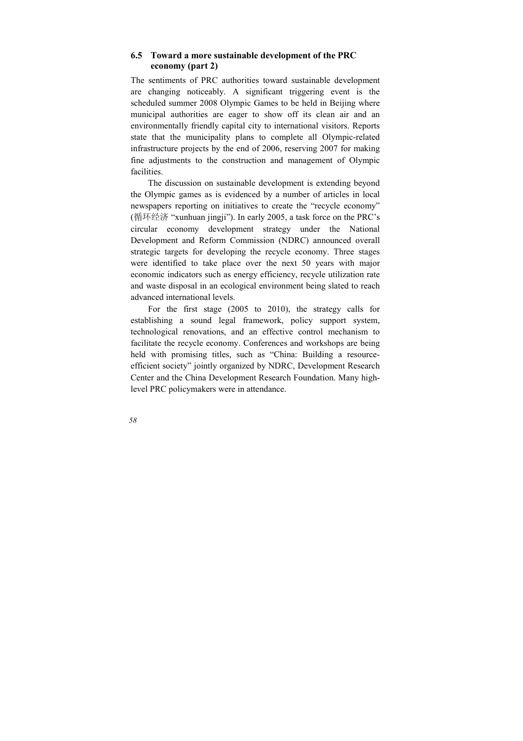### 6.5 Toward a more sustainable development of the PRC economy (part 2)

The sentiments of PRC authorities toward sustainable development are changing noticeably. A significant triggering event is the scheduled summer 2008 Olympic Games to be held in Beijing where municipal authorities are eager to show off its clean air and an environmentally friendly capital city to international visitors. Reports state that the municipality plans to complete all Olympic-related infrastructure projects by the end of 2006, reserving 2007 for making fine adjustments to the construction and management of Olympic facilities.

The discussion on sustainable development is extending beyond the Olympic games as is evidenced by a number of articles in local newspapers reporting on initiatives to create the "recycle economy" (循环经济 "xunhuan jingji"). In early 2005, a task force on the PRC's circular economy development strategy under the National Development and Reform Commission (NDRC) announced overall strategic targets for developing the recycle economy. Three stages were identified to take place over the next 50 years with major economic indicators such as energy efficiency, recycle utilization rate and waste disposal in an ecological environment being slated to reach advanced international levels.

For the first stage (2005 to 2010), the strategy calls for establishing a sound legal framework, policy support system, technological renovations, and an effective control mechanism to facilitate the recycle economy. Conferences and workshops are being held with promising titles, such as "China: Building a resource-efficient society" jointly organized by NDRC, Development Research Center and the China Development Research Foundation. Many high-level PRC policymakers were in attendance.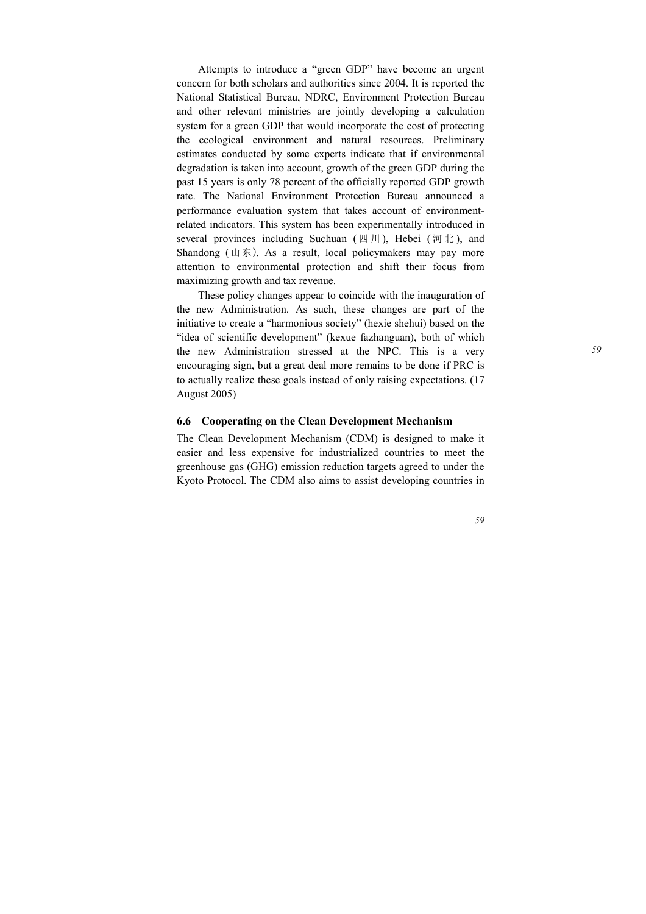Attempts to introduce a "green GDP" have become an urgent concern for both scholars and authorities since 2004. It is reported the National Statistical Bureau, NDRC, Environment Protection Bureau and other relevant ministries are jointly developing a calculation system for a green GDP that would incorporate the cost of protecting the ecological environment and natural resources. Preliminary estimates conducted by some experts indicate that if environmental degradation is taken into account, growth of the green GDP during the past 15 years is only 78 percent of the officially reported GDP growth rate. The National Environment Protection Bureau announced a performance evaluation system that takes account of environment-related indicators. This system has been experimentally introduced in several provinces including Suchuan (四川), Hebei (河北), and Shandong (山东). As a result, local policymakers may pay more attention to environmental protection and shift their focus from maximizing growth and tax revenue.

These policy changes appear to coincide with the inauguration of the new Administration. As such, these changes are part of the initiative to create a "harmonious society" (hexie shehui) based on the "idea of scientific development" (kexue fazhanguan), both of which the new Administration stressed at the NPC. This is a very encouraging sign, but a great deal more remains to be done if PRC is to actually realize these goals instead of only raising expectations. (17 August 2005)

### 6.6 Cooperating on the Clean Development Mechanism

The Clean Development Mechanism (CDM) is designed to make it easier and less expensive for industrialized countries to meet the greenhouse gas (GHG) emission reduction targets agreed to under the Kyoto Protocol. The CDM also aims to assist developing countries in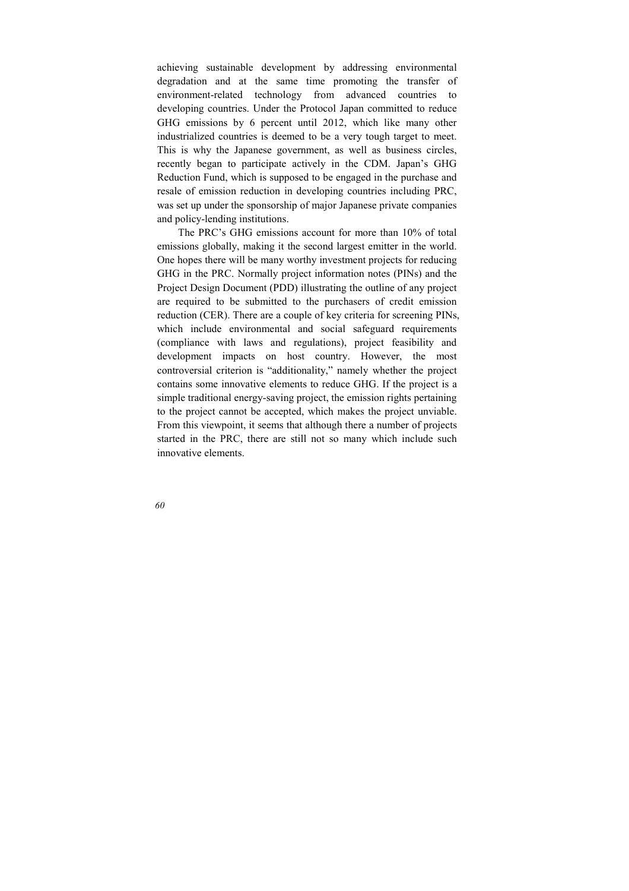achieving sustainable development by addressing environmental degradation and at the same time promoting the transfer of environment-related technology from advanced countries to developing countries. Under the Protocol Japan committed to reduce GHG emissions by 6 percent until 2012, which like many other industrialized countries is deemed to be a very tough target to meet. This is why the Japanese government, as well as business circles, recently began to participate actively in the CDM. Japan's GHG Reduction Fund, which is supposed to be engaged in the purchase and resale of emission reduction in developing countries including PRC, was set up under the sponsorship of major Japanese private companies and policy-lending institutions.

The PRC's GHG emissions account for more than 10% of total emissions globally, making it the second largest emitter in the world. One hopes there will be many worthy investment projects for reducing GHG in the PRC. Normally project information notes (PINs) and the Project Design Document (PDD) illustrating the outline of any project are required to be submitted to the purchasers of credit emission reduction (CER). There are a couple of key criteria for screening PINs, which include environmental and social safeguard requirements (compliance with laws and regulations), project feasibility and development impacts on host country. However, the most controversial criterion is "additionality," namely whether the project contains some innovative elements to reduce GHG. If the project is a simple traditional energy-saving project, the emission rights pertaining to the project cannot be accepted, which makes the project unviable. From this viewpoint, it seems that although there a number of projects started in the PRC, there are still not so many which include such innovative elements.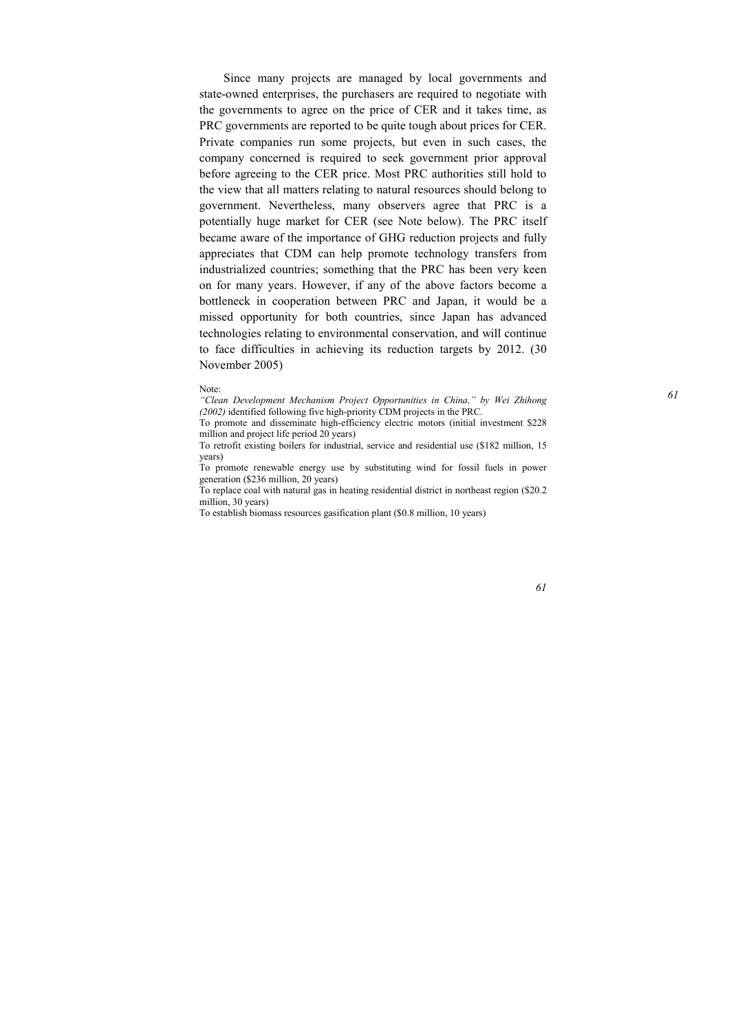Since many projects are managed by local governments and state-owned enterprises, the purchasers are required to negotiate with the governments to agree on the price of CER and it takes time, as PRC governments are reported to be quite tough about prices for CER. Private companies run some projects, but even in such cases, the company concerned is required to seek government prior approval before agreeing to the CER price. Most PRC authorities still hold to the view that all matters relating to natural resources should belong to government. Nevertheless, many observers agree that PRC is a potentially huge market for CER (see Note below). The PRC itself became aware of the importance of GHG reduction projects and fully appreciates that CDM can help promote technology transfers from industrialized countries; something that the PRC has been very keen on for many years. However, if any of the above factors become a bottleneck in cooperation between PRC and Japan, it would be a missed opportunity for both countries, since Japan has advanced technologies relating to environmental conservation, and will continue to face difficulties in achieving its reduction targets by 2012. (30 November 2005)

Note:

*"Clean Development Mechanism Project Opportunities in China," by Wei Zhihong (2002)* identified following five high-priority CDM projects in the PRC.

To promote and disseminate high-efficiency electric motors (initial investment $228 million and project life period 20 years)

To retrofit existing boilers for industrial, service and residential use ($182 million, 15 years)

To promote renewable energy use by substituting wind for fossil fuels in power generation ($236 million, 20 years)

To replace coal with natural gas in heating residential district in northeast region ($20.2 million, 30 years)

To establish biomass resources gasification plant ($0.8 million, 10 years)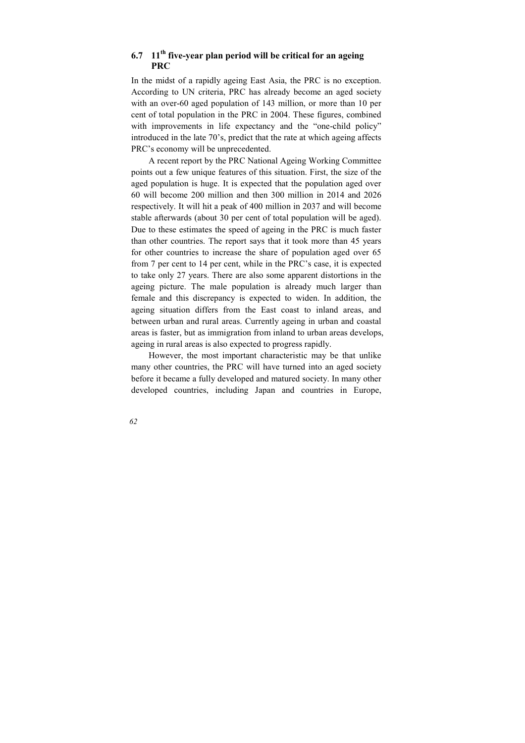## 6.7 11th five-year plan period will be critical for an ageing PRC

In the midst of a rapidly ageing East Asia, the PRC is no exception. According to UN criteria, PRC has already become an aged society with an over-60 aged population of 143 million, or more than 10 per cent of total population in the PRC in 2004. These figures, combined with improvements in life expectancy and the "one-child policy" introduced in the late 70's, predict that the rate at which ageing affects PRC's economy will be unprecedented.

A recent report by the PRC National Ageing Working Committee points out a few unique features of this situation. First, the size of the aged population is huge. It is expected that the population aged over 60 will become 200 million and then 300 million in 2014 and 2026 respectively. It will hit a peak of 400 million in 2037 and will become stable afterwards (about 30 per cent of total population will be aged). Due to these estimates the speed of ageing in the PRC is much faster than other countries. The report says that it took more than 45 years for other countries to increase the share of population aged over 65 from 7 per cent to 14 per cent, while in the PRC's case, it is expected to take only 27 years. There are also some apparent distortions in the ageing picture. The male population is already much larger than female and this discrepancy is expected to widen. In addition, the ageing situation differs from the East coast to inland areas, and between urban and rural areas. Currently ageing in urban and coastal areas is faster, but as immigration from inland to urban areas develops, ageing in rural areas is also expected to progress rapidly.

However, the most important characteristic may be that unlike many other countries, the PRC will have turned into an aged society before it became a fully developed and matured society. In many other developed countries, including Japan and countries in Europe,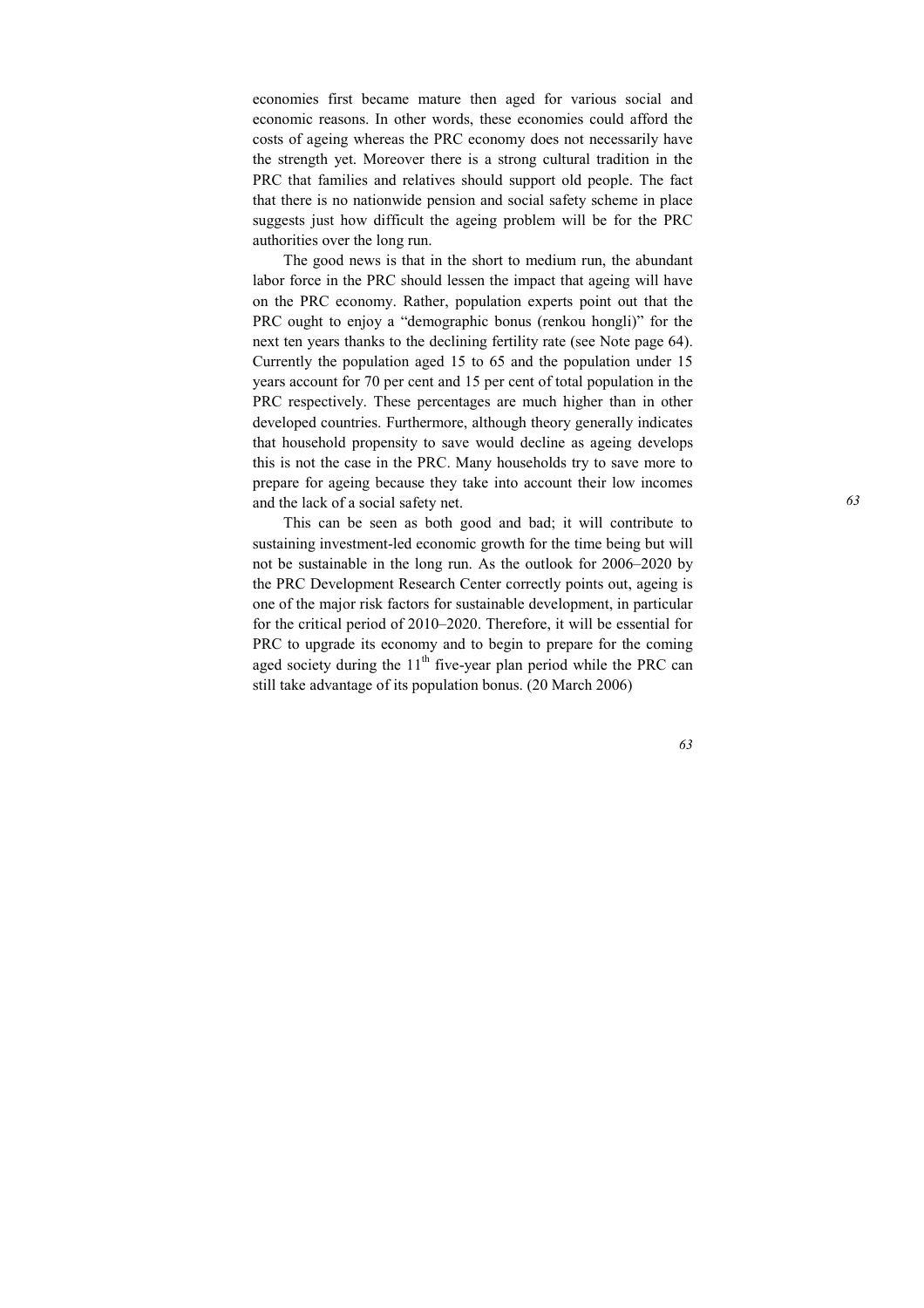economies first became mature then aged for various social and economic reasons. In other words, these economies could afford the costs of ageing whereas the PRC economy does not necessarily have the strength yet. Moreover there is a strong cultural tradition in the PRC that families and relatives should support old people. The fact that there is no nationwide pension and social safety scheme in place suggests just how difficult the ageing problem will be for the PRC authorities over the long run.

The good news is that in the short to medium run, the abundant labor force in the PRC should lessen the impact that ageing will have on the PRC economy. Rather, population experts point out that the PRC ought to enjoy a "demographic bonus (renkou hongli)" for the next ten years thanks to the declining fertility rate (see Note page 64). Currently the population aged 15 to 65 and the population under 15 years account for 70 per cent and 15 per cent of total population in the PRC respectively. These percentages are much higher than in other developed countries. Furthermore, although theory generally indicates that household propensity to save would decline as ageing develops this is not the case in the PRC. Many households try to save more to prepare for ageing because they take into account their low incomes and the lack of a social safety net.

This can be seen as both good and bad; it will contribute to sustaining investment-led economic growth for the time being but will not be sustainable in the long run. As the outlook for 2006–2020 by the PRC Development Research Center correctly points out, ageing is one of the major risk factors for sustainable development, in particular for the critical period of 2010–2020. Therefore, it will be essential for PRC to upgrade its economy and to begin to prepare for the coming aged society during the 11th five-year plan period while the PRC can still take advantage of its population bonus. (20 March 2006)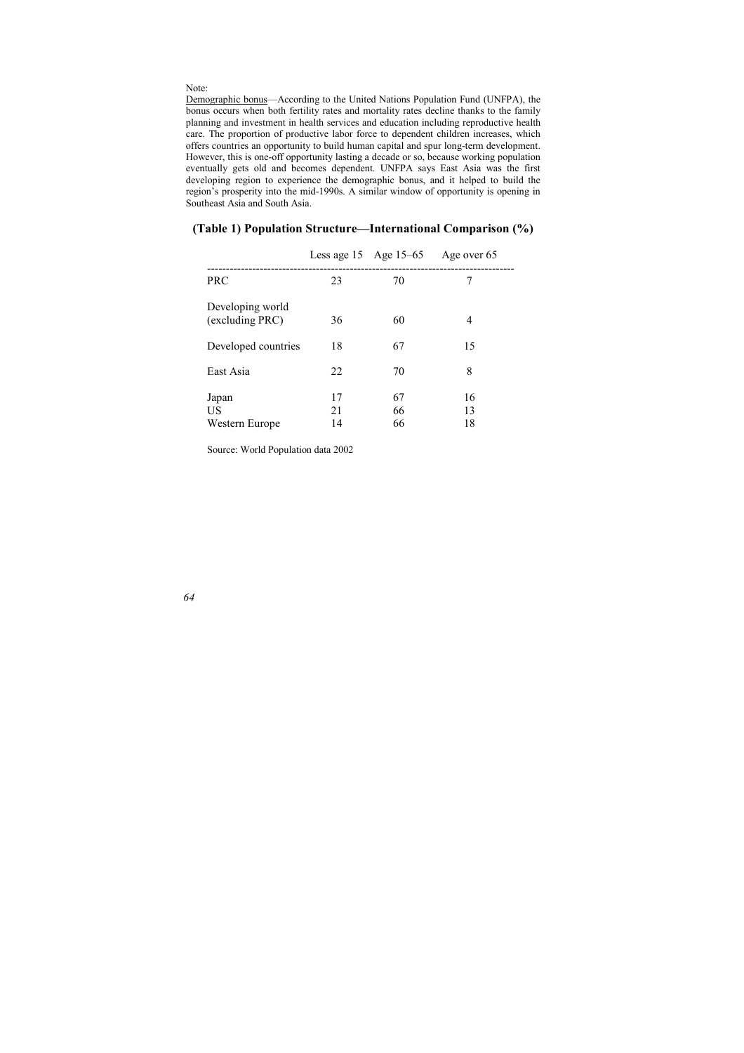Note:

<u>Demographic bonus</u>—According to the United Nations Population Fund (UNFPA), the bonus occurs when both fertility rates and mortality rates decline thanks to the family planning and investment in health services and education including reproductive health care. The proportion of productive labor force to dependent children increases, which offers countries an opportunity to build human capital and spur long-term development. However, this is one-off opportunity lasting a decade or so, because working population eventually gets old and becomes dependent. UNFPA says East Asia was the first developing region to experience the demographic bonus, and it helped to build the region's prosperity into the mid-1990s. A similar window of opportunity is opening in Southeast Asia and South Asia.

## (Table 1) Population Structure—International Comparison (%)

| | Less age 15 | Age 15–65 | Age over 65 |
|---|---|---|---|
| PRC | 23 | 70 | 7 |
| Developing world (excluding PRC) | 36 | 60 | 4 |
| Developed countries | 18 | 67 | 15 |
| East Asia | 22 | 70 | 8 |
| Japan | 17 | 67 | 16 |
| US | 21 | 66 | 13 |
| Western Europe | 14 | 66 | 18 |

Source: World Population data 2002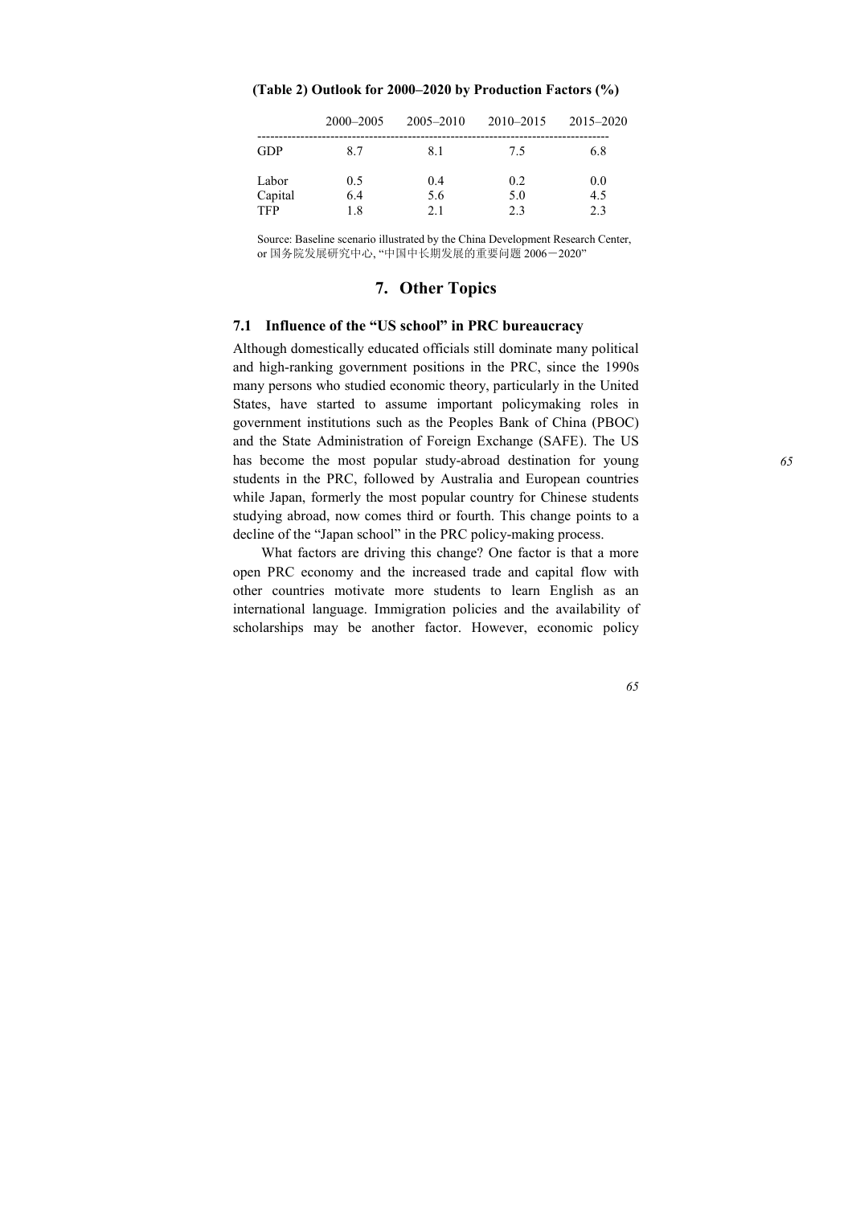**(Table 2) Outlook for 2000–2020 by Production Factors (%)**

| | 2000–2005 | 2005–2010 | 2010–2015 | 2015–2020 |
|---|---|---|---|---|
| GDP | 8.7 | 8.1 | 7.5 | 6.8 |
| Labor | 0.5 | 0.4 | 0.2 | 0.0 |
| Capital | 6.4 | 5.6 | 5.0 | 4.5 |
| TFP | 1.8 | 2.1 | 2.3 | 2.3 |

Source: Baseline scenario illustrated by the China Development Research Center, or 国务院发展研究中心, "中国中长期发展的重要问题 2006－2020"

# 7. Other Topics

## 7.1 Influence of the "US school" in PRC bureaucracy

Although domestically educated officials still dominate many political and high-ranking government positions in the PRC, since the 1990s many persons who studied economic theory, particularly in the United States, have started to assume important policymaking roles in government institutions such as the Peoples Bank of China (PBOC) and the State Administration of Foreign Exchange (SAFE). The US has become the most popular study-abroad destination for young students in the PRC, followed by Australia and European countries while Japan, formerly the most popular country for Chinese students studying abroad, now comes third or fourth. This change points to a decline of the "Japan school" in the PRC policy-making process.

What factors are driving this change? One factor is that a more open PRC economy and the increased trade and capital flow with other countries motivate more students to learn English as an international language. Immigration policies and the availability of scholarships may be another factor. However, economic policy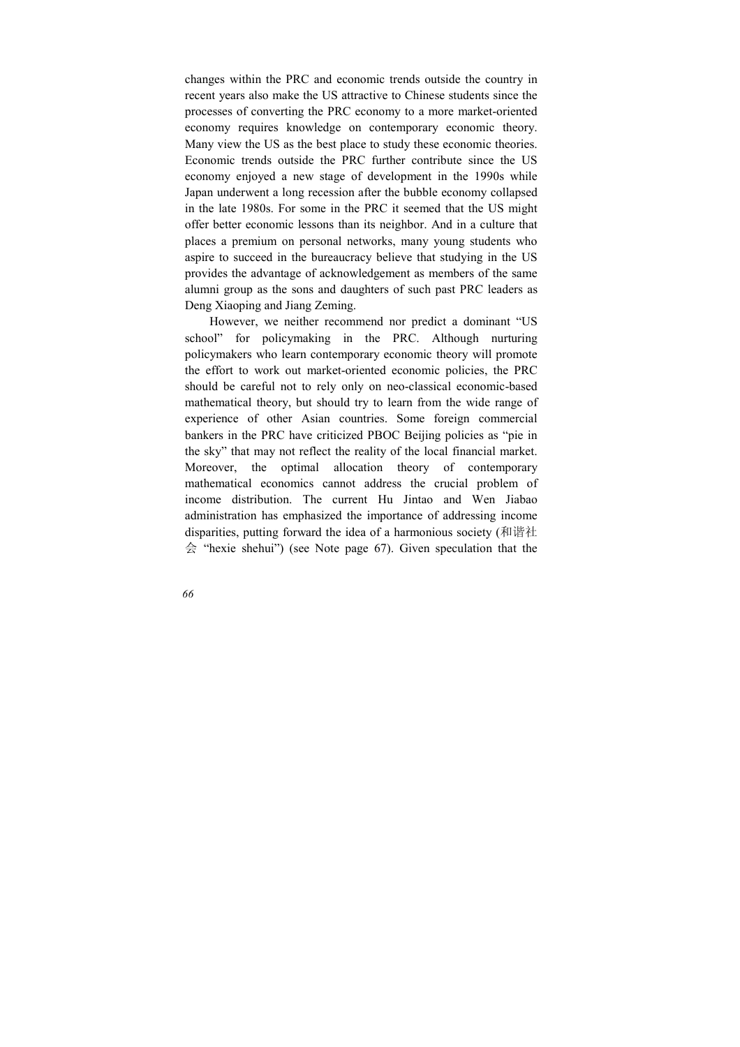changes within the PRC and economic trends outside the country in recent years also make the US attractive to Chinese students since the processes of converting the PRC economy to a more market-oriented economy requires knowledge on contemporary economic theory. Many view the US as the best place to study these economic theories. Economic trends outside the PRC further contribute since the US economy enjoyed a new stage of development in the 1990s while Japan underwent a long recession after the bubble economy collapsed in the late 1980s. For some in the PRC it seemed that the US might offer better economic lessons than its neighbor. And in a culture that places a premium on personal networks, many young students who aspire to succeed in the bureaucracy believe that studying in the US provides the advantage of acknowledgement as members of the same alumni group as the sons and daughters of such past PRC leaders as Deng Xiaoping and Jiang Zeming.

However, we neither recommend nor predict a dominant "US school" for policymaking in the PRC. Although nurturing policymakers who learn contemporary economic theory will promote the effort to work out market-oriented economic policies, the PRC should be careful not to rely only on neo-classical economic-based mathematical theory, but should try to learn from the wide range of experience of other Asian countries. Some foreign commercial bankers in the PRC have criticized PBOC Beijing policies as "pie in the sky" that may not reflect the reality of the local financial market. Moreover, the optimal allocation theory of contemporary mathematical economics cannot address the crucial problem of income distribution. The current Hu Jintao and Wen Jiabao administration has emphasized the importance of addressing income disparities, putting forward the idea of a harmonious society (和谐社会 "hexie shehui") (see Note page 67). Given speculation that the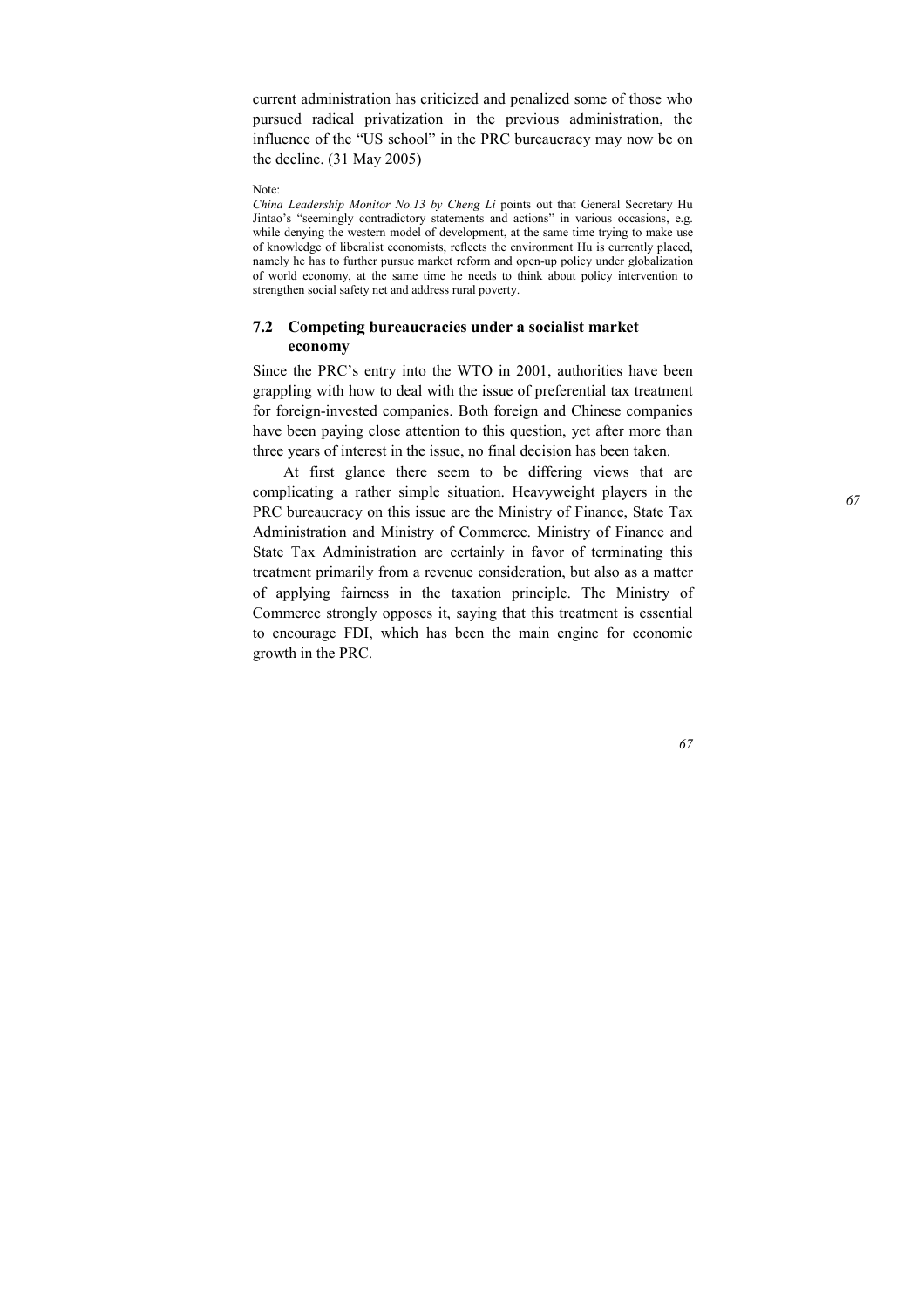current administration has criticized and penalized some of those who pursued radical privatization in the previous administration, the influence of the "US school" in the PRC bureaucracy may now be on the decline. (31 May 2005)

Note:
*China Leadership Monitor No.13 by Cheng Li* points out that General Secretary Hu Jintao's "seemingly contradictory statements and actions" in various occasions, e.g. while denying the western model of development, at the same time trying to make use of knowledge of liberalist economists, reflects the environment Hu is currently placed, namely he has to further pursue market reform and open-up policy under globalization of world economy, at the same time he needs to think about policy intervention to strengthen social safety net and address rural poverty.

## 7.2 Competing bureaucracies under a socialist market economy

Since the PRC's entry into the WTO in 2001, authorities have been grappling with how to deal with the issue of preferential tax treatment for foreign-invested companies. Both foreign and Chinese companies have been paying close attention to this question, yet after more than three years of interest in the issue, no final decision has been taken.

At first glance there seem to be differing views that are complicating a rather simple situation. Heavyweight players in the PRC bureaucracy on this issue are the Ministry of Finance, State Tax Administration and Ministry of Commerce. Ministry of Finance and State Tax Administration are certainly in favor of terminating this treatment primarily from a revenue consideration, but also as a matter of applying fairness in the taxation principle. The Ministry of Commerce strongly opposes it, saying that this treatment is essential to encourage FDI, which has been the main engine for economic growth in the PRC.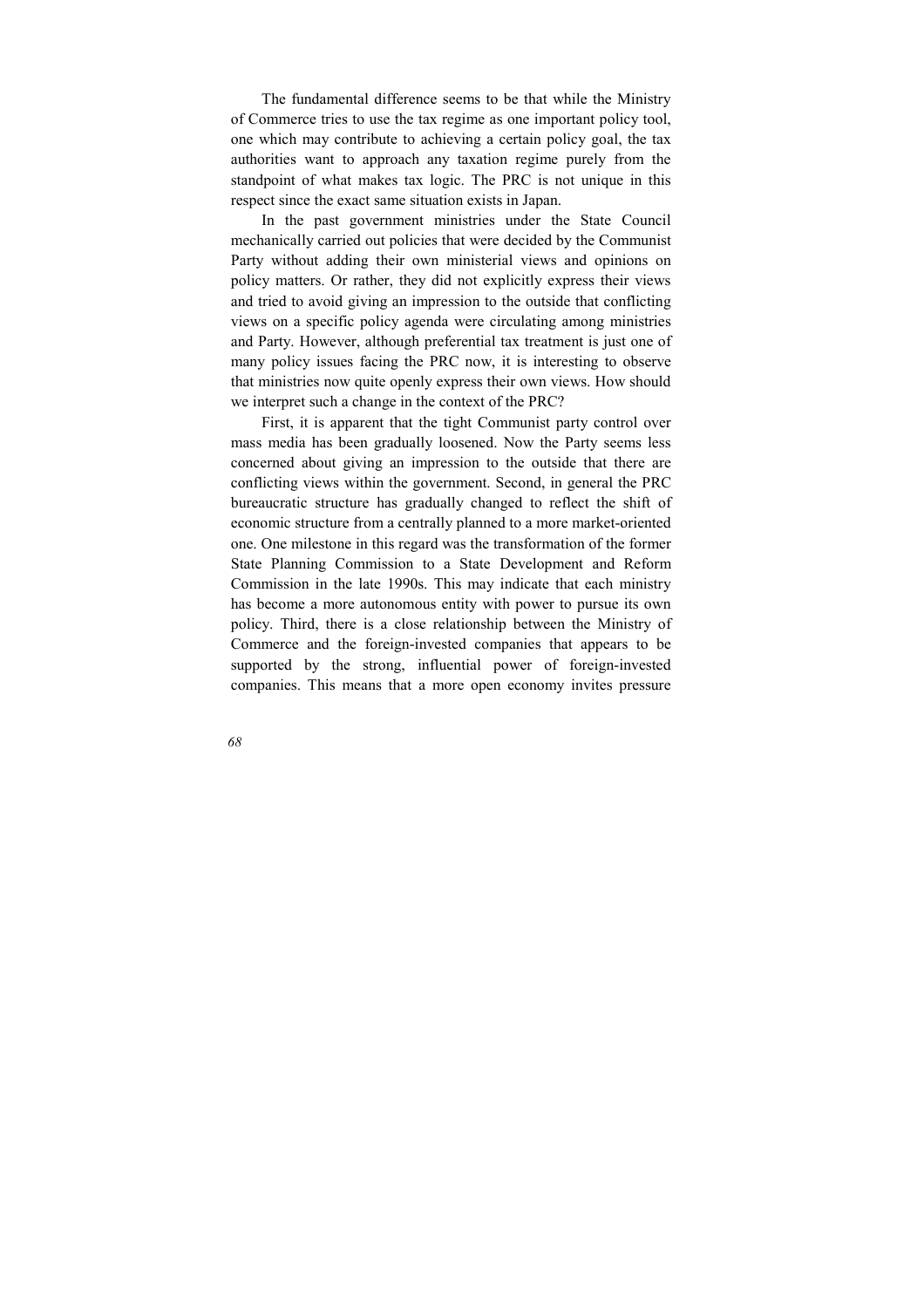The fundamental difference seems to be that while the Ministry of Commerce tries to use the tax regime as one important policy tool, one which may contribute to achieving a certain policy goal, the tax authorities want to approach any taxation regime purely from the standpoint of what makes tax logic. The PRC is not unique in this respect since the exact same situation exists in Japan.

In the past government ministries under the State Council mechanically carried out policies that were decided by the Communist Party without adding their own ministerial views and opinions on policy matters. Or rather, they did not explicitly express their views and tried to avoid giving an impression to the outside that conflicting views on a specific policy agenda were circulating among ministries and Party. However, although preferential tax treatment is just one of many policy issues facing the PRC now, it is interesting to observe that ministries now quite openly express their own views. How should we interpret such a change in the context of the PRC?

First, it is apparent that the tight Communist party control over mass media has been gradually loosened. Now the Party seems less concerned about giving an impression to the outside that there are conflicting views within the government. Second, in general the PRC bureaucratic structure has gradually changed to reflect the shift of economic structure from a centrally planned to a more market-oriented one. One milestone in this regard was the transformation of the former State Planning Commission to a State Development and Reform Commission in the late 1990s. This may indicate that each ministry has become a more autonomous entity with power to pursue its own policy. Third, there is a close relationship between the Ministry of Commerce and the foreign-invested companies that appears to be supported by the strong, influential power of foreign-invested companies. This means that a more open economy invites pressure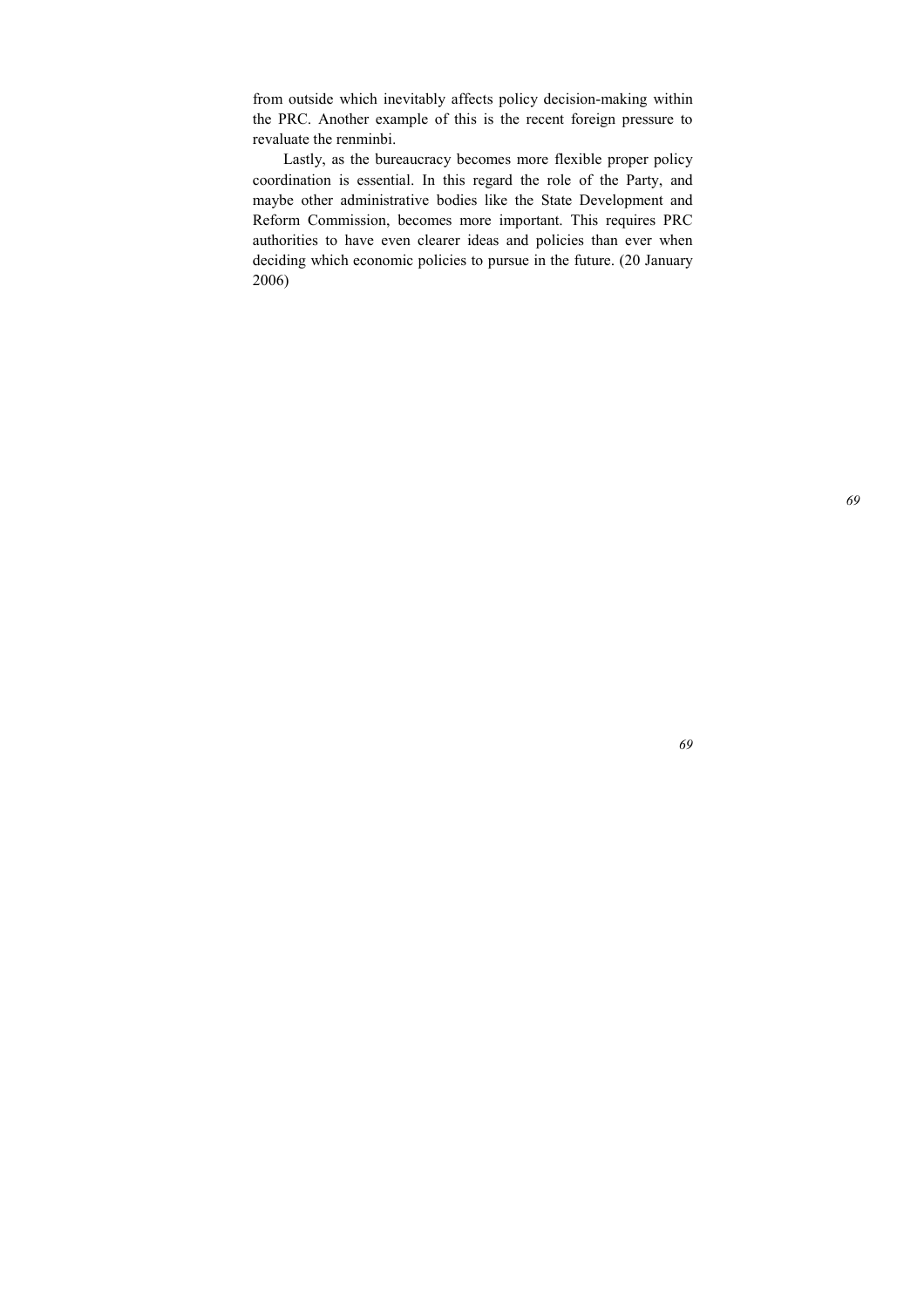from outside which inevitably affects policy decision-making within the PRC. Another example of this is the recent foreign pressure to revaluate the renminbi.

Lastly, as the bureaucracy becomes more flexible proper policy coordination is essential. In this regard the role of the Party, and maybe other administrative bodies like the State Development and Reform Commission, becomes more important. This requires PRC authorities to have even clearer ideas and policies than ever when deciding which economic policies to pursue in the future. (20 January 2006)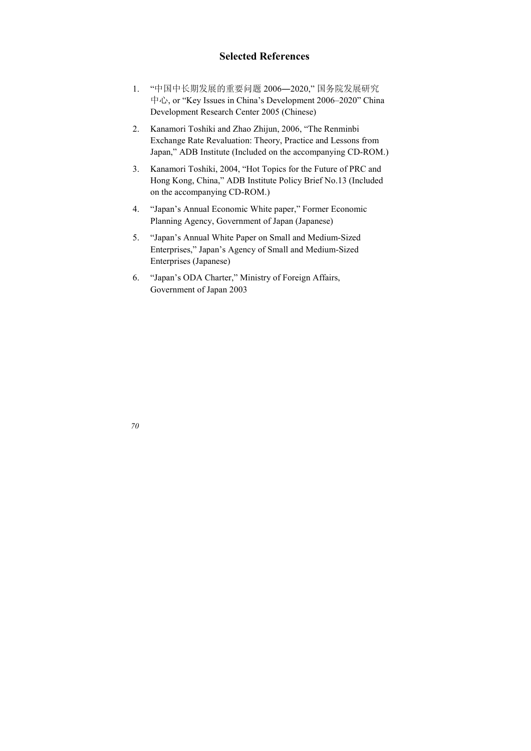## Selected References

1. "中国中长期发展的重要问题 2006—2020," 国务院发展研究中心, or "Key Issues in China's Development 2006–2020" China Development Research Center 2005 (Chinese)
2. Kanamori Toshiki and Zhao Zhijun, 2006, "The Renminbi Exchange Rate Revaluation: Theory, Practice and Lessons from Japan," ADB Institute (Included on the accompanying CD-ROM.)
3. Kanamori Toshiki, 2004, "Hot Topics for the Future of PRC and Hong Kong, China," ADB Institute Policy Brief No.13 (Included on the accompanying CD-ROM.)
4. "Japan's Annual Economic White paper," Former Economic Planning Agency, Government of Japan (Japanese)
5. "Japan's Annual White Paper on Small and Medium-Sized Enterprises," Japan's Agency of Small and Medium-Sized Enterprises (Japanese)
6. "Japan's ODA Charter," Ministry of Foreign Affairs, Government of Japan 2003